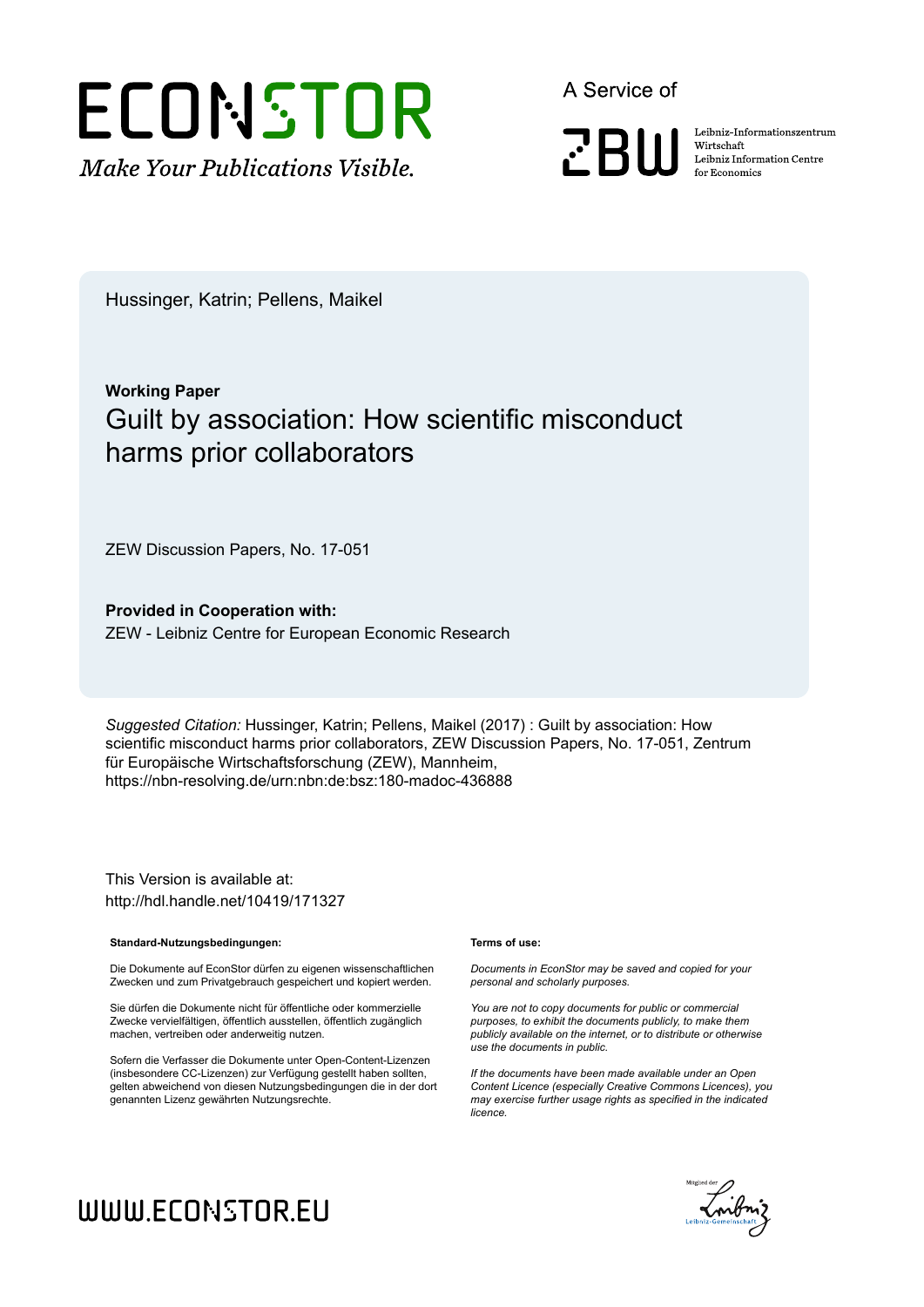ECONSTOR

*Make Your Publications Visible.*

A Service of

ZBW

Leibniz-Informationszentrum Wirtschaft
Leibniz Information Centre for Economics

Hussinger, Katrin; Pellens, Maikel

**Working Paper**

# Guilt by association: How scientific misconduct harms prior collaborators

ZEW Discussion Papers, No. 17-051

**Provided in Cooperation with:**
ZEW - Leibniz Centre for European Economic Research

*Suggested Citation:* Hussinger, Katrin; Pellens, Maikel (2017) : Guilt by association: How scientific misconduct harms prior collaborators, ZEW Discussion Papers, No. 17-051, Zentrum für Europäische Wirtschaftsforschung (ZEW), Mannheim, https://nbn-resolving.de/urn:nbn:de:bsz:180-madoc-436888

This Version is available at:
http://hdl.handle.net/10419/171327

**Standard-Nutzungsbedingungen:**

Die Dokumente auf EconStor dürfen zu eigenen wissenschaftlichen Zwecken und zum Privatgebrauch gespeichert und kopiert werden.

Sie dürfen die Dokumente nicht für öffentliche oder kommerzielle Zwecke vervielfältigen, öffentlich ausstellen, öffentlich zugänglich machen, vertreiben oder anderweitig nutzen.

Sofern die Verfasser die Dokumente unter Open-Content-Lizenzen (insbesondere CC-Lizenzen) zur Verfügung gestellt haben sollten, gelten abweichend von diesen Nutzungsbedingungen die in der dort genannten Lizenz gewährten Nutzungsrechte.

**Terms of use:**

*Documents in EconStor may be saved and copied for your personal and scholarly purposes.*

*You are not to copy documents for public or commercial purposes, to exhibit the documents publicly, to make them publicly available on the internet, or to distribute or otherwise use the documents in public.*

*If the documents have been made available under an Open Content Licence (especially Creative Commons Licences), you may exercise further usage rights as specified in the indicated licence.*

WWW.ECONSTOR.EU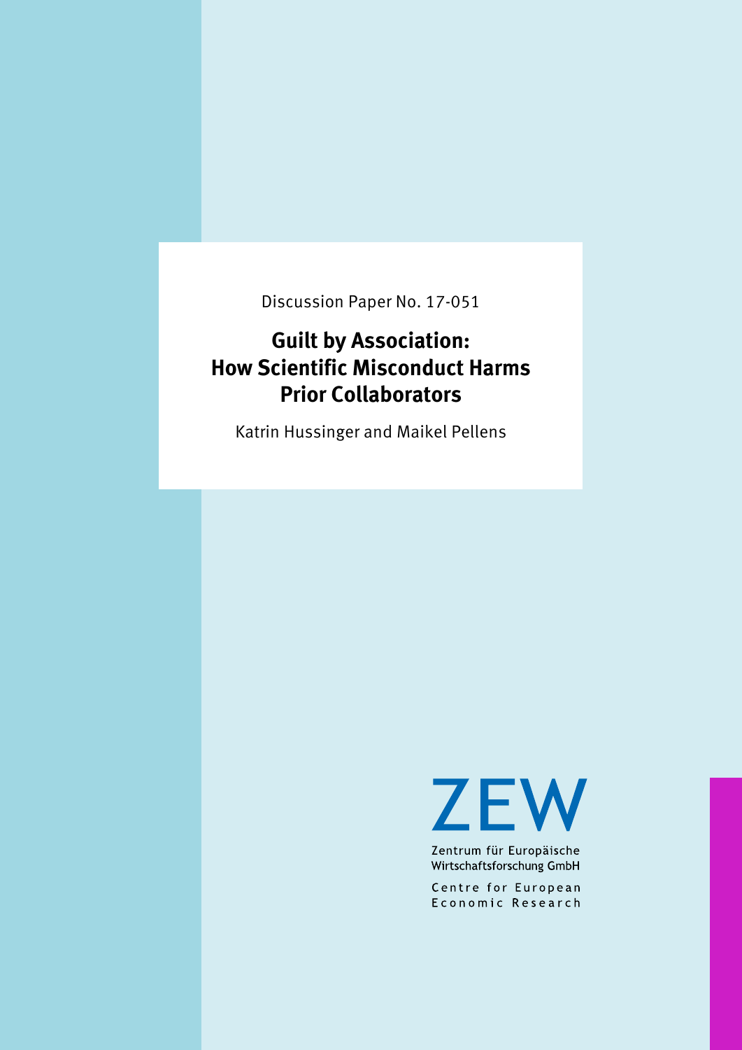Discussion Paper No. 17-051

# Guilt by Association: How Scientific Misconduct Harms Prior Collaborators

Katrin Hussinger and Maikel Pellens

ZEW

Zentrum für Europäische Wirtschaftsforschung GmbH

Centre for European Economic Research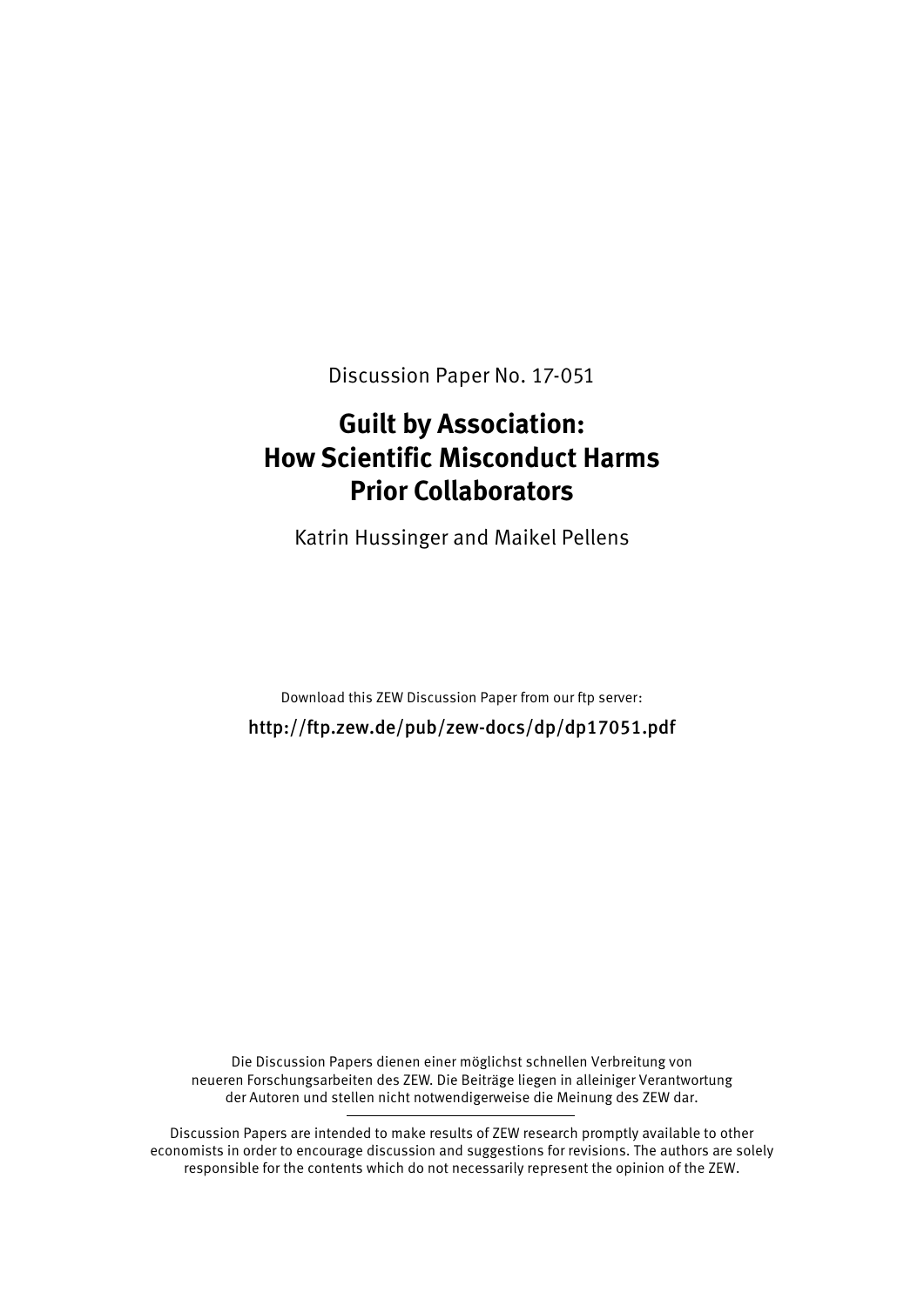Discussion Paper No. 17-051

# Guilt by Association: How Scientific Misconduct Harms Prior Collaborators

Katrin Hussinger and Maikel Pellens

Download this ZEW Discussion Paper from our ftp server:

http://ftp.zew.de/pub/zew-docs/dp/dp17051.pdf

Die Discussion Papers dienen einer möglichst schnellen Verbreitung von neueren Forschungsarbeiten des ZEW. Die Beiträge liegen in alleiniger Verantwortung der Autoren und stellen nicht notwendigerweise die Meinung des ZEW dar.

---

Discussion Papers are intended to make results of ZEW research promptly available to other economists in order to encourage discussion and suggestions for revisions. The authors are solely responsible for the contents which do not necessarily represent the opinion of the ZEW.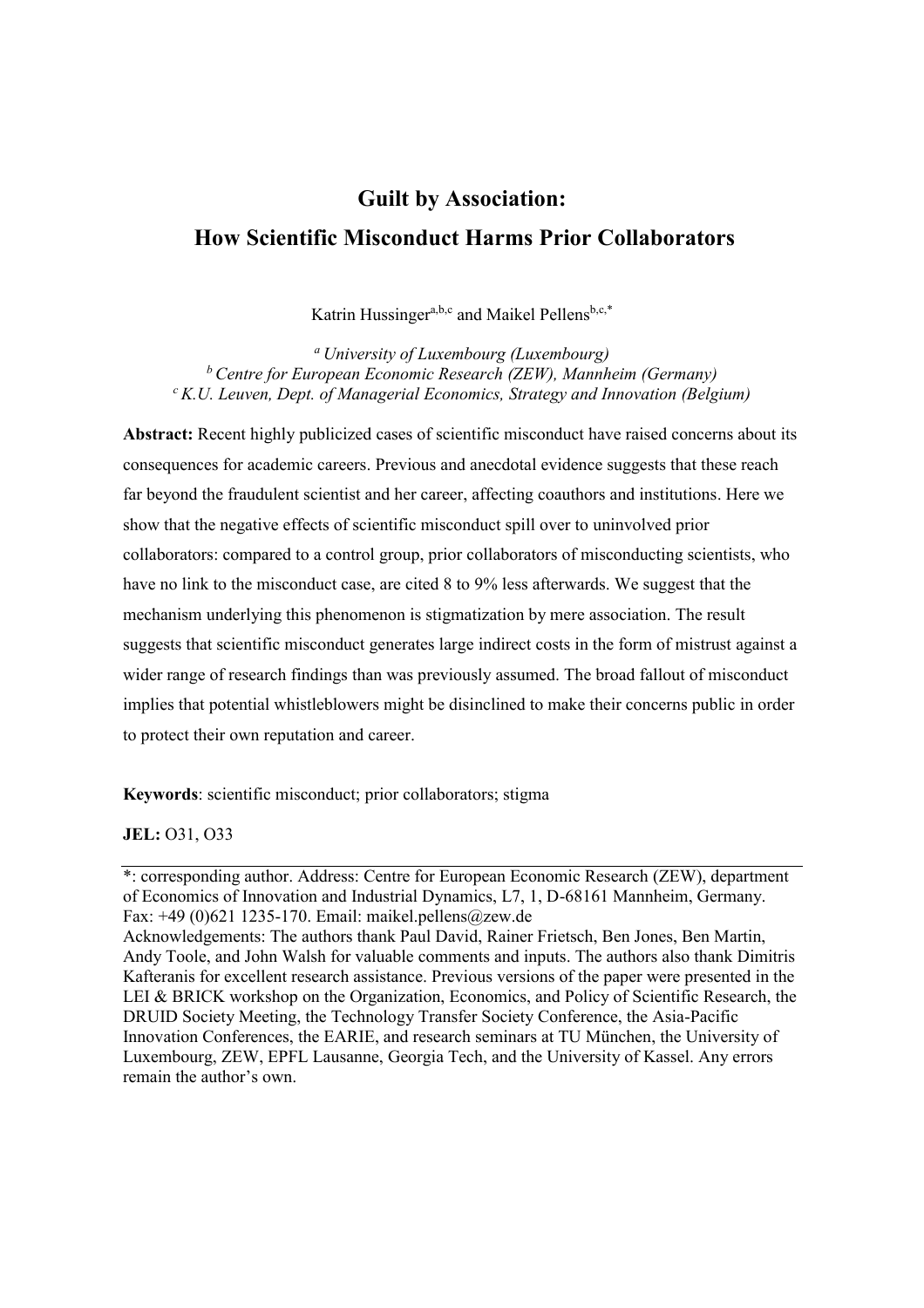# Guilt by Association: How Scientific Misconduct Harms Prior Collaborators

Katrin Hussinger[a,b,c] and Maikel Pellens[b,c,*]

[a] *University of Luxembourg (Luxembourg)*
[b] *Centre for European Economic Research (ZEW), Mannheim (Germany)*
[c] *K.U. Leuven, Dept. of Managerial Economics, Strategy and Innovation (Belgium)*

**Abstract:** Recent highly publicized cases of scientific misconduct have raised concerns about its consequences for academic careers. Previous and anecdotal evidence suggests that these reach far beyond the fraudulent scientist and her career, affecting coauthors and institutions. Here we show that the negative effects of scientific misconduct spill over to uninvolved prior collaborators: compared to a control group, prior collaborators of misconducting scientists, who have no link to the misconduct case, are cited 8 to 9% less afterwards. We suggest that the mechanism underlying this phenomenon is stigmatization by mere association. The result suggests that scientific misconduct generates large indirect costs in the form of mistrust against a wider range of research findings than was previously assumed. The broad fallout of misconduct implies that potential whistleblowers might be disinclined to make their concerns public in order to protect their own reputation and career.

**Keywords**: scientific misconduct; prior collaborators; stigma

**JEL:** O31, O33

*: corresponding author. Address: Centre for European Economic Research (ZEW), department of Economics of Innovation and Industrial Dynamics, L7, 1, D-68161 Mannheim, Germany. Fax: +49 (0)621 1235-170. Email: maikel.pellens@zew.de
Acknowledgements: The authors thank Paul David, Rainer Frietsch, Ben Jones, Ben Martin, Andy Toole, and John Walsh for valuable comments and inputs. The authors also thank Dimitris Kafteranis for excellent research assistance. Previous versions of the paper were presented in the LEI & BRICK workshop on the Organization, Economics, and Policy of Scientific Research, the DRUID Society Meeting, the Technology Transfer Society Conference, the Asia-Pacific Innovation Conferences, the EARIE, and research seminars at TU München, the University of Luxembourg, ZEW, EPFL Lausanne, Georgia Tech, and the University of Kassel. Any errors remain the author's own.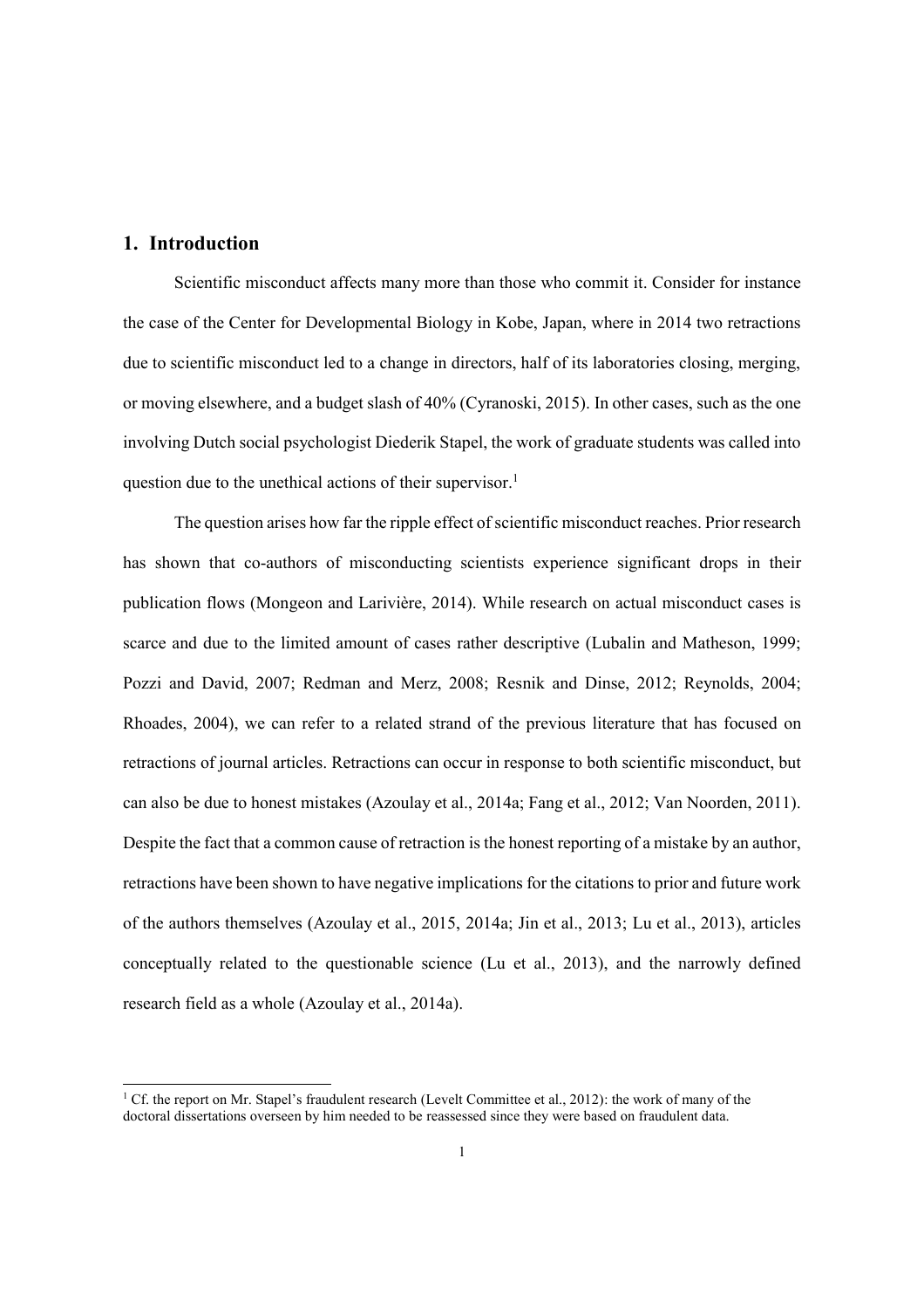## 1. Introduction

Scientific misconduct affects many more than those who commit it. Consider for instance the case of the Center for Developmental Biology in Kobe, Japan, where in 2014 two retractions due to scientific misconduct led to a change in directors, half of its laboratories closing, merging, or moving elsewhere, and a budget slash of 40% (Cyranoski, 2015). In other cases, such as the one involving Dutch social psychologist Diederik Stapel, the work of graduate students was called into question due to the unethical actions of their supervisor.[1]

The question arises how far the ripple effect of scientific misconduct reaches. Prior research has shown that co-authors of misconducting scientists experience significant drops in their publication flows (Mongeon and Larivière, 2014). While research on actual misconduct cases is scarce and due to the limited amount of cases rather descriptive (Lubalin and Matheson, 1999; Pozzi and David, 2007; Redman and Merz, 2008; Resnik and Dinse, 2012; Reynolds, 2004; Rhoades, 2004), we can refer to a related strand of the previous literature that has focused on retractions of journal articles. Retractions can occur in response to both scientific misconduct, but can also be due to honest mistakes (Azoulay et al., 2014a; Fang et al., 2012; Van Noorden, 2011). Despite the fact that a common cause of retraction is the honest reporting of a mistake by an author, retractions have been shown to have negative implications for the citations to prior and future work of the authors themselves (Azoulay et al., 2015, 2014a; Jin et al., 2013; Lu et al., 2013), articles conceptually related to the questionable science (Lu et al., 2013), and the narrowly defined research field as a whole (Azoulay et al., 2014a).

[1] Cf. the report on Mr. Stapel's fraudulent research (Levelt Committee et al., 2012): the work of many of the doctoral dissertations overseen by him needed to be reassessed since they were based on fraudulent data.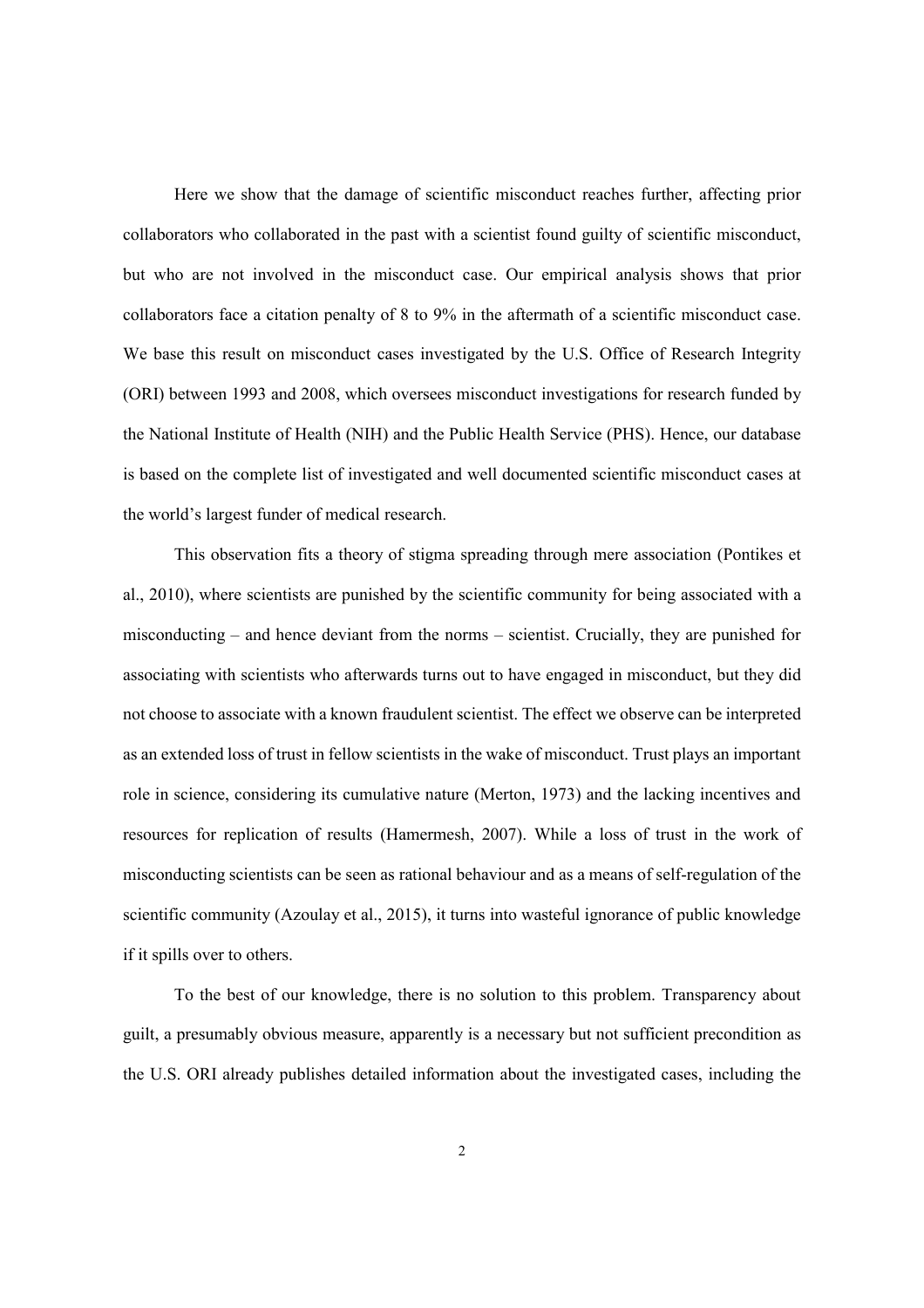Here we show that the damage of scientific misconduct reaches further, affecting prior collaborators who collaborated in the past with a scientist found guilty of scientific misconduct, but who are not involved in the misconduct case. Our empirical analysis shows that prior collaborators face a citation penalty of 8 to 9% in the aftermath of a scientific misconduct case. We base this result on misconduct cases investigated by the U.S. Office of Research Integrity (ORI) between 1993 and 2008, which oversees misconduct investigations for research funded by the National Institute of Health (NIH) and the Public Health Service (PHS). Hence, our database is based on the complete list of investigated and well documented scientific misconduct cases at the world's largest funder of medical research.

This observation fits a theory of stigma spreading through mere association (Pontikes et al., 2010), where scientists are punished by the scientific community for being associated with a misconducting – and hence deviant from the norms – scientist. Crucially, they are punished for associating with scientists who afterwards turns out to have engaged in misconduct, but they did not choose to associate with a known fraudulent scientist. The effect we observe can be interpreted as an extended loss of trust in fellow scientists in the wake of misconduct. Trust plays an important role in science, considering its cumulative nature (Merton, 1973) and the lacking incentives and resources for replication of results (Hamermesh, 2007). While a loss of trust in the work of misconducting scientists can be seen as rational behaviour and as a means of self-regulation of the scientific community (Azoulay et al., 2015), it turns into wasteful ignorance of public knowledge if it spills over to others.

To the best of our knowledge, there is no solution to this problem. Transparency about guilt, a presumably obvious measure, apparently is a necessary but not sufficient precondition as the U.S. ORI already publishes detailed information about the investigated cases, including the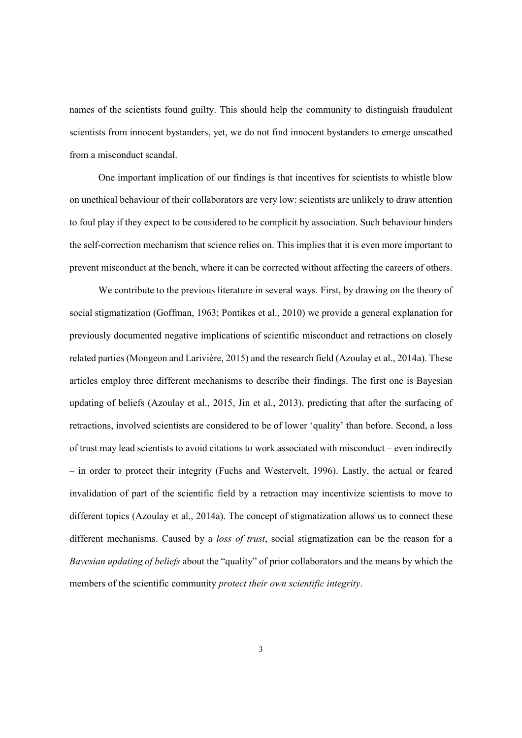names of the scientists found guilty. This should help the community to distinguish fraudulent scientists from innocent bystanders, yet, we do not find innocent bystanders to emerge unscathed from a misconduct scandal.

One important implication of our findings is that incentives for scientists to whistle blow on unethical behaviour of their collaborators are very low: scientists are unlikely to draw attention to foul play if they expect to be considered to be complicit by association. Such behaviour hinders the self-correction mechanism that science relies on. This implies that it is even more important to prevent misconduct at the bench, where it can be corrected without affecting the careers of others.

We contribute to the previous literature in several ways. First, by drawing on the theory of social stigmatization (Goffman, 1963; Pontikes et al., 2010) we provide a general explanation for previously documented negative implications of scientific misconduct and retractions on closely related parties (Mongeon and Larivière, 2015) and the research field (Azoulay et al., 2014a). These articles employ three different mechanisms to describe their findings. The first one is Bayesian updating of beliefs (Azoulay et al., 2015, Jin et al., 2013), predicting that after the surfacing of retractions, involved scientists are considered to be of lower 'quality' than before. Second, a loss of trust may lead scientists to avoid citations to work associated with misconduct – even indirectly – in order to protect their integrity (Fuchs and Westervelt, 1996). Lastly, the actual or feared invalidation of part of the scientific field by a retraction may incentivize scientists to move to different topics (Azoulay et al., 2014a). The concept of stigmatization allows us to connect these different mechanisms. Caused by a *loss of trust*, social stigmatization can be the reason for a *Bayesian updating of beliefs* about the "quality" of prior collaborators and the means by which the members of the scientific community *protect their own scientific integrity*.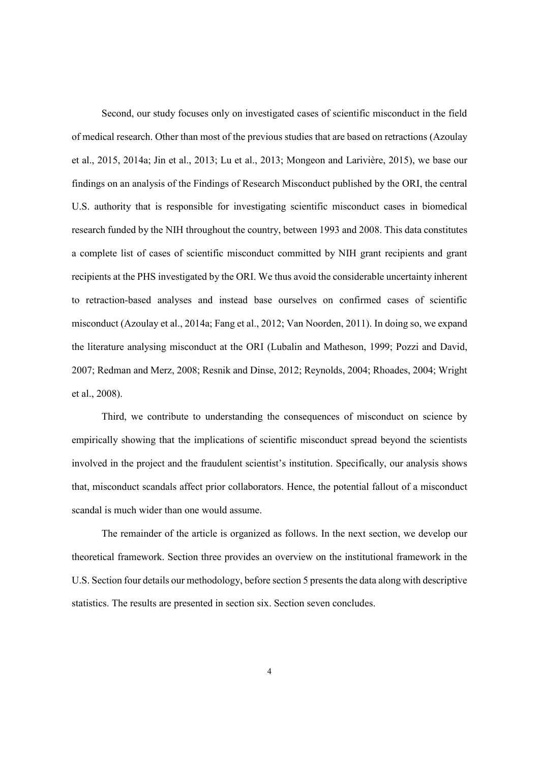Second, our study focuses only on investigated cases of scientific misconduct in the field of medical research. Other than most of the previous studies that are based on retractions (Azoulay et al., 2015, 2014a; Jin et al., 2013; Lu et al., 2013; Mongeon and Larivière, 2015), we base our findings on an analysis of the Findings of Research Misconduct published by the ORI, the central U.S. authority that is responsible for investigating scientific misconduct cases in biomedical research funded by the NIH throughout the country, between 1993 and 2008. This data constitutes a complete list of cases of scientific misconduct committed by NIH grant recipients and grant recipients at the PHS investigated by the ORI. We thus avoid the considerable uncertainty inherent to retraction-based analyses and instead base ourselves on confirmed cases of scientific misconduct (Azoulay et al., 2014a; Fang et al., 2012; Van Noorden, 2011). In doing so, we expand the literature analysing misconduct at the ORI (Lubalin and Matheson, 1999; Pozzi and David, 2007; Redman and Merz, 2008; Resnik and Dinse, 2012; Reynolds, 2004; Rhoades, 2004; Wright et al., 2008).

Third, we contribute to understanding the consequences of misconduct on science by empirically showing that the implications of scientific misconduct spread beyond the scientists involved in the project and the fraudulent scientist's institution. Specifically, our analysis shows that, misconduct scandals affect prior collaborators. Hence, the potential fallout of a misconduct scandal is much wider than one would assume.

The remainder of the article is organized as follows. In the next section, we develop our theoretical framework. Section three provides an overview on the institutional framework in the U.S. Section four details our methodology, before section 5 presents the data along with descriptive statistics. The results are presented in section six. Section seven concludes.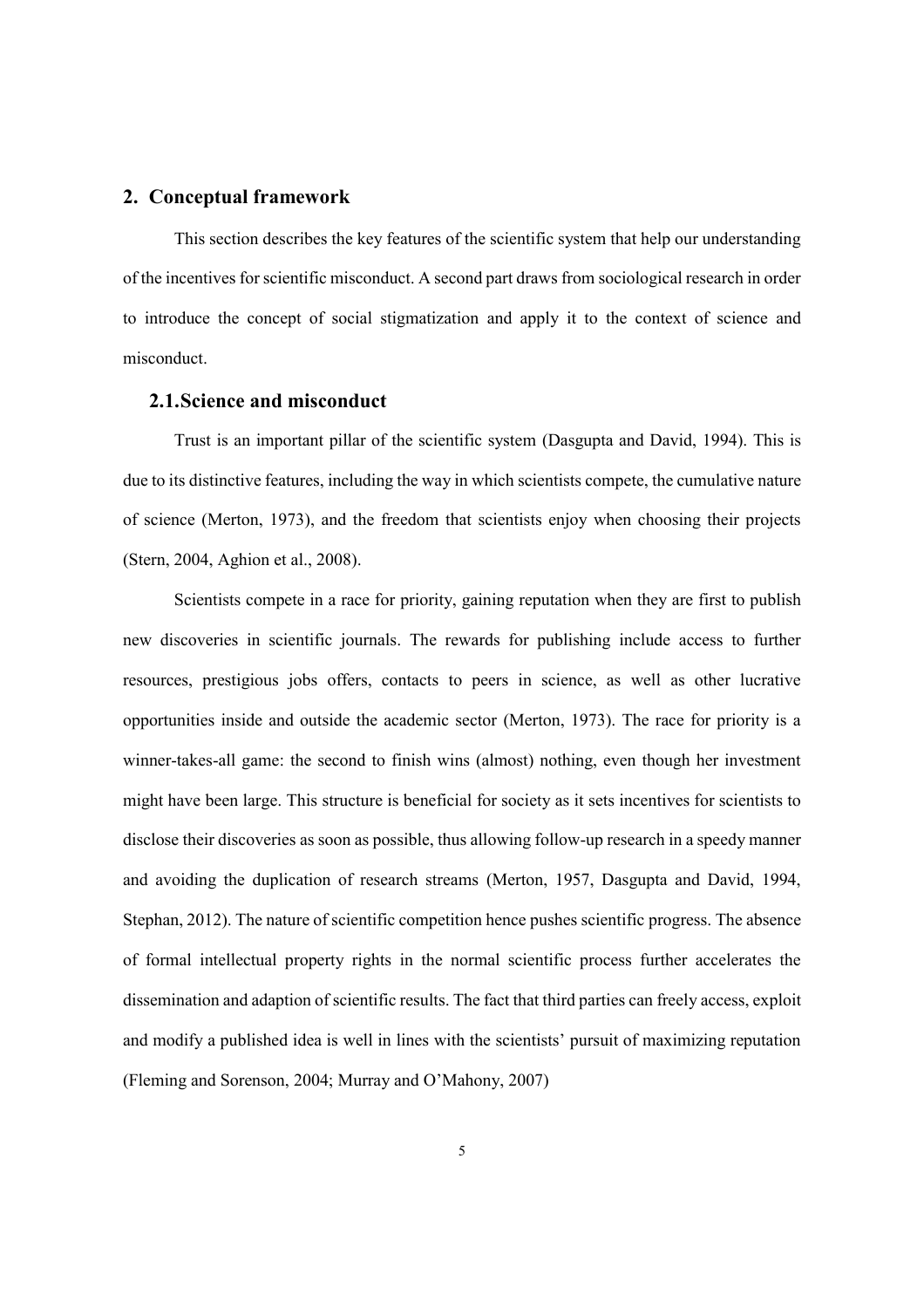## 2. Conceptual framework

This section describes the key features of the scientific system that help our understanding of the incentives for scientific misconduct. A second part draws from sociological research in order to introduce the concept of social stigmatization and apply it to the context of science and misconduct.

### 2.1. Science and misconduct

Trust is an important pillar of the scientific system (Dasgupta and David, 1994). This is due to its distinctive features, including the way in which scientists compete, the cumulative nature of science (Merton, 1973), and the freedom that scientists enjoy when choosing their projects (Stern, 2004, Aghion et al., 2008).

Scientists compete in a race for priority, gaining reputation when they are first to publish new discoveries in scientific journals. The rewards for publishing include access to further resources, prestigious jobs offers, contacts to peers in science, as well as other lucrative opportunities inside and outside the academic sector (Merton, 1973). The race for priority is a winner-takes-all game: the second to finish wins (almost) nothing, even though her investment might have been large. This structure is beneficial for society as it sets incentives for scientists to disclose their discoveries as soon as possible, thus allowing follow-up research in a speedy manner and avoiding the duplication of research streams (Merton, 1957, Dasgupta and David, 1994, Stephan, 2012). The nature of scientific competition hence pushes scientific progress. The absence of formal intellectual property rights in the normal scientific process further accelerates the dissemination and adaption of scientific results. The fact that third parties can freely access, exploit and modify a published idea is well in lines with the scientists' pursuit of maximizing reputation (Fleming and Sorenson, 2004; Murray and O'Mahony, 2007)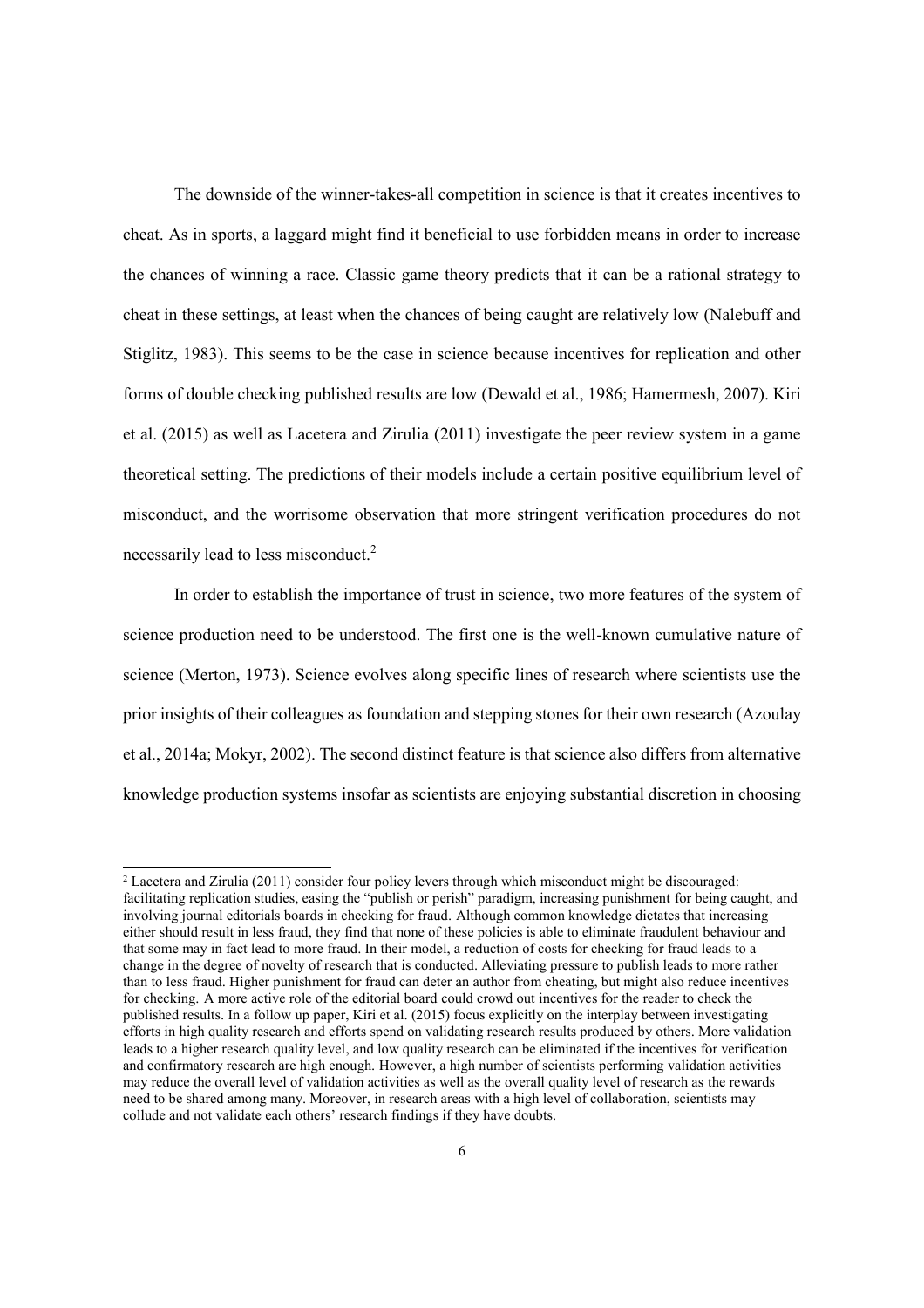The downside of the winner-takes-all competition in science is that it creates incentives to cheat. As in sports, a laggard might find it beneficial to use forbidden means in order to increase the chances of winning a race. Classic game theory predicts that it can be a rational strategy to cheat in these settings, at least when the chances of being caught are relatively low (Nalebuff and Stiglitz, 1983). This seems to be the case in science because incentives for replication and other forms of double checking published results are low (Dewald et al., 1986; Hamermesh, 2007). Kiri et al. (2015) as well as Lacetera and Zirulia (2011) investigate the peer review system in a game theoretical setting. The predictions of their models include a certain positive equilibrium level of misconduct, and the worrisome observation that more stringent verification procedures do not necessarily lead to less misconduct.[2]

In order to establish the importance of trust in science, two more features of the system of science production need to be understood. The first one is the well-known cumulative nature of science (Merton, 1973). Science evolves along specific lines of research where scientists use the prior insights of their colleagues as foundation and stepping stones for their own research (Azoulay et al., 2014a; Mokyr, 2002). The second distinct feature is that science also differs from alternative knowledge production systems insofar as scientists are enjoying substantial discretion in choosing

[2] Lacetera and Zirulia (2011) consider four policy levers through which misconduct might be discouraged: facilitating replication studies, easing the "publish or perish" paradigm, increasing punishment for being caught, and involving journal editorials boards in checking for fraud. Although common knowledge dictates that increasing either should result in less fraud, they find that none of these policies is able to eliminate fraudulent behaviour and that some may in fact lead to more fraud. In their model, a reduction of costs for checking for fraud leads to a change in the degree of novelty of research that is conducted. Alleviating pressure to publish leads to more rather than to less fraud. Higher punishment for fraud can deter an author from cheating, but might also reduce incentives for checking. A more active role of the editorial board could crowd out incentives for the reader to check the published results. In a follow up paper, Kiri et al. (2015) focus explicitly on the interplay between investigating efforts in high quality research and efforts spend on validating research results produced by others. More validation leads to a higher research quality level, and low quality research can be eliminated if the incentives for verification and confirmatory research are high enough. However, a high number of scientists performing validation activities may reduce the overall level of validation activities as well as the overall quality level of research as the rewards need to be shared among many. Moreover, in research areas with a high level of collaboration, scientists may collude and not validate each others' research findings if they have doubts.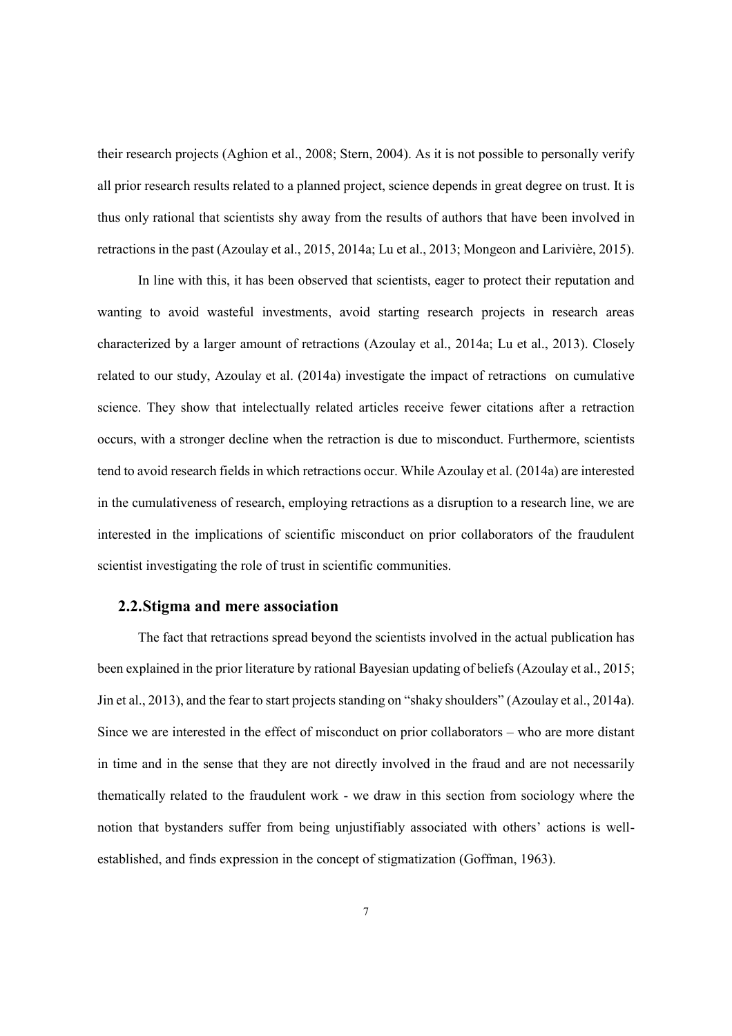their research projects (Aghion et al., 2008; Stern, 2004). As it is not possible to personally verify all prior research results related to a planned project, science depends in great degree on trust. It is thus only rational that scientists shy away from the results of authors that have been involved in retractions in the past (Azoulay et al., 2015, 2014a; Lu et al., 2013; Mongeon and Larivière, 2015).

In line with this, it has been observed that scientists, eager to protect their reputation and wanting to avoid wasteful investments, avoid starting research projects in research areas characterized by a larger amount of retractions (Azoulay et al., 2014a; Lu et al., 2013). Closely related to our study, Azoulay et al. (2014a) investigate the impact of retractions on cumulative science. They show that intelectually related articles receive fewer citations after a retraction occurs, with a stronger decline when the retraction is due to misconduct. Furthermore, scientists tend to avoid research fields in which retractions occur. While Azoulay et al. (2014a) are interested in the cumulativeness of research, employing retractions as a disruption to a research line, we are interested in the implications of scientific misconduct on prior collaborators of the fraudulent scientist investigating the role of trust in scientific communities.

## 2.2. Stigma and mere association

The fact that retractions spread beyond the scientists involved in the actual publication has been explained in the prior literature by rational Bayesian updating of beliefs (Azoulay et al., 2015; Jin et al., 2013), and the fear to start projects standing on "shaky shoulders" (Azoulay et al., 2014a). Since we are interested in the effect of misconduct on prior collaborators – who are more distant in time and in the sense that they are not directly involved in the fraud and are not necessarily thematically related to the fraudulent work - we draw in this section from sociology where the notion that bystanders suffer from being unjustifiably associated with others' actions is well-established, and finds expression in the concept of stigmatization (Goffman, 1963).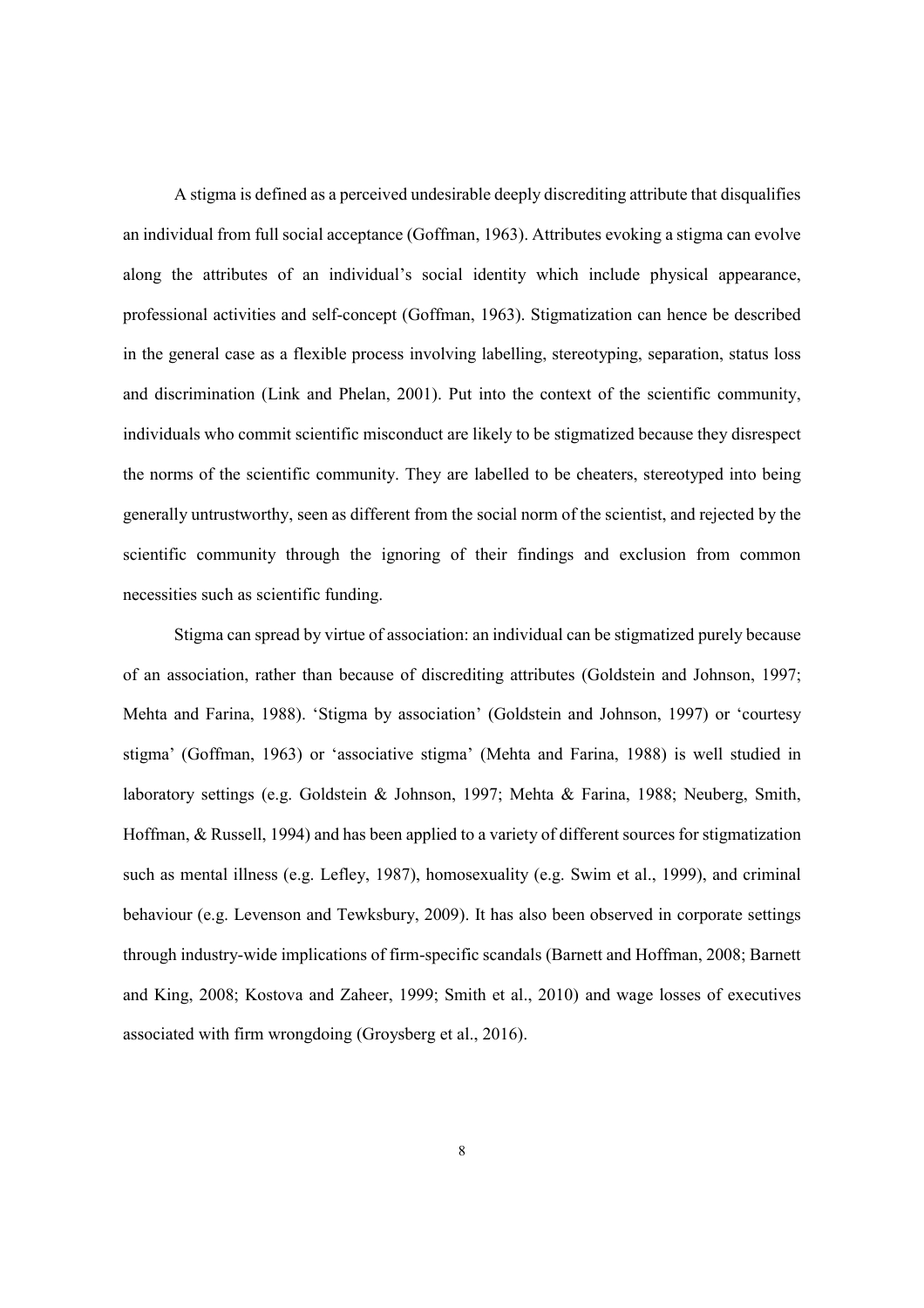A stigma is defined as a perceived undesirable deeply discrediting attribute that disqualifies an individual from full social acceptance (Goffman, 1963). Attributes evoking a stigma can evolve along the attributes of an individual's social identity which include physical appearance, professional activities and self-concept (Goffman, 1963). Stigmatization can hence be described in the general case as a flexible process involving labelling, stereotyping, separation, status loss and discrimination (Link and Phelan, 2001). Put into the context of the scientific community, individuals who commit scientific misconduct are likely to be stigmatized because they disrespect the norms of the scientific community. They are labelled to be cheaters, stereotyped into being generally untrustworthy, seen as different from the social norm of the scientist, and rejected by the scientific community through the ignoring of their findings and exclusion from common necessities such as scientific funding.

Stigma can spread by virtue of association: an individual can be stigmatized purely because of an association, rather than because of discrediting attributes (Goldstein and Johnson, 1997; Mehta and Farina, 1988). 'Stigma by association' (Goldstein and Johnson, 1997) or 'courtesy stigma' (Goffman, 1963) or 'associative stigma' (Mehta and Farina, 1988) is well studied in laboratory settings (e.g. Goldstein & Johnson, 1997; Mehta & Farina, 1988; Neuberg, Smith, Hoffman, & Russell, 1994) and has been applied to a variety of different sources for stigmatization such as mental illness (e.g. Lefley, 1987), homosexuality (e.g. Swim et al., 1999), and criminal behaviour (e.g. Levenson and Tewksbury, 2009). It has also been observed in corporate settings through industry-wide implications of firm-specific scandals (Barnett and Hoffman, 2008; Barnett and King, 2008; Kostova and Zaheer, 1999; Smith et al., 2010) and wage losses of executives associated with firm wrongdoing (Groysberg et al., 2016).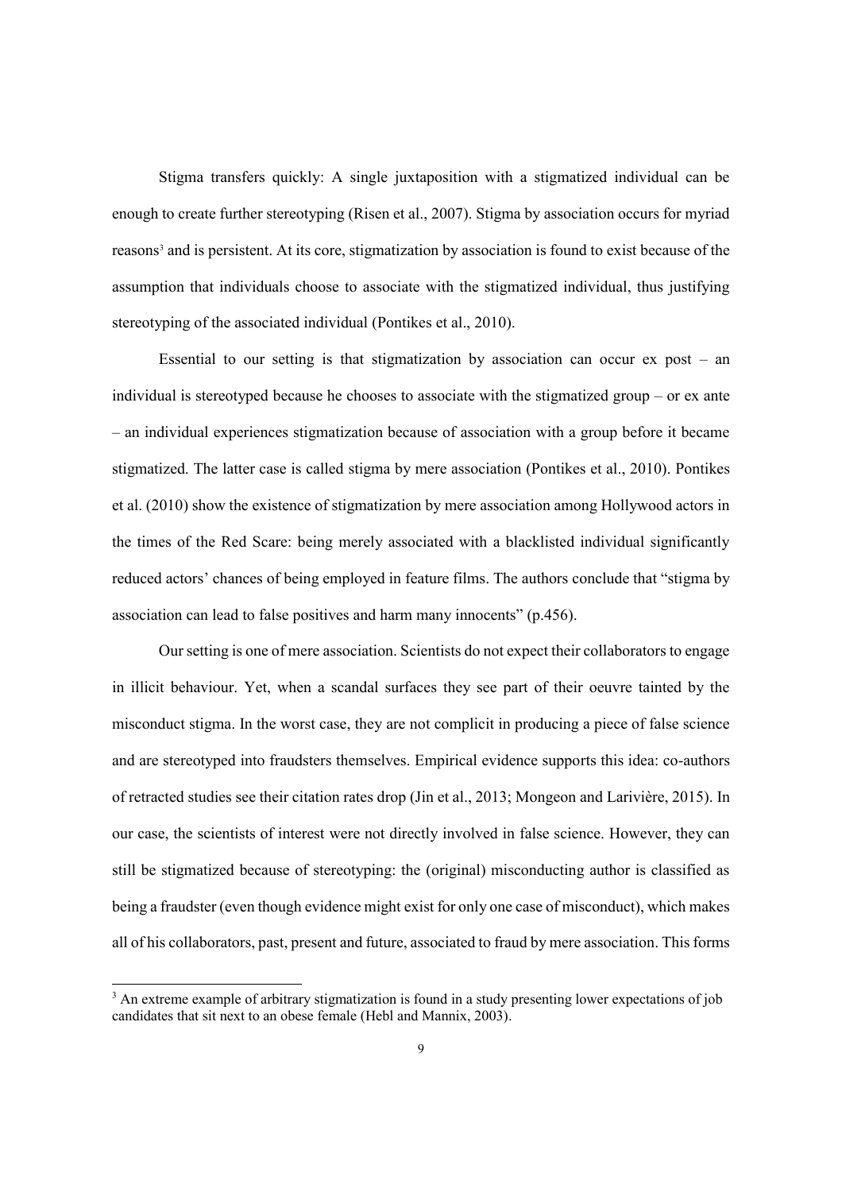Stigma transfers quickly: A single juxtaposition with a stigmatized individual can be enough to create further stereotyping (Risen et al., 2007). Stigma by association occurs for myriad reasons[3] and is persistent. At its core, stigmatization by association is found to exist because of the assumption that individuals choose to associate with the stigmatized individual, thus justifying stereotyping of the associated individual (Pontikes et al., 2010).

Essential to our setting is that stigmatization by association can occur ex post – an individual is stereotyped because he chooses to associate with the stigmatized group – or ex ante – an individual experiences stigmatization because of association with a group before it became stigmatized. The latter case is called stigma by mere association (Pontikes et al., 2010). Pontikes et al. (2010) show the existence of stigmatization by mere association among Hollywood actors in the times of the Red Scare: being merely associated with a blacklisted individual significantly reduced actors' chances of being employed in feature films. The authors conclude that "stigma by association can lead to false positives and harm many innocents" (p.456).

Our setting is one of mere association. Scientists do not expect their collaborators to engage in illicit behaviour. Yet, when a scandal surfaces they see part of their oeuvre tainted by the misconduct stigma. In the worst case, they are not complicit in producing a piece of false science and are stereotyped into fraudsters themselves. Empirical evidence supports this idea: co-authors of retracted studies see their citation rates drop (Jin et al., 2013; Mongeon and Larivière, 2015). In our case, the scientists of interest were not directly involved in false science. However, they can still be stigmatized because of stereotyping: the (original) misconducting author is classified as being a fraudster (even though evidence might exist for only one case of misconduct), which makes all of his collaborators, past, present and future, associated to fraud by mere association. This forms

[3] An extreme example of arbitrary stigmatization is found in a study presenting lower expectations of job candidates that sit next to an obese female (Hebl and Mannix, 2003).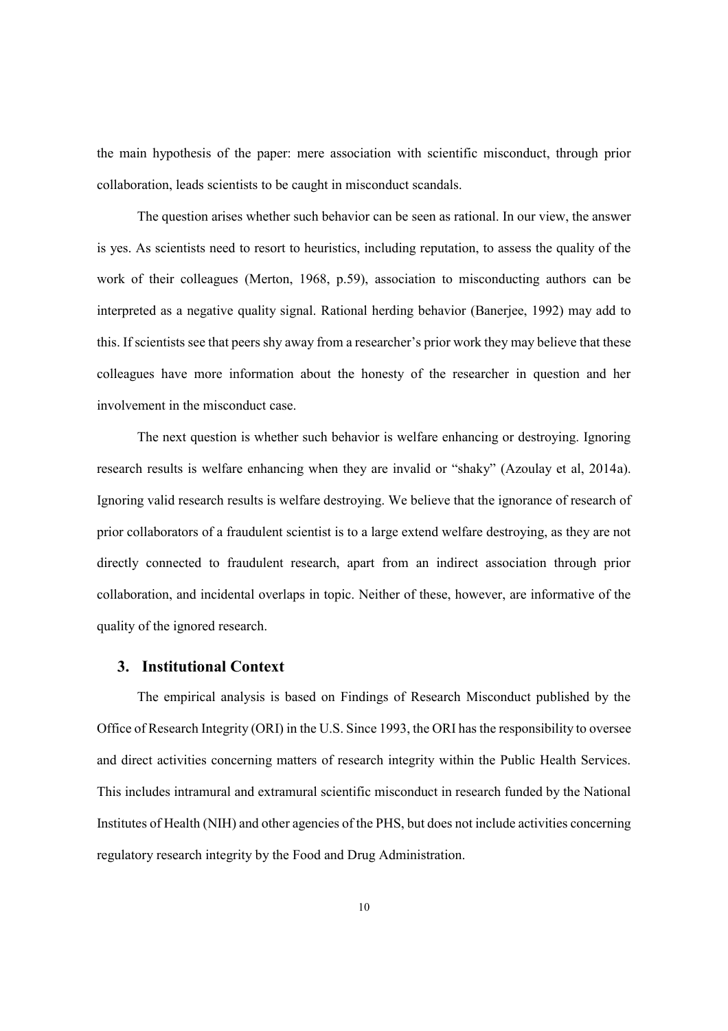the main hypothesis of the paper: mere association with scientific misconduct, through prior collaboration, leads scientists to be caught in misconduct scandals.

The question arises whether such behavior can be seen as rational. In our view, the answer is yes. As scientists need to resort to heuristics, including reputation, to assess the quality of the work of their colleagues (Merton, 1968, p.59), association to misconducting authors can be interpreted as a negative quality signal. Rational herding behavior (Banerjee, 1992) may add to this. If scientists see that peers shy away from a researcher's prior work they may believe that these colleagues have more information about the honesty of the researcher in question and her involvement in the misconduct case.

The next question is whether such behavior is welfare enhancing or destroying. Ignoring research results is welfare enhancing when they are invalid or "shaky" (Azoulay et al, 2014a). Ignoring valid research results is welfare destroying. We believe that the ignorance of research of prior collaborators of a fraudulent scientist is to a large extend welfare destroying, as they are not directly connected to fraudulent research, apart from an indirect association through prior collaboration, and incidental overlaps in topic. Neither of these, however, are informative of the quality of the ignored research.

## 3. Institutional Context

The empirical analysis is based on Findings of Research Misconduct published by the Office of Research Integrity (ORI) in the U.S. Since 1993, the ORI has the responsibility to oversee and direct activities concerning matters of research integrity within the Public Health Services. This includes intramural and extramural scientific misconduct in research funded by the National Institutes of Health (NIH) and other agencies of the PHS, but does not include activities concerning regulatory research integrity by the Food and Drug Administration.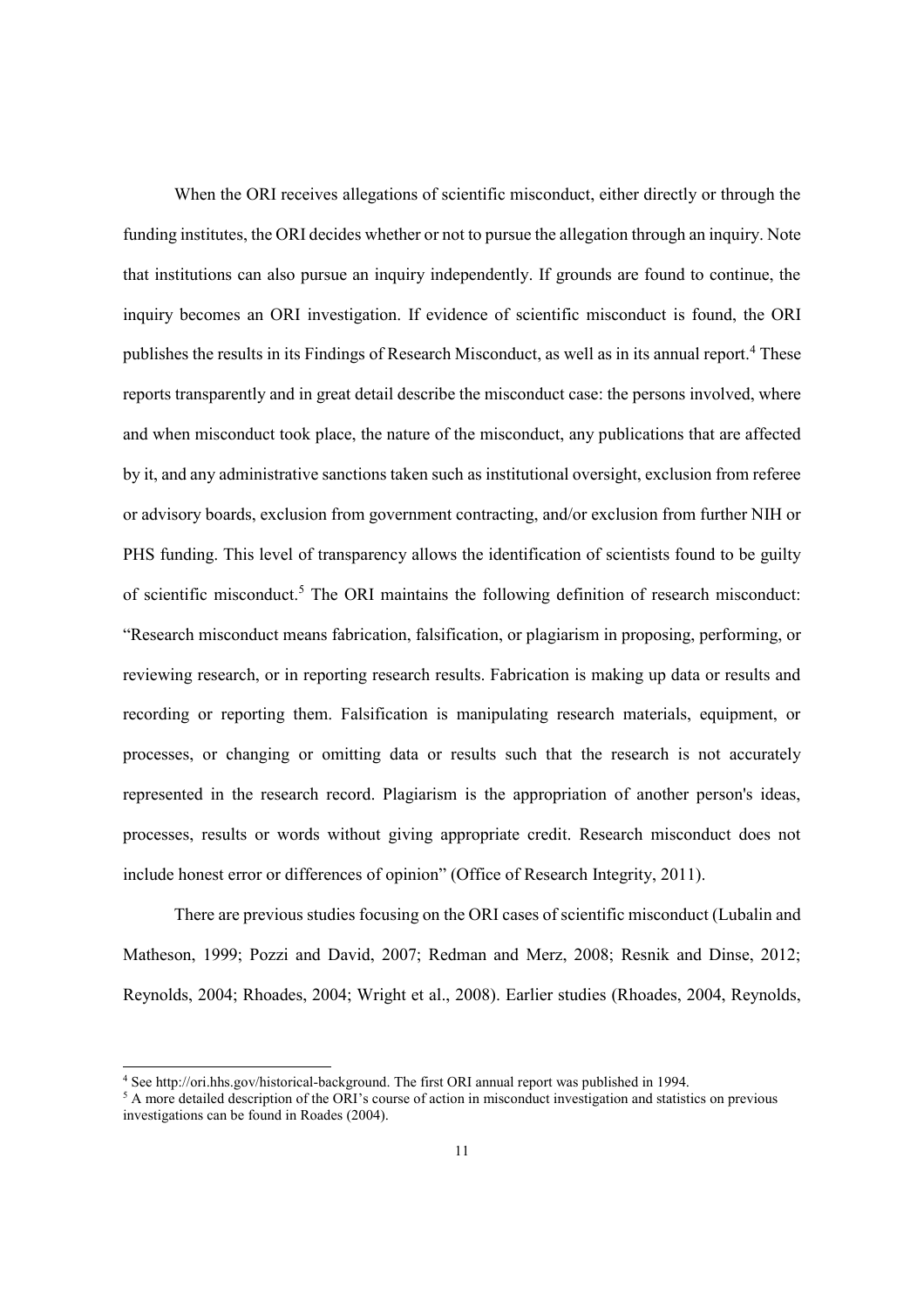When the ORI receives allegations of scientific misconduct, either directly or through the funding institutes, the ORI decides whether or not to pursue the allegation through an inquiry. Note that institutions can also pursue an inquiry independently. If grounds are found to continue, the inquiry becomes an ORI investigation. If evidence of scientific misconduct is found, the ORI publishes the results in its Findings of Research Misconduct, as well as in its annual report.[4] These reports transparently and in great detail describe the misconduct case: the persons involved, where and when misconduct took place, the nature of the misconduct, any publications that are affected by it, and any administrative sanctions taken such as institutional oversight, exclusion from referee or advisory boards, exclusion from government contracting, and/or exclusion from further NIH or PHS funding. This level of transparency allows the identification of scientists found to be guilty of scientific misconduct.[5] The ORI maintains the following definition of research misconduct: "Research misconduct means fabrication, falsification, or plagiarism in proposing, performing, or reviewing research, or in reporting research results. Fabrication is making up data or results and recording or reporting them. Falsification is manipulating research materials, equipment, or processes, or changing or omitting data or results such that the research is not accurately represented in the research record. Plagiarism is the appropriation of another person's ideas, processes, results or words without giving appropriate credit. Research misconduct does not include honest error or differences of opinion" (Office of Research Integrity, 2011).

There are previous studies focusing on the ORI cases of scientific misconduct (Lubalin and Matheson, 1999; Pozzi and David, 2007; Redman and Merz, 2008; Resnik and Dinse, 2012; Reynolds, 2004; Rhoades, 2004; Wright et al., 2008). Earlier studies (Rhoades, 2004, Reynolds,

[4] See http://ori.hhs.gov/historical-background. The first ORI annual report was published in 1994.

[5] A more detailed description of the ORI's course of action in misconduct investigation and statistics on previous investigations can be found in Roades (2004).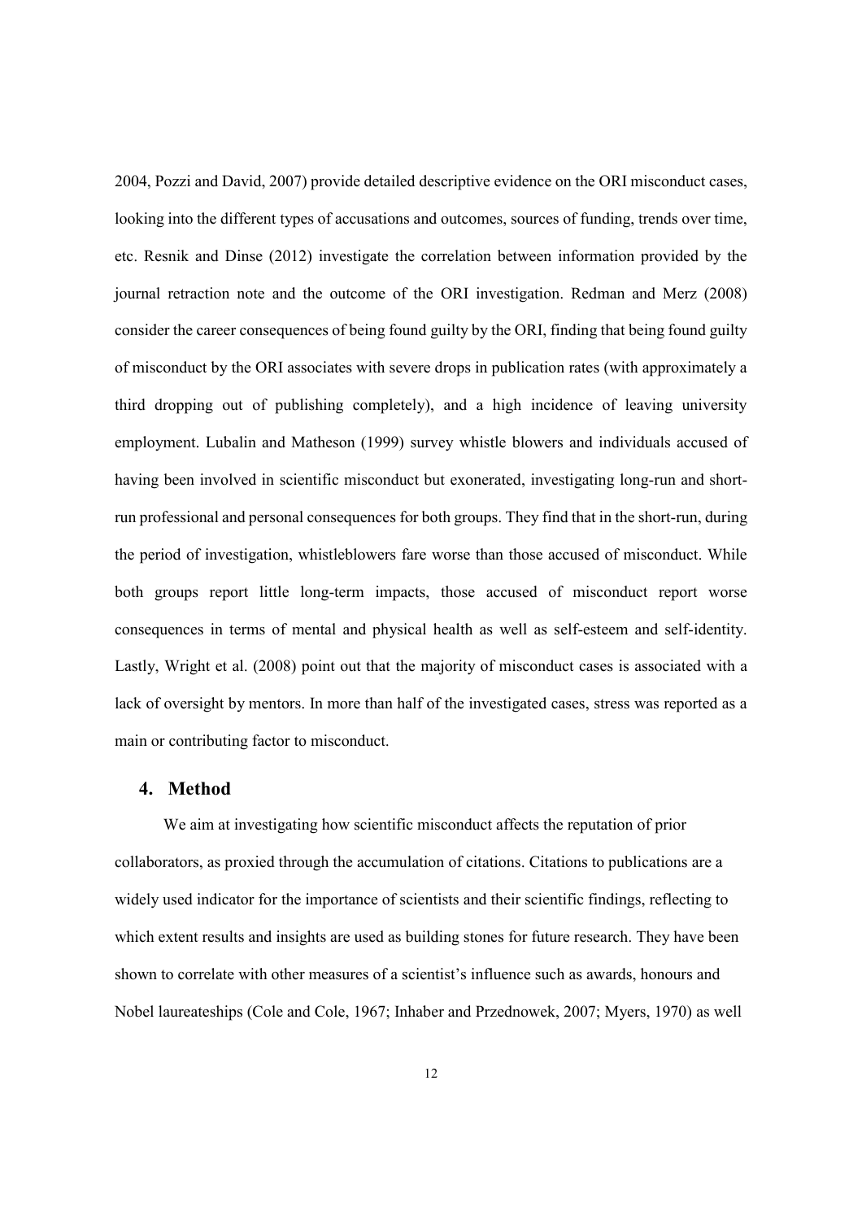2004, Pozzi and David, 2007) provide detailed descriptive evidence on the ORI misconduct cases, looking into the different types of accusations and outcomes, sources of funding, trends over time, etc. Resnik and Dinse (2012) investigate the correlation between information provided by the journal retraction note and the outcome of the ORI investigation. Redman and Merz (2008) consider the career consequences of being found guilty by the ORI, finding that being found guilty of misconduct by the ORI associates with severe drops in publication rates (with approximately a third dropping out of publishing completely), and a high incidence of leaving university employment. Lubalin and Matheson (1999) survey whistle blowers and individuals accused of having been involved in scientific misconduct but exonerated, investigating long-run and short-run professional and personal consequences for both groups. They find that in the short-run, during the period of investigation, whistleblowers fare worse than those accused of misconduct. While both groups report little long-term impacts, those accused of misconduct report worse consequences in terms of mental and physical health as well as self-esteem and self-identity. Lastly, Wright et al. (2008) point out that the majority of misconduct cases is associated with a lack of oversight by mentors. In more than half of the investigated cases, stress was reported as a main or contributing factor to misconduct.

## 4. Method

We aim at investigating how scientific misconduct affects the reputation of prior collaborators, as proxied through the accumulation of citations. Citations to publications are a widely used indicator for the importance of scientists and their scientific findings, reflecting to which extent results and insights are used as building stones for future research. They have been shown to correlate with other measures of a scientist's influence such as awards, honours and Nobel laureateships (Cole and Cole, 1967; Inhaber and Przednowek, 2007; Myers, 1970) as well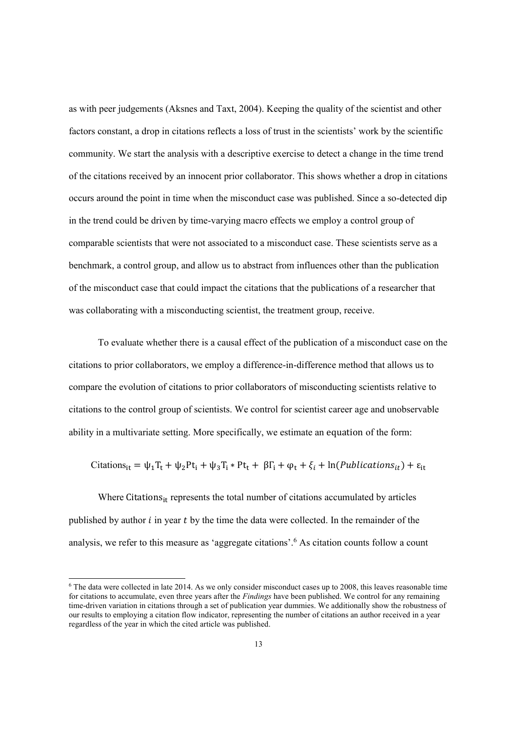as with peer judgements (Aksnes and Taxt, 2004). Keeping the quality of the scientist and other factors constant, a drop in citations reflects a loss of trust in the scientists' work by the scientific community. We start the analysis with a descriptive exercise to detect a change in the time trend of the citations received by an innocent prior collaborator. This shows whether a drop in citations occurs around the point in time when the misconduct case was published. Since a so-detected dip in the trend could be driven by time-varying macro effects we employ a control group of comparable scientists that were not associated to a misconduct case. These scientists serve as a benchmark, a control group, and allow us to abstract from influences other than the publication of the misconduct case that could impact the citations that the publications of a researcher that was collaborating with a misconducting scientist, the treatment group, receive.

To evaluate whether there is a causal effect of the publication of a misconduct case on the citations to prior collaborators, we employ a difference-in-difference method that allows us to compare the evolution of citations to prior collaborators of misconducting scientists relative to citations to the control group of scientists. We control for scientist career age and unobservable ability in a multivariate setting. More specifically, we estimate an equation of the form:

$$\mathrm{Citations}_{\mathrm{it}} = \psi_1 \mathrm{T_t} + \psi_2 \mathrm{Pt_i} + \psi_3 \mathrm{T_i} * \mathrm{Pt_t} + \beta \Gamma_\mathrm{i} + \varphi_\mathrm{t} + \xi_i + \ln(Publications_{it}) + \varepsilon_{\mathrm{it}}$$

Where $\mathrm{Citations}_{\mathrm{it}}$ represents the total number of citations accumulated by articles published by author $i$ in year $t$ by the time the data were collected. In the remainder of the analysis, we refer to this measure as 'aggregate citations'.[6] As citation counts follow a count

[6] The data were collected in late 2014. As we only consider misconduct cases up to 2008, this leaves reasonable time for citations to accumulate, even three years after the *Findings* have been published. We control for any remaining time-driven variation in citations through a set of publication year dummies. We additionally show the robustness of our results to employing a citation flow indicator, representing the number of citations an author received in a year regardless of the year in which the cited article was published.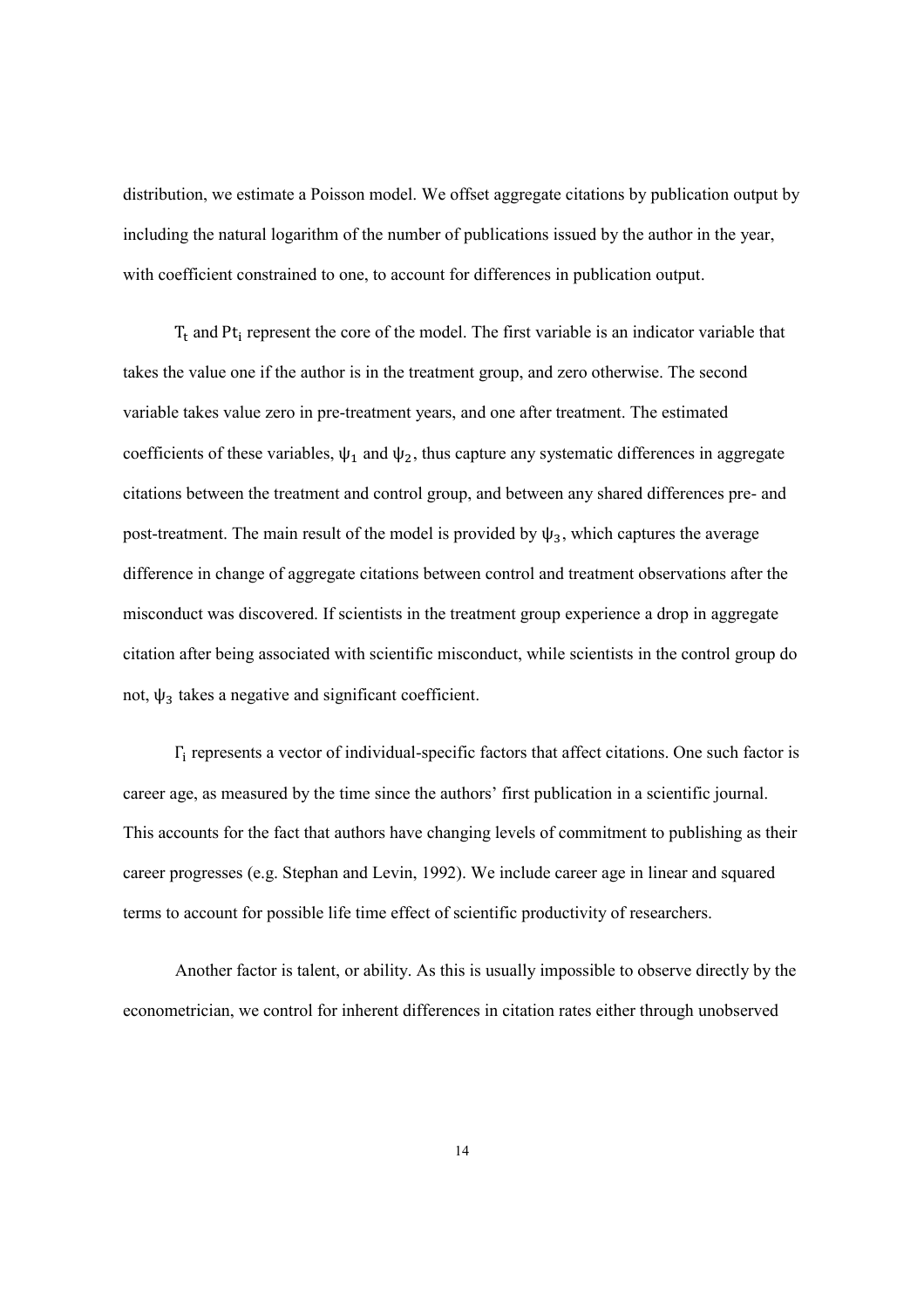distribution, we estimate a Poisson model. We offset aggregate citations by publication output by including the natural logarithm of the number of publications issued by the author in the year, with coefficient constrained to one, to account for differences in publication output.

$T_t$ and $Pt_i$ represent the core of the model. The first variable is an indicator variable that takes the value one if the author is in the treatment group, and zero otherwise. The second variable takes value zero in pre-treatment years, and one after treatment. The estimated coefficients of these variables, $\psi_1$ and $\psi_2$, thus capture any systematic differences in aggregate citations between the treatment and control group, and between any shared differences pre- and post-treatment. The main result of the model is provided by $\psi_3$, which captures the average difference in change of aggregate citations between control and treatment observations after the misconduct was discovered. If scientists in the treatment group experience a drop in aggregate citation after being associated with scientific misconduct, while scientists in the control group do not, $\psi_3$ takes a negative and significant coefficient.

$\Gamma_i$ represents a vector of individual-specific factors that affect citations. One such factor is career age, as measured by the time since the authors' first publication in a scientific journal. This accounts for the fact that authors have changing levels of commitment to publishing as their career progresses (e.g. Stephan and Levin, 1992). We include career age in linear and squared terms to account for possible life time effect of scientific productivity of researchers.

Another factor is talent, or ability. As this is usually impossible to observe directly by the econometrician, we control for inherent differences in citation rates either through unobserved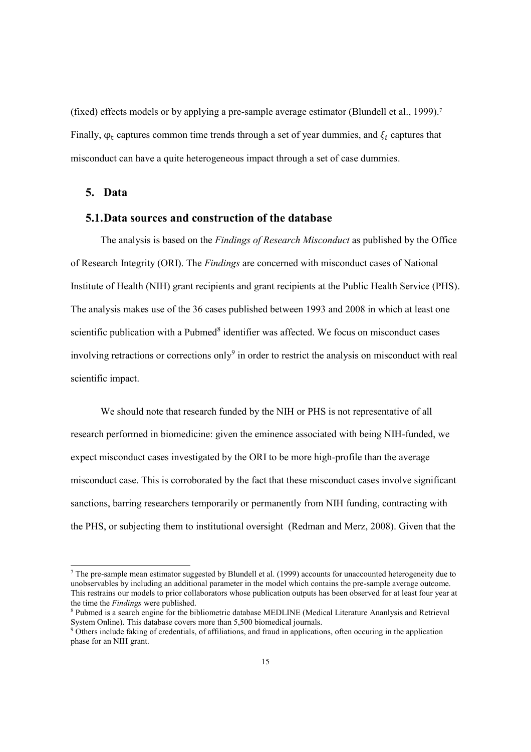(fixed) effects models or by applying a pre-sample average estimator (Blundell et al., 1999).[7] Finally, $\varphi_t$ captures common time trends through a set of year dummies, and $\xi_i$ captures that misconduct can have a quite heterogeneous impact through a set of case dummies.

## 5. Data

### 5.1. Data sources and construction of the database

The analysis is based on the *Findings of Research Misconduct* as published by the Office of Research Integrity (ORI). The *Findings* are concerned with misconduct cases of National Institute of Health (NIH) grant recipients and grant recipients at the Public Health Service (PHS). The analysis makes use of the 36 cases published between 1993 and 2008 in which at least one scientific publication with a Pubmed[8] identifier was affected. We focus on misconduct cases involving retractions or corrections only[9] in order to restrict the analysis on misconduct with real scientific impact.

We should note that research funded by the NIH or PHS is not representative of all research performed in biomedicine: given the eminence associated with being NIH-funded, we expect misconduct cases investigated by the ORI to be more high-profile than the average misconduct case. This is corroborated by the fact that these misconduct cases involve significant sanctions, barring researchers temporarily or permanently from NIH funding, contracting with the PHS, or subjecting them to institutional oversight (Redman and Merz, 2008). Given that the

---

[7] The pre-sample mean estimator suggested by Blundell et al. (1999) accounts for unaccounted heterogeneity due to unobservables by including an additional parameter in the model which contains the pre-sample average outcome. This restrains our models to prior collaborators whose publication outputs has been observed for at least four year at the time the *Findings* were published.

[8] Pubmed is a search engine for the bibliometric database MEDLINE (Medical Literature Ananlysis and Retrieval System Online). This database covers more than 5,500 biomedical journals.

[9] Others include faking of credentials, of affiliations, and fraud in applications, often occuring in the application phase for an NIH grant.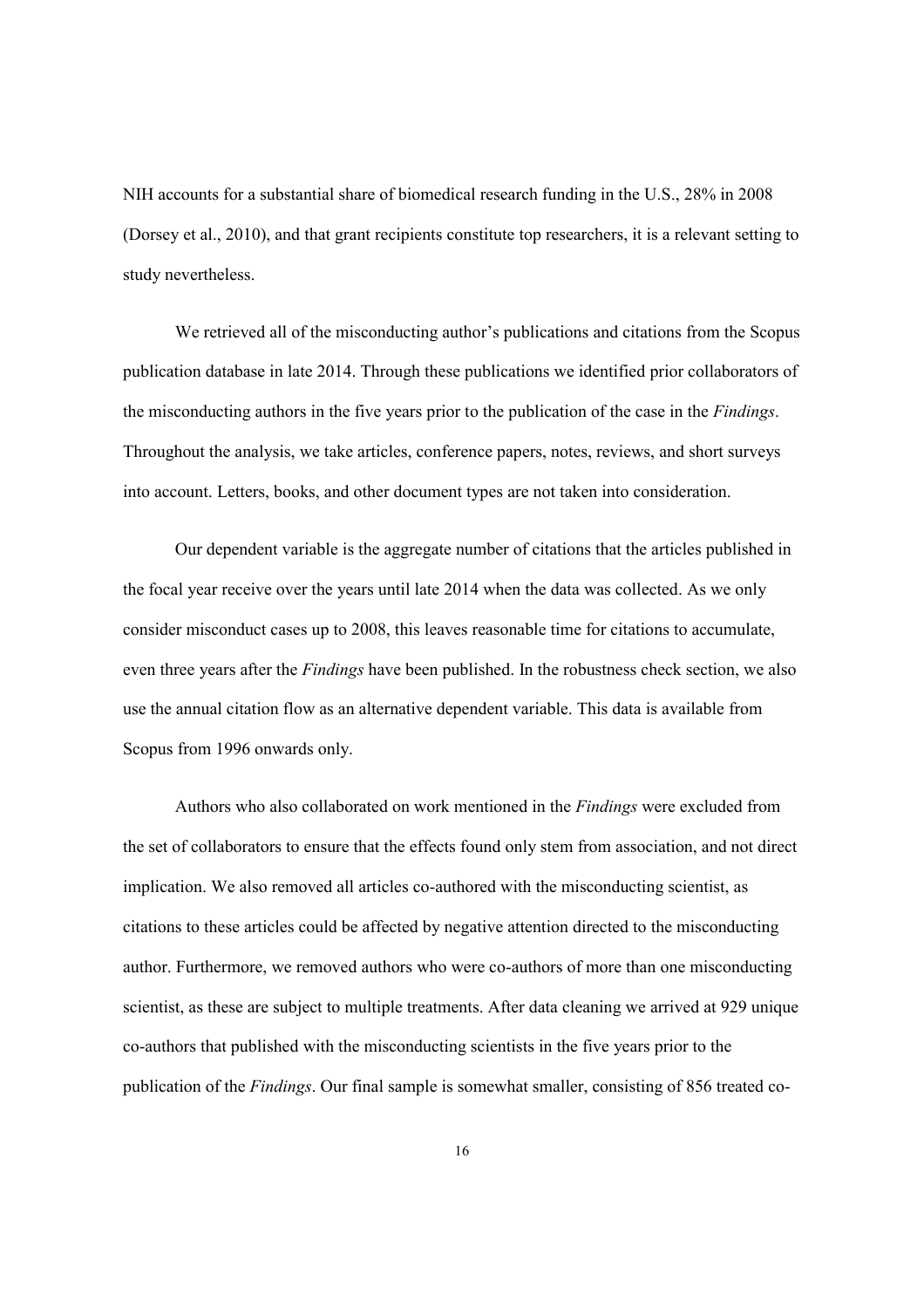NIH accounts for a substantial share of biomedical research funding in the U.S., 28% in 2008 (Dorsey et al., 2010), and that grant recipients constitute top researchers, it is a relevant setting to study nevertheless.

We retrieved all of the misconducting author's publications and citations from the Scopus publication database in late 2014. Through these publications we identified prior collaborators of the misconducting authors in the five years prior to the publication of the case in the *Findings*. Throughout the analysis, we take articles, conference papers, notes, reviews, and short surveys into account. Letters, books, and other document types are not taken into consideration.

Our dependent variable is the aggregate number of citations that the articles published in the focal year receive over the years until late 2014 when the data was collected. As we only consider misconduct cases up to 2008, this leaves reasonable time for citations to accumulate, even three years after the *Findings* have been published. In the robustness check section, we also use the annual citation flow as an alternative dependent variable. This data is available from Scopus from 1996 onwards only.

Authors who also collaborated on work mentioned in the *Findings* were excluded from the set of collaborators to ensure that the effects found only stem from association, and not direct implication. We also removed all articles co-authored with the misconducting scientist, as citations to these articles could be affected by negative attention directed to the misconducting author. Furthermore, we removed authors who were co-authors of more than one misconducting scientist, as these are subject to multiple treatments. After data cleaning we arrived at 929 unique co-authors that published with the misconducting scientists in the five years prior to the publication of the *Findings*. Our final sample is somewhat smaller, consisting of 856 treated co-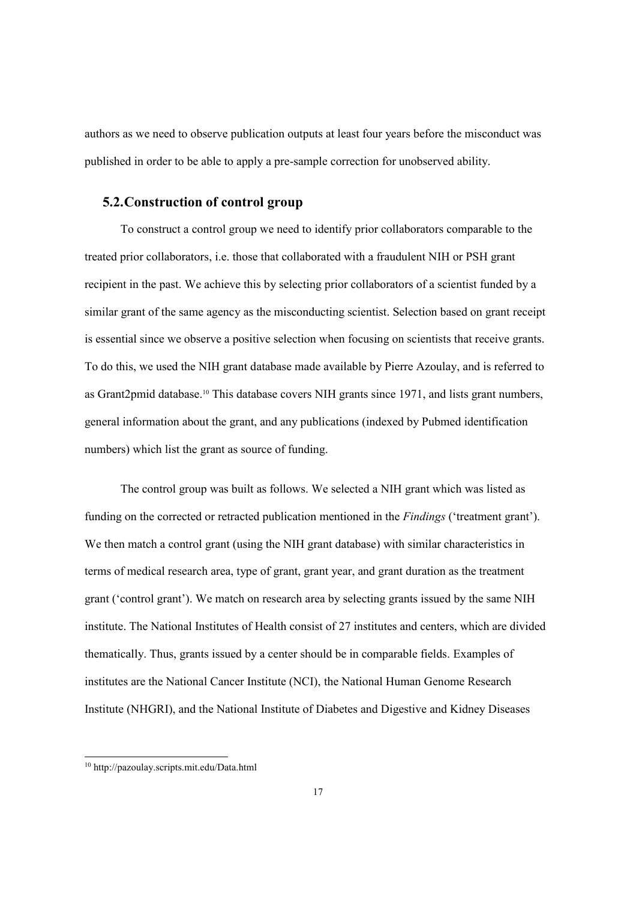authors as we need to observe publication outputs at least four years before the misconduct was published in order to be able to apply a pre-sample correction for unobserved ability.

## 5.2. Construction of control group

To construct a control group we need to identify prior collaborators comparable to the treated prior collaborators, i.e. those that collaborated with a fraudulent NIH or PSH grant recipient in the past. We achieve this by selecting prior collaborators of a scientist funded by a similar grant of the same agency as the misconducting scientist. Selection based on grant receipt is essential since we observe a positive selection when focusing on scientists that receive grants. To do this, we used the NIH grant database made available by Pierre Azoulay, and is referred to as Grant2pmid database.[10] This database covers NIH grants since 1971, and lists grant numbers, general information about the grant, and any publications (indexed by Pubmed identification numbers) which list the grant as source of funding.

The control group was built as follows. We selected a NIH grant which was listed as funding on the corrected or retracted publication mentioned in the *Findings* ('treatment grant'). We then match a control grant (using the NIH grant database) with similar characteristics in terms of medical research area, type of grant, grant year, and grant duration as the treatment grant ('control grant'). We match on research area by selecting grants issued by the same NIH institute. The National Institutes of Health consist of 27 institutes and centers, which are divided thematically. Thus, grants issued by a center should be in comparable fields. Examples of institutes are the National Cancer Institute (NCI), the National Human Genome Research Institute (NHGRI), and the National Institute of Diabetes and Digestive and Kidney Diseases

[10] http://pazoulay.scripts.mit.edu/Data.html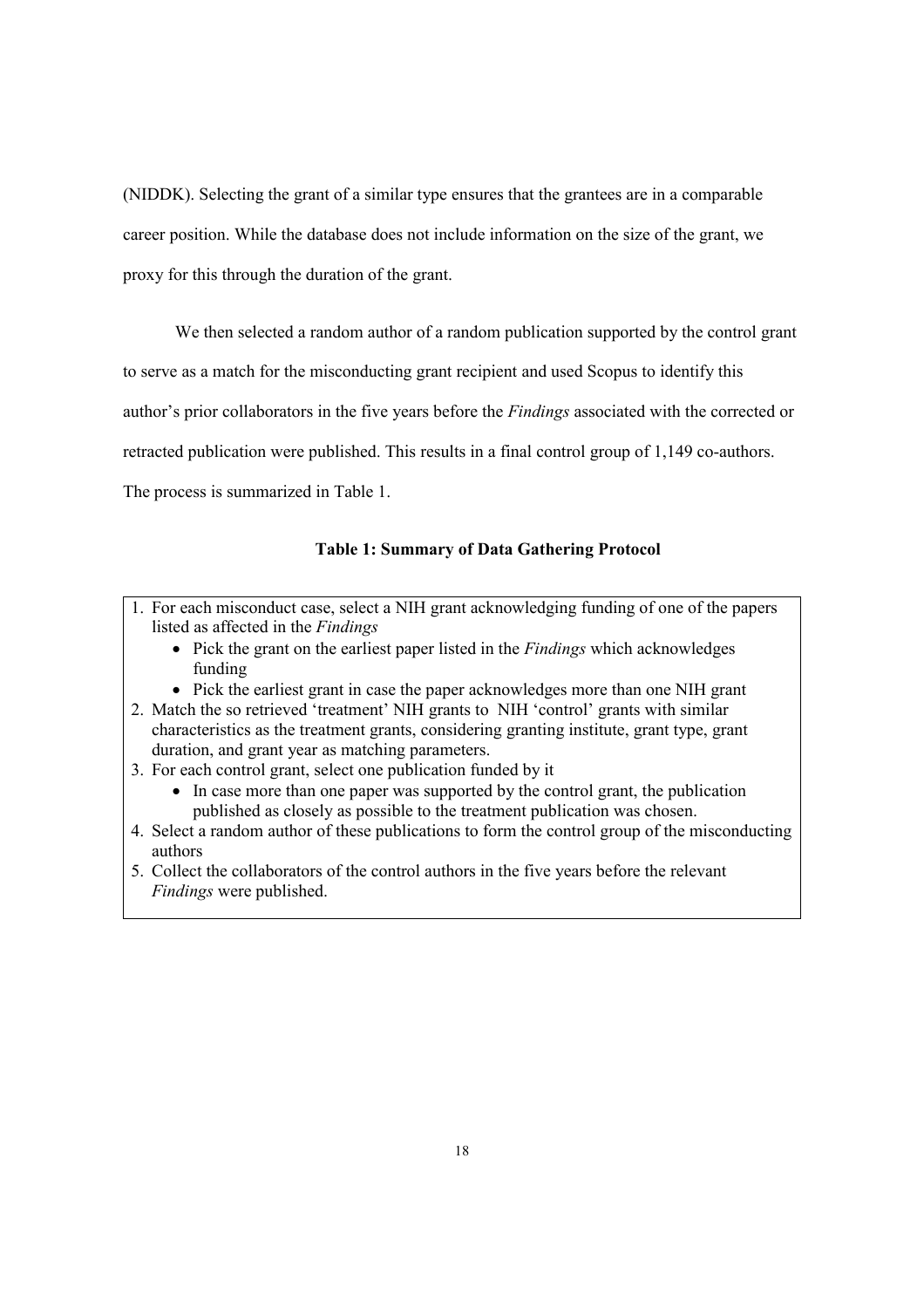(NIDDK). Selecting the grant of a similar type ensures that the grantees are in a comparable career position. While the database does not include information on the size of the grant, we proxy for this through the duration of the grant.

We then selected a random author of a random publication supported by the control grant to serve as a match for the misconducting grant recipient and used Scopus to identify this author's prior collaborators in the five years before the *Findings* associated with the corrected or retracted publication were published. This results in a final control group of 1,149 co-authors. The process is summarized in Table 1.

**Table 1: Summary of Data Gathering Protocol**

1. For each misconduct case, select a NIH grant acknowledging funding of one of the papers listed as affected in the *Findings*
   - Pick the grant on the earliest paper listed in the *Findings* which acknowledges funding
   - Pick the earliest grant in case the paper acknowledges more than one NIH grant
2. Match the so retrieved 'treatment' NIH grants to NIH 'control' grants with similar characteristics as the treatment grants, considering granting institute, grant type, grant duration, and grant year as matching parameters.
3. For each control grant, select one publication funded by it
   - In case more than one paper was supported by the control grant, the publication published as closely as possible to the treatment publication was chosen.
4. Select a random author of these publications to form the control group of the misconducting authors
5. Collect the collaborators of the control authors in the five years before the relevant *Findings* were published.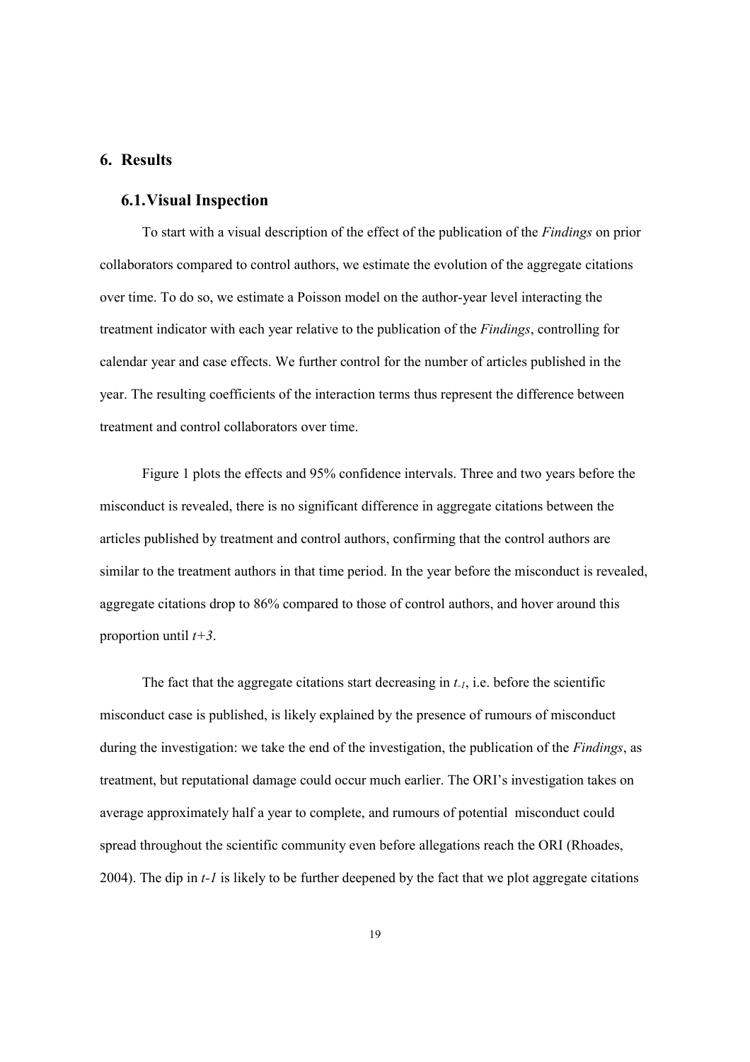## 6. Results

### 6.1. Visual Inspection

To start with a visual description of the effect of the publication of the *Findings* on prior collaborators compared to control authors, we estimate the evolution of the aggregate citations over time. To do so, we estimate a Poisson model on the author-year level interacting the treatment indicator with each year relative to the publication of the *Findings*, controlling for calendar year and case effects. We further control for the number of articles published in the year. The resulting coefficients of the interaction terms thus represent the difference between treatment and control collaborators over time.

Figure 1 plots the effects and 95% confidence intervals. Three and two years before the misconduct is revealed, there is no significant difference in aggregate citations between the articles published by treatment and control authors, confirming that the control authors are similar to the treatment authors in that time period. In the year before the misconduct is revealed, aggregate citations drop to 86% compared to those of control authors, and hover around this proportion until *t+3*.

The fact that the aggregate citations start decreasing in $t_{-1}$, i.e. before the scientific misconduct case is published, is likely explained by the presence of rumours of misconduct during the investigation: we take the end of the investigation, the publication of the *Findings*, as treatment, but reputational damage could occur much earlier. The ORI's investigation takes on average approximately half a year to complete, and rumours of potential misconduct could spread throughout the scientific community even before allegations reach the ORI (Rhoades, 2004). The dip in *t-1* is likely to be further deepened by the fact that we plot aggregate citations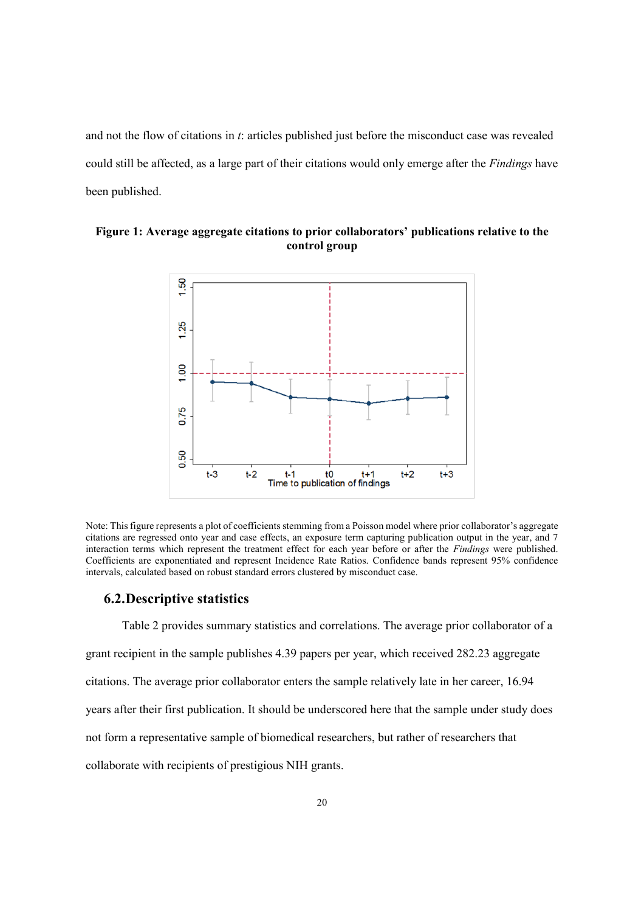and not the flow of citations in *t*: articles published just before the misconduct case was revealed could still be affected, as a large part of their citations would only emerge after the *Findings* have been published.

**Figure 1: Average aggregate citations to prior collaborators' publications relative to the control group**

Note: This figure represents a plot of coefficients stemming from a Poisson model where prior collaborator's aggregate citations are regressed onto year and case effects, an exposure term capturing publication output in the year, and 7 interaction terms which represent the treatment effect for each year before or after the *Findings* were published. Coefficients are exponentiated and represent Incidence Rate Ratios. Confidence bands represent 95% confidence intervals, calculated based on robust standard errors clustered by misconduct case.

## 6.2. Descriptive statistics

Table 2 provides summary statistics and correlations. The average prior collaborator of a grant recipient in the sample publishes 4.39 papers per year, which received 282.23 aggregate citations. The average prior collaborator enters the sample relatively late in her career, 16.94 years after their first publication. It should be underscored here that the sample under study does not form a representative sample of biomedical researchers, but rather of researchers that collaborate with recipients of prestigious NIH grants.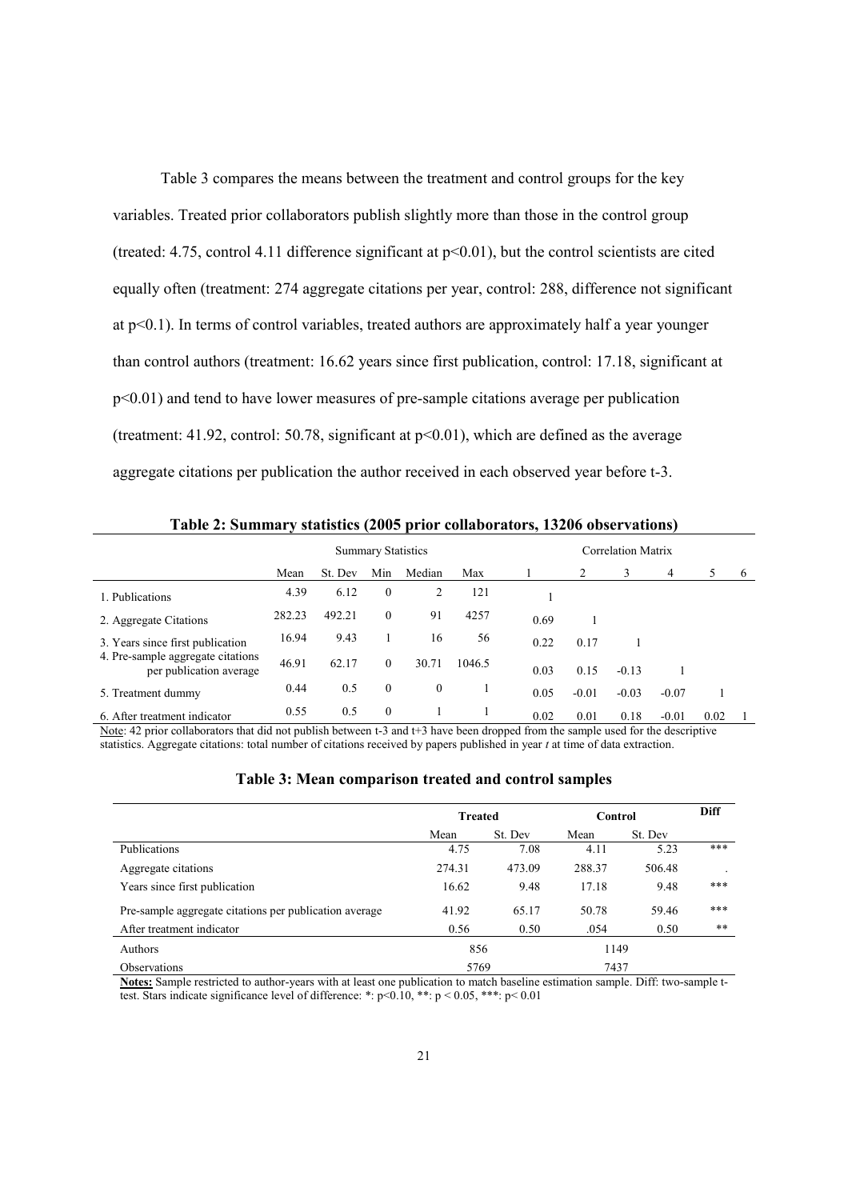Table 3 compares the means between the treatment and control groups for the key variables. Treated prior collaborators publish slightly more than those in the control group (treated: 4.75, control 4.11 difference significant at $p<0.01$), but the control scientists are cited equally often (treatment: 274 aggregate citations per year, control: 288, difference not significant at $p<0.1$). In terms of control variables, treated authors are approximately half a year younger than control authors (treatment: 16.62 years since first publication, control: 17.18, significant at $p<0.01$) and tend to have lower measures of pre-sample citations average per publication (treatment: 41.92, control: 50.78, significant at $p<0.01$), which are defined as the average aggregate citations per publication the author received in each observed year before t-3.

**Table 2: Summary statistics (2005 prior collaborators, 13206 observations)**

| | Summary Statistics | | | | | Correlation Matrix | | | | | |
|---|---|---|---|---|---|---|---|---|---|---|---|
| | Mean | St. Dev | Min | Median | Max | 1 | 2 | 3 | 4 | 5 | 6 |
| 1. Publications | 4.39 | 6.12 | 0 | 2 | 121 | 1 | | | | | |
| 2. Aggregate Citations | 282.23 | 492.21 | 0 | 91 | 4257 | 0.69 | 1 | | | | |
| 3. Years since first publication | 16.94 | 9.43 | 1 | 16 | 56 | 0.22 | 0.17 | 1 | | | |
| 4. Pre-sample aggregate citations per publication average | 46.91 | 62.17 | 0 | 30.71 | 1046.5 | 0.03 | 0.15 | -0.13 | 1 | | |
| 5. Treatment dummy | 0.44 | 0.5 | 0 | 0 | 1 | 0.05 | -0.01 | -0.03 | -0.07 | 1 | |
| 6. After treatment indicator | 0.55 | 0.5 | 0 | 1 | 1 | 0.02 | 0.01 | 0.18 | -0.01 | 0.02 | 1 |

Note: 42 prior collaborators that did not publish between t-3 and t+3 have been dropped from the sample used for the descriptive statistics. Aggregate citations: total number of citations received by papers published in year *t* at time of data extraction.

**Table 3: Mean comparison treated and control samples**

| | Treated | | Control | | Diff |
|---|---|---|---|---|---|
| | Mean | St. Dev | Mean | St. Dev | |
| Publications | 4.75 | 7.08 | 4.11 | 5.23 | *** |
| Aggregate citations | 274.31 | 473.09 | 288.37 | 506.48 | . |
| Years since first publication | 16.62 | 9.48 | 17.18 | 9.48 | *** |
| Pre-sample aggregate citations per publication average | 41.92 | 65.17 | 50.78 | 59.46 | *** |
| After treatment indicator | 0.56 | 0.50 | .054 | 0.50 | ** |
| Authors | 856 | | 1149 | | |
| Observations | 5769 | | 7437 | | |

**Notes:** Sample restricted to author-years with at least one publication to match baseline estimation sample. Diff: two-sample t-test. Stars indicate significance level of difference: *: $p<0.10$, **: $p < 0.05$, ***: $p< 0.01$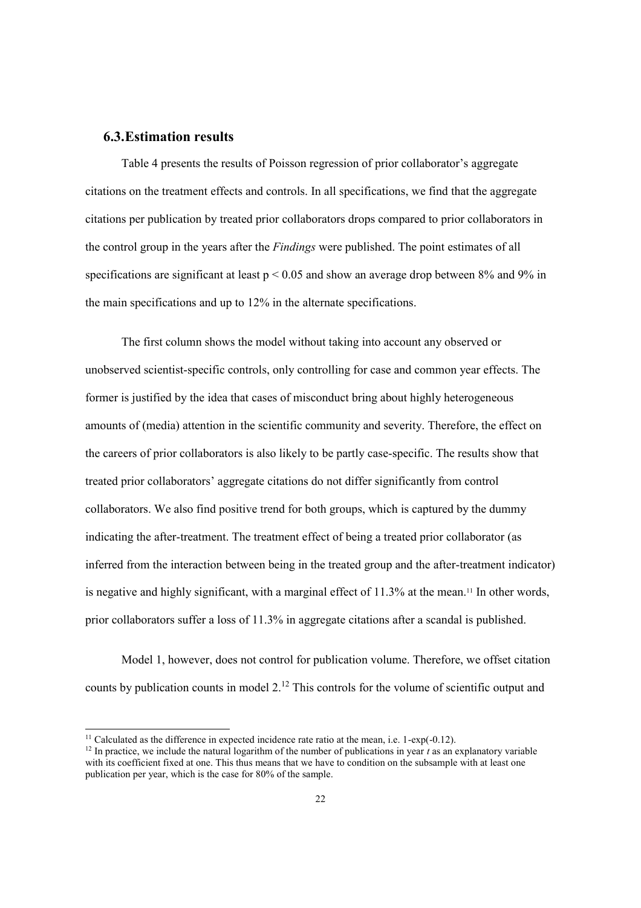### 6.3. Estimation results

Table 4 presents the results of Poisson regression of prior collaborator's aggregate citations on the treatment effects and controls. In all specifications, we find that the aggregate citations per publication by treated prior collaborators drops compared to prior collaborators in the control group in the years after the *Findings* were published. The point estimates of all specifications are significant at least $p < 0.05$ and show an average drop between 8% and 9% in the main specifications and up to 12% in the alternate specifications.

The first column shows the model without taking into account any observed or unobserved scientist-specific controls, only controlling for case and common year effects. The former is justified by the idea that cases of misconduct bring about highly heterogeneous amounts of (media) attention in the scientific community and severity. Therefore, the effect on the careers of prior collaborators is also likely to be partly case-specific. The results show that treated prior collaborators' aggregate citations do not differ significantly from control collaborators. We also find positive trend for both groups, which is captured by the dummy indicating the after-treatment. The treatment effect of being a treated prior collaborator (as inferred from the interaction between being in the treated group and the after-treatment indicator) is negative and highly significant, with a marginal effect of 11.3% at the mean.[11] In other words, prior collaborators suffer a loss of 11.3% in aggregate citations after a scandal is published.

Model 1, however, does not control for publication volume. Therefore, we offset citation counts by publication counts in model 2.[12] This controls for the volume of scientific output and

[11] Calculated as the difference in expected incidence rate ratio at the mean, i.e. 1-exp(-0.12).

[12] In practice, we include the natural logarithm of the number of publications in year $t$ as an explanatory variable with its coefficient fixed at one. This thus means that we have to condition on the subsample with at least one publication per year, which is the case for 80% of the sample.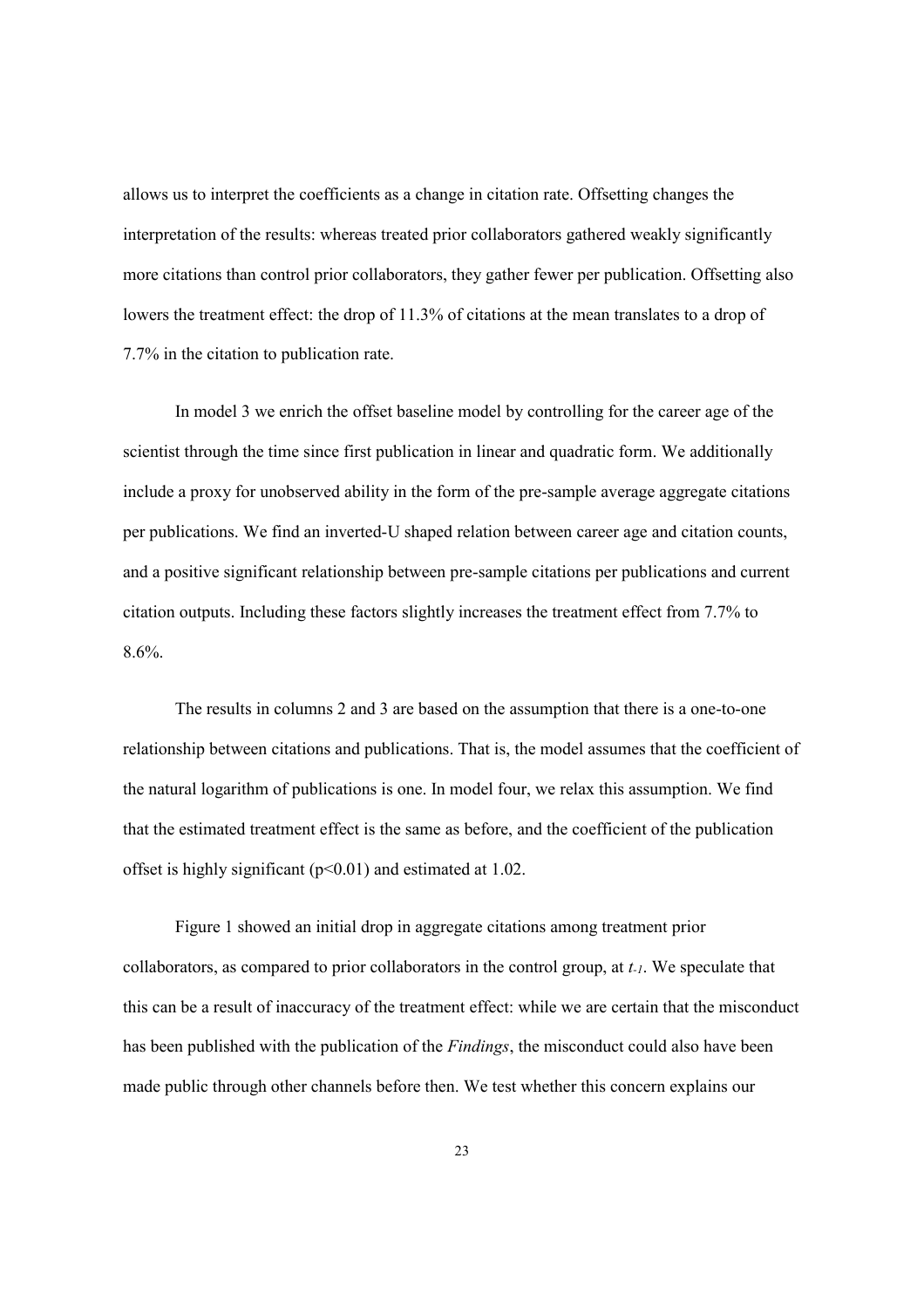allows us to interpret the coefficients as a change in citation rate. Offsetting changes the interpretation of the results: whereas treated prior collaborators gathered weakly significantly more citations than control prior collaborators, they gather fewer per publication. Offsetting also lowers the treatment effect: the drop of 11.3% of citations at the mean translates to a drop of 7.7% in the citation to publication rate.

In model 3 we enrich the offset baseline model by controlling for the career age of the scientist through the time since first publication in linear and quadratic form. We additionally include a proxy for unobserved ability in the form of the pre-sample average aggregate citations per publications. We find an inverted-U shaped relation between career age and citation counts, and a positive significant relationship between pre-sample citations per publications and current citation outputs. Including these factors slightly increases the treatment effect from 7.7% to 8.6%.

The results in columns 2 and 3 are based on the assumption that there is a one-to-one relationship between citations and publications. That is, the model assumes that the coefficient of the natural logarithm of publications is one. In model four, we relax this assumption. We find that the estimated treatment effect is the same as before, and the coefficient of the publication offset is highly significant ($p<0.01$) and estimated at 1.02.

Figure 1 showed an initial drop in aggregate citations among treatment prior collaborators, as compared to prior collaborators in the control group, at $t_{-1}$. We speculate that this can be a result of inaccuracy of the treatment effect: while we are certain that the misconduct has been published with the publication of the *Findings*, the misconduct could also have been made public through other channels before then. We test whether this concern explains our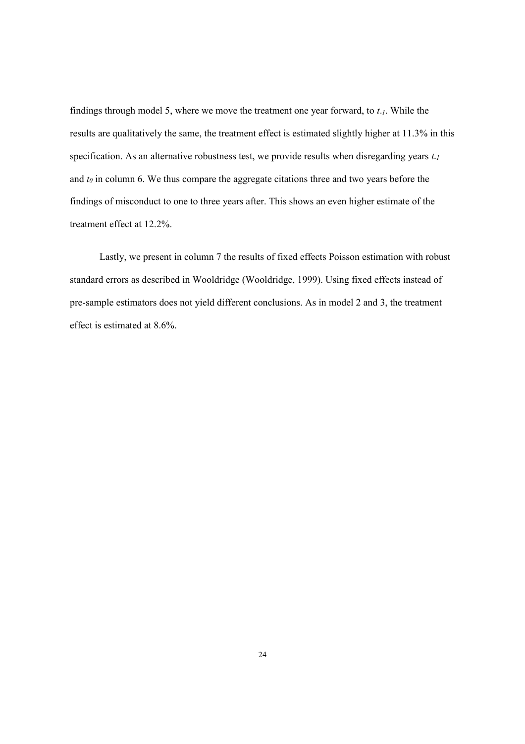findings through model 5, where we move the treatment one year forward, to $t_{-1}$. While the results are qualitatively the same, the treatment effect is estimated slightly higher at 11.3% in this specification. As an alternative robustness test, we provide results when disregarding years $t_{-1}$ and $t_0$ in column 6. We thus compare the aggregate citations three and two years before the findings of misconduct to one to three years after. This shows an even higher estimate of the treatment effect at 12.2%.

Lastly, we present in column 7 the results of fixed effects Poisson estimation with robust standard errors as described in Wooldridge (Wooldridge, 1999). Using fixed effects instead of pre-sample estimators does not yield different conclusions. As in model 2 and 3, the treatment effect is estimated at 8.6%.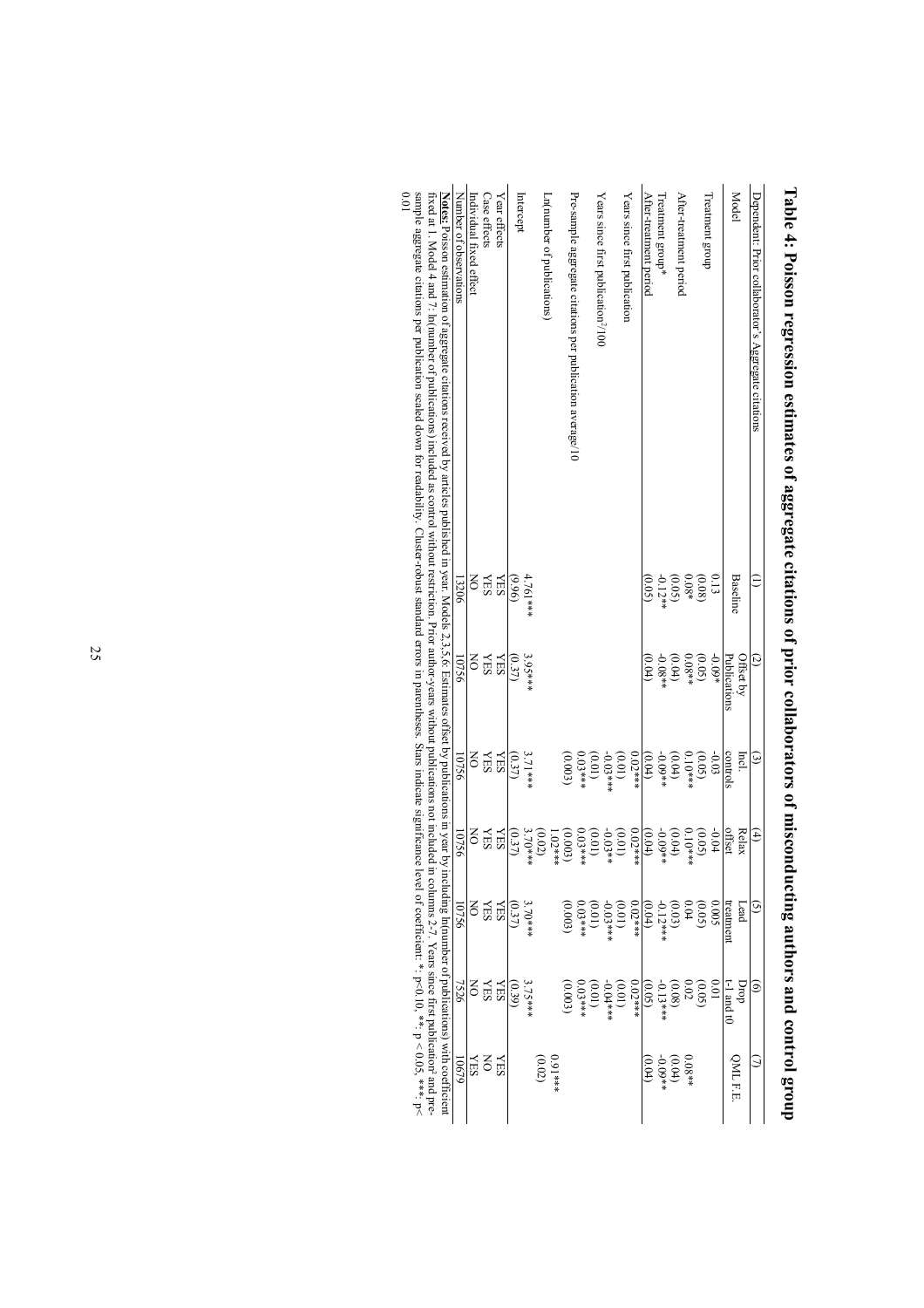# Table 4: Poisson regression estimates of aggregate citations of prior collaborators of misconducting authors and control group

| Dependent: Prior collaborator's Aggregate citations | (1) | (2) | (3) | (4) | (5) | (6) | (7) |
|---|---|---|---|---|---|---|---|
| Model | Baseline | Offset by Publications | Incl. controls | Relax offset | Lead treatment | Drop t-1 and t0 | QML F.E. |
| Treatment group | 0.13 | -0.09* | -0.03 | -0.04 | 0.005 | 0.01 | |
| | (0.08) | (0.05) | (0.05) | (0.05) | (0.05) | (0.05) | |
| After-treatment period | 0.08* | 0.08** | 0.10*** | 0.10*** | 0.04 | 0.02 | 0.08** |
| | (0.05) | (0.04) | (0.04) | (0.04) | (0.03) | (0.08) | (0.04) |
| Treatment group* After-treatment period | -0.12** | -0.08** | -0.09** | -0.09** | -0.12*** | -0.13*** | -0.09** |
| | (0.05) | (0.04) | (0.04) | (0.04) | (0.04) | (0.05) | (0.04) |
| Years since first publication | | | 0.02*** | 0.02*** | 0.02*** | 0.02*** | |
| | | | (0.01) | (0.01) | (0.01) | (0.01) | |
| Years since first publication²/100 | | | -0.03*** | -0.03*** | -0.03*** | -0.04*** | |
| | | | (0.01) | (0.01) | (0.01) | (0.01) | |
| Pre-sample aggregate citations per publication average/10 | | | 0.03*** | 0.03*** | 0.03*** | 0.03*** | |
| | | | (0.003) | (0.003) | (0.003) | (0.003) | |
| Ln(number of publications) | | | | 1.02*** | | | 0.91*** |
| | | | | (0.02) | | | (0.02) |
| Intercept | 4.761*** | 3.95*** | 3.71*** | 3.70*** | 3.70*** | 3.75*** | |
| | (9.96) | (0.37) | (0.37) | (0.37) | (0.37) | (0.39) | |
| Year effects | YES | YES | YES | YES | YES | YES | YES |
| Case effects | YES | YES | YES | YES | YES | YES | NO |
| Individual fixed effect | NO | NO | NO | NO | NO | NO | YES |
| Number of observations | 13206 | 10756 | 10756 | 10756 | 10756 | 7526 | 10679 |

**Notes:** Poisson estimation of aggregate citations received by articles published in year. Models 2,3,5,6: Estimates offset by publications in year by including ln(number of publications) with coefficient fixed at 1. Model 4 and 7: ln(number of publications) included as control without restriction. Prior author-years without publications not included in columns 2-7. Years since first publication² and pre-sample aggregate citations per publication scaled down for readability. Cluster-robust standard errors in parentheses. Stars indicate significance level of coefficient: *: p<0.10, **: p < 0.05, ***: p< 0.01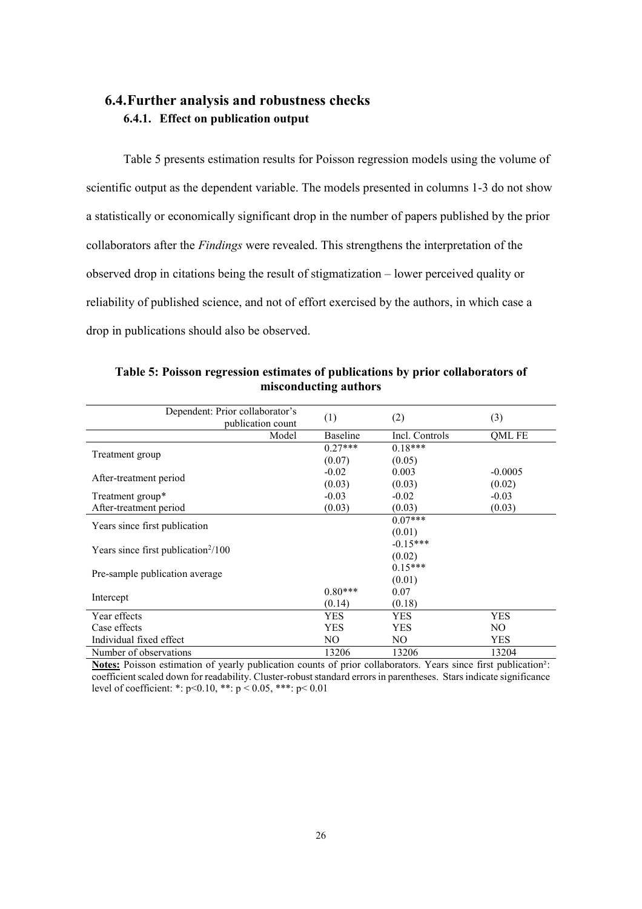## 6.4. Further analysis and robustness checks

### 6.4.1. Effect on publication output

Table 5 presents estimation results for Poisson regression models using the volume of scientific output as the dependent variable. The models presented in columns 1-3 do not show a statistically or economically significant drop in the number of papers published by the prior collaborators after the *Findings* were revealed. This strengthens the interpretation of the observed drop in citations being the result of stigmatization – lower perceived quality or reliability of published science, and not of effort exercised by the authors, in which case a drop in publications should also be observed.

**Table 5: Poisson regression estimates of publications by prior collaborators of misconducting authors**

| Dependent: Prior collaborator's publication count | (1) | (2) | (3) |
|---|---|---|---|
| Model | Baseline | Incl. Controls | QML FE |
| Treatment group | 0.27*** | 0.18*** | |
| | (0.07) | (0.05) | |
| After-treatment period | -0.02 | 0.003 | -0.0005 |
| | (0.03) | (0.03) | (0.02) |
| Treatment group* After-treatment period | -0.03 | -0.02 | -0.03 |
| | (0.03) | (0.03) | (0.03) |
| Years since first publication | | 0.07*** | |
| | | (0.01) | |
| Years since first publication$^2$/100 | | -0.15*** | |
| | | (0.02) | |
| Pre-sample publication average | | 0.15*** | |
| | | (0.01) | |
| Intercept | 0.80*** | 0.07 | |
| | (0.14) | (0.18) | |
| Year effects | YES | YES | YES |
| Case effects | YES | YES | NO |
| Individual fixed effect | NO | NO | YES |
| Number of observations | 13206 | 13206 | 13204 |

**Notes:** Poisson estimation of yearly publication counts of prior collaborators. Years since first publication$^2$: coefficient scaled down for readability. Cluster-robust standard errors in parentheses. Stars indicate significance level of coefficient: *: $p<0.10$, **: $p < 0.05$, ***: $p< 0.01$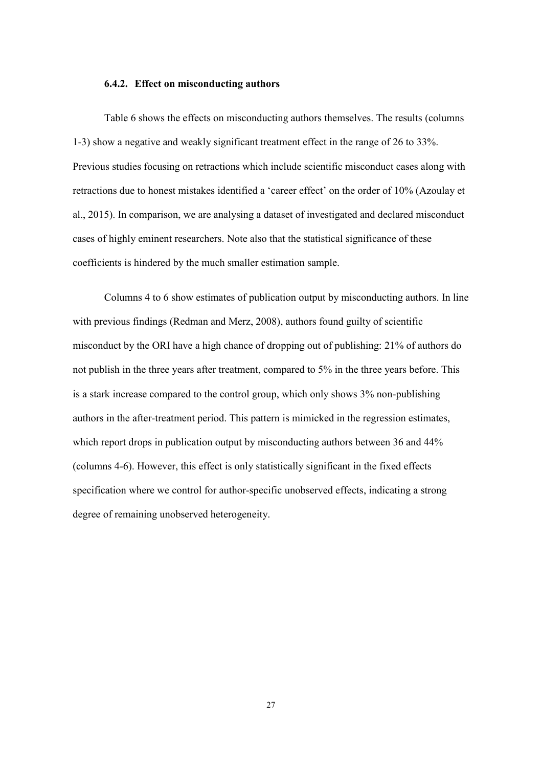#### 6.4.2. Effect on misconducting authors

Table 6 shows the effects on misconducting authors themselves. The results (columns 1-3) show a negative and weakly significant treatment effect in the range of 26 to 33%. Previous studies focusing on retractions which include scientific misconduct cases along with retractions due to honest mistakes identified a 'career effect' on the order of 10% (Azoulay et al., 2015). In comparison, we are analysing a dataset of investigated and declared misconduct cases of highly eminent researchers. Note also that the statistical significance of these coefficients is hindered by the much smaller estimation sample.

Columns 4 to 6 show estimates of publication output by misconducting authors. In line with previous findings (Redman and Merz, 2008), authors found guilty of scientific misconduct by the ORI have a high chance of dropping out of publishing: 21% of authors do not publish in the three years after treatment, compared to 5% in the three years before. This is a stark increase compared to the control group, which only shows 3% non-publishing authors in the after-treatment period. This pattern is mimicked in the regression estimates, which report drops in publication output by misconducting authors between 36 and 44% (columns 4-6). However, this effect is only statistically significant in the fixed effects specification where we control for author-specific unobserved effects, indicating a strong degree of remaining unobserved heterogeneity.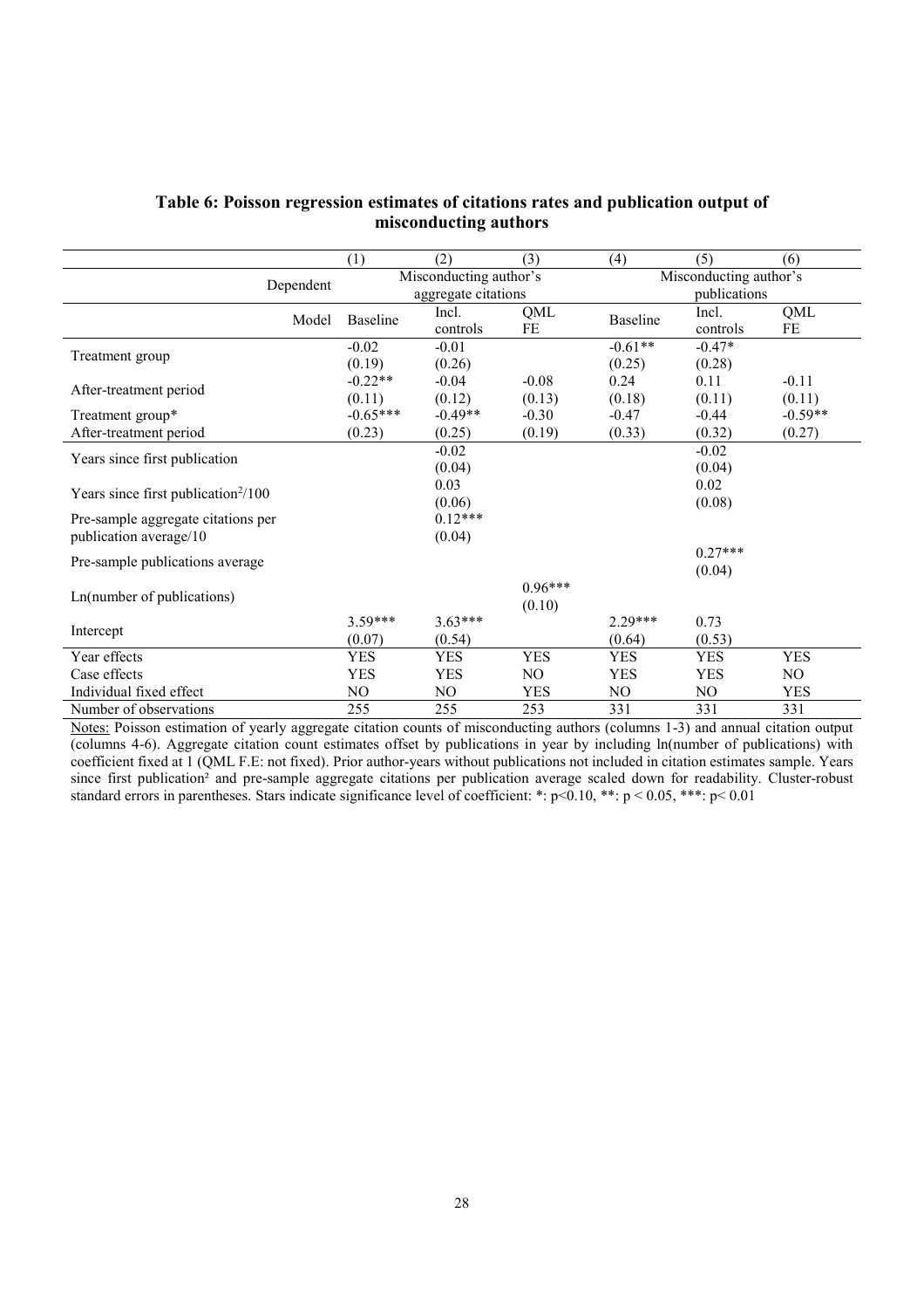**Table 6: Poisson regression estimates of citations rates and publication output of misconducting authors**

| | (1) | (2) | (3) | (4) | (5) | (6) |
|---|---|---|---|---|---|---|
| Dependent | Misconducting author's aggregate citations | | | Misconducting author's publications | | |
| Model | Baseline | Incl. controls | QML FE | Baseline | Incl. controls | QML FE |
| Treatment group | -0.02 | -0.01 | | -0.61** | -0.47* | |
| | (0.19) | (0.26) | | (0.25) | (0.28) | |
| After-treatment period | -0.22** | -0.04 | -0.08 | 0.24 | 0.11 | -0.11 |
| | (0.11) | (0.12) | (0.13) | (0.18) | (0.11) | (0.11) |
| Treatment group* After-treatment period | -0.65*** | -0.49** | -0.30 | -0.47 | -0.44 | -0.59** |
| | (0.23) | (0.25) | (0.19) | (0.33) | (0.32) | (0.27) |
| Years since first publication | | -0.02 | | | -0.02 | |
| | | (0.04) | | | (0.04) | |
| Years since first publication$^2$/100 | | 0.03 | | | 0.02 | |
| | | (0.06) | | | (0.08) | |
| Pre-sample aggregate citations per publication average/10 | | 0.12*** | | | | |
| | | (0.04) | | | | |
| Pre-sample publications average | | | | | 0.27*** | |
| | | | | | (0.04) | |
| Ln(number of publications) | | | 0.96*** | | | |
| | | | (0.10) | | | |
| Intercept | 3.59*** | 3.63*** | | 2.29*** | 0.73 | |
| | (0.07) | (0.54) | | (0.64) | (0.53) | |
| Year effects | YES | YES | YES | YES | YES | YES |
| Case effects | YES | YES | NO | YES | YES | NO |
| Individual fixed effect | NO | NO | YES | NO | NO | YES |
| Number of observations | 255 | 255 | 253 | 331 | 331 | 331 |

Notes: Poisson estimation of yearly aggregate citation counts of misconducting authors (columns 1-3) and annual citation output (columns 4-6). Aggregate citation count estimates offset by publications in year by including ln(number of publications) with coefficient fixed at 1 (QML F.E: not fixed). Prior author-years without publications not included in citation estimates sample. Years since first publication² and pre-sample aggregate citations per publication average scaled down for readability. Cluster-robust standard errors in parentheses. Stars indicate significance level of coefficient: *: $p<0.10$, **: $p < 0.05$, ***: $p< 0.01$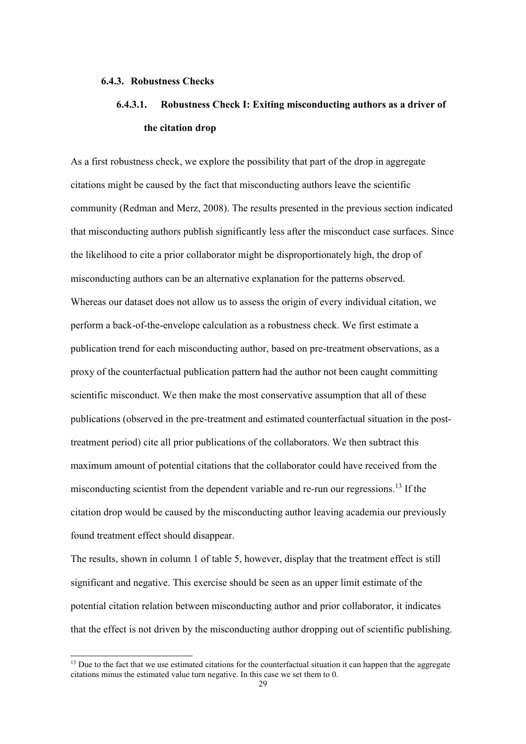### 6.4.3. Robustness Checks

#### 6.4.3.1. Robustness Check I: Exiting misconducting authors as a driver of the citation drop

As a first robustness check, we explore the possibility that part of the drop in aggregate citations might be caused by the fact that misconducting authors leave the scientific community (Redman and Merz, 2008). The results presented in the previous section indicated that misconducting authors publish significantly less after the misconduct case surfaces. Since the likelihood to cite a prior collaborator might be disproportionately high, the drop of misconducting authors can be an alternative explanation for the patterns observed. Whereas our dataset does not allow us to assess the origin of every individual citation, we perform a back-of-the-envelope calculation as a robustness check. We first estimate a publication trend for each misconducting author, based on pre-treatment observations, as a proxy of the counterfactual publication pattern had the author not been caught committing scientific misconduct. We then make the most conservative assumption that all of these publications (observed in the pre-treatment and estimated counterfactual situation in the post-treatment period) cite all prior publications of the collaborators. We then subtract this maximum amount of potential citations that the collaborator could have received from the misconducting scientist from the dependent variable and re-run our regressions.[13] If the citation drop would be caused by the misconducting author leaving academia our previously found treatment effect should disappear.

The results, shown in column 1 of table 5, however, display that the treatment effect is still significant and negative. This exercise should be seen as an upper limit estimate of the potential citation relation between misconducting author and prior collaborator, it indicates that the effect is not driven by the misconducting author dropping out of scientific publishing.

[13] Due to the fact that we use estimated citations for the counterfactual situation it can happen that the aggregate citations minus the estimated value turn negative. In this case we set them to 0.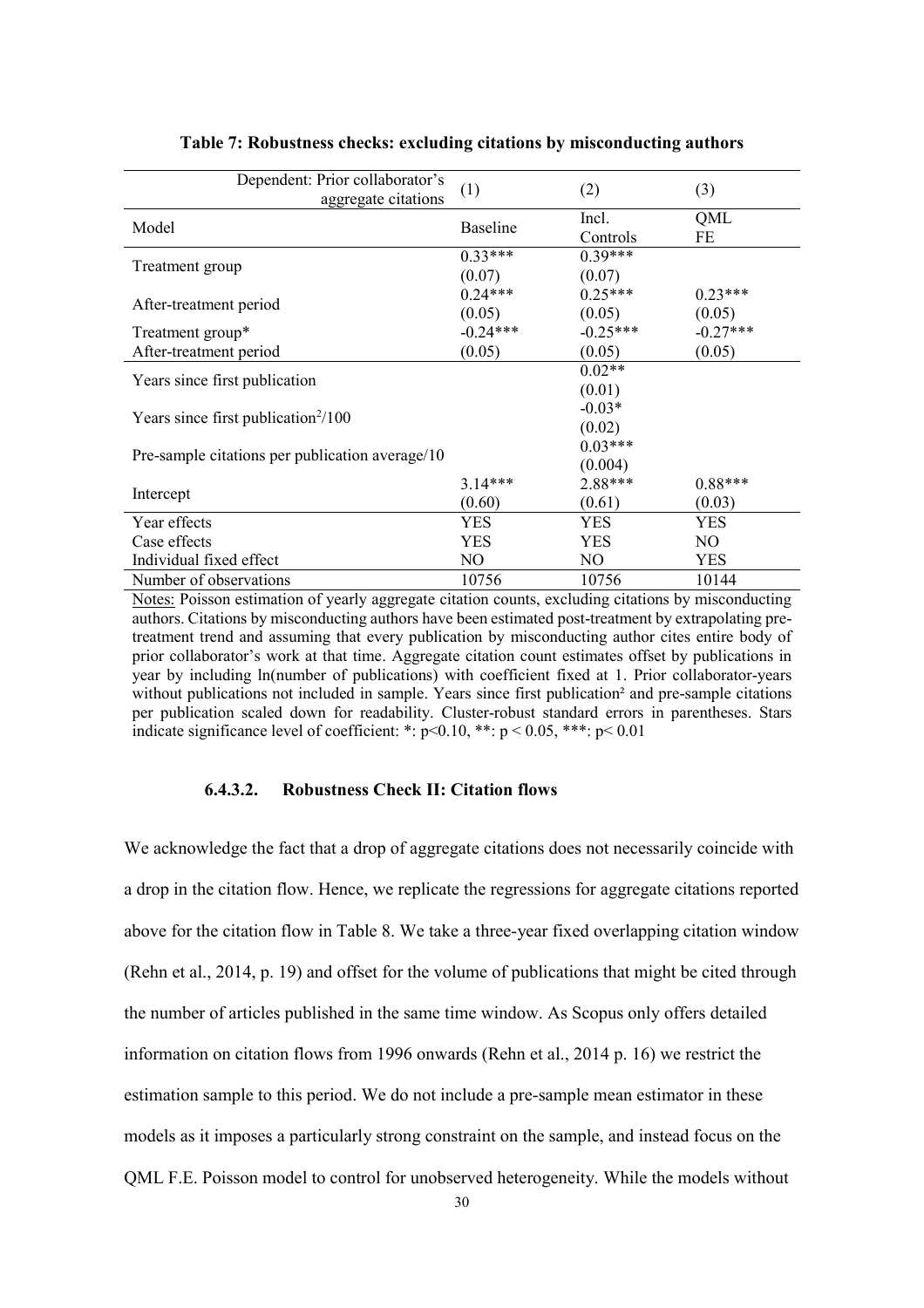**Table 7: Robustness checks: excluding citations by misconducting authors**

| Dependent: Prior collaborator's aggregate citations | (1) | (2) | (3) |
|---|---|---|---|
| Model | Baseline | Incl. Controls | QML FE |
| Treatment group | 0.33*** | 0.39*** | |
| | (0.07) | (0.07) | |
| After-treatment period | 0.24*** | 0.25*** | 0.23*** |
| | (0.05) | (0.05) | (0.05) |
| Treatment group* After-treatment period | -0.24*** | -0.25*** | -0.27*** |
| | (0.05) | (0.05) | (0.05) |
| Years since first publication | | 0.02** | |
| | | (0.01) | |
| Years since first publication$^2$/100 | | -0.03* | |
| | | (0.02) | |
| Pre-sample citations per publication average/10 | | 0.03*** | |
| | | (0.004) | |
| Intercept | 3.14*** | 2.88*** | 0.88*** |
| | (0.60) | (0.61) | (0.03) |
| Year effects | YES | YES | YES |
| Case effects | YES | YES | NO |
| Individual fixed effect | NO | NO | YES |
| Number of observations | 10756 | 10756 | 10144 |

Notes: Poisson estimation of yearly aggregate citation counts, excluding citations by misconducting authors. Citations by misconducting authors have been estimated post-treatment by extrapolating pre-treatment trend and assuming that every publication by misconducting author cites entire body of prior collaborator's work at that time. Aggregate citation count estimates offset by publications in year by including ln(number of publications) with coefficient fixed at 1. Prior collaborator-years without publications not included in sample. Years since first publication² and pre-sample citations per publication scaled down for readability. Cluster-robust standard errors in parentheses. Stars indicate significance level of coefficient: *: $p<0.10$, **: $p < 0.05$, ***: $p< 0.01$

#### 6.4.3.2. Robustness Check II: Citation flows

We acknowledge the fact that a drop of aggregate citations does not necessarily coincide with a drop in the citation flow. Hence, we replicate the regressions for aggregate citations reported above for the citation flow in Table 8. We take a three-year fixed overlapping citation window (Rehn et al., 2014, p. 19) and offset for the volume of publications that might be cited through the number of articles published in the same time window. As Scopus only offers detailed information on citation flows from 1996 onwards (Rehn et al., 2014 p. 16) we restrict the estimation sample to this period. We do not include a pre-sample mean estimator in these models as it imposes a particularly strong constraint on the sample, and instead focus on the QML F.E. Poisson model to control for unobserved heterogeneity. While the models without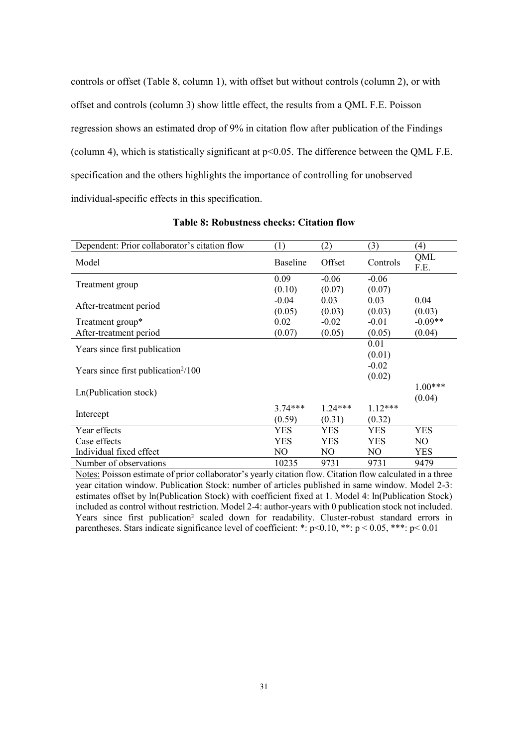controls or offset (Table 8, column 1), with offset but without controls (column 2), or with offset and controls (column 3) show little effect, the results from a QML F.E. Poisson regression shows an estimated drop of 9% in citation flow after publication of the Findings (column 4), which is statistically significant at $p<0.05$. The difference between the QML F.E. specification and the others highlights the importance of controlling for unobserved individual-specific effects in this specification.

**Table 8: Robustness checks: Citation flow**

| Dependent: Prior collaborator's citation flow | (1) | (2) | (3) | (4) |
|---|---|---|---|---|
| Model | Baseline | Offset | Controls | QML F.E. |
| Treatment group | 0.09 | -0.06 | -0.06 | |
| | (0.10) | (0.07) | (0.07) | |
| After-treatment period | -0.04 | 0.03 | 0.03 | 0.04 |
| | (0.05) | (0.03) | (0.03) | (0.03) |
| Treatment group* | 0.02 | -0.02 | -0.01 | -0.09** |
| After-treatment period | (0.07) | (0.05) | (0.05) | (0.04) |
| Years since first publication | | | 0.01 | |
| | | | (0.01) | |
| Years since first publication²/100 | | | -0.02 | |
| | | | (0.02) | |
| Ln(Publication stock) | | | | 1.00*** |
| | | | | (0.04) |
| Intercept | 3.74*** | 1.24*** | 1.12*** | |
| | (0.59) | (0.31) | (0.32) | |
| Year effects | YES | YES | YES | YES |
| Case effects | YES | YES | YES | NO |
| Individual fixed effect | NO | NO | NO | YES |
| Number of observations | 10235 | 9731 | 9731 | 9479 |

Notes: Poisson estimate of prior collaborator's yearly citation flow. Citation flow calculated in a three year citation window. Publication Stock: number of articles published in same window. Model 2-3: estimates offset by ln(Publication Stock) with coefficient fixed at 1. Model 4: ln(Publication Stock) included as control without restriction. Model 2-4: author-years with 0 publication stock not included. Years since first publication² scaled down for readability. Cluster-robust standard errors in parentheses. Stars indicate significance level of coefficient: *: $p<0.10$, **: $p < 0.05$, ***: $p< 0.01$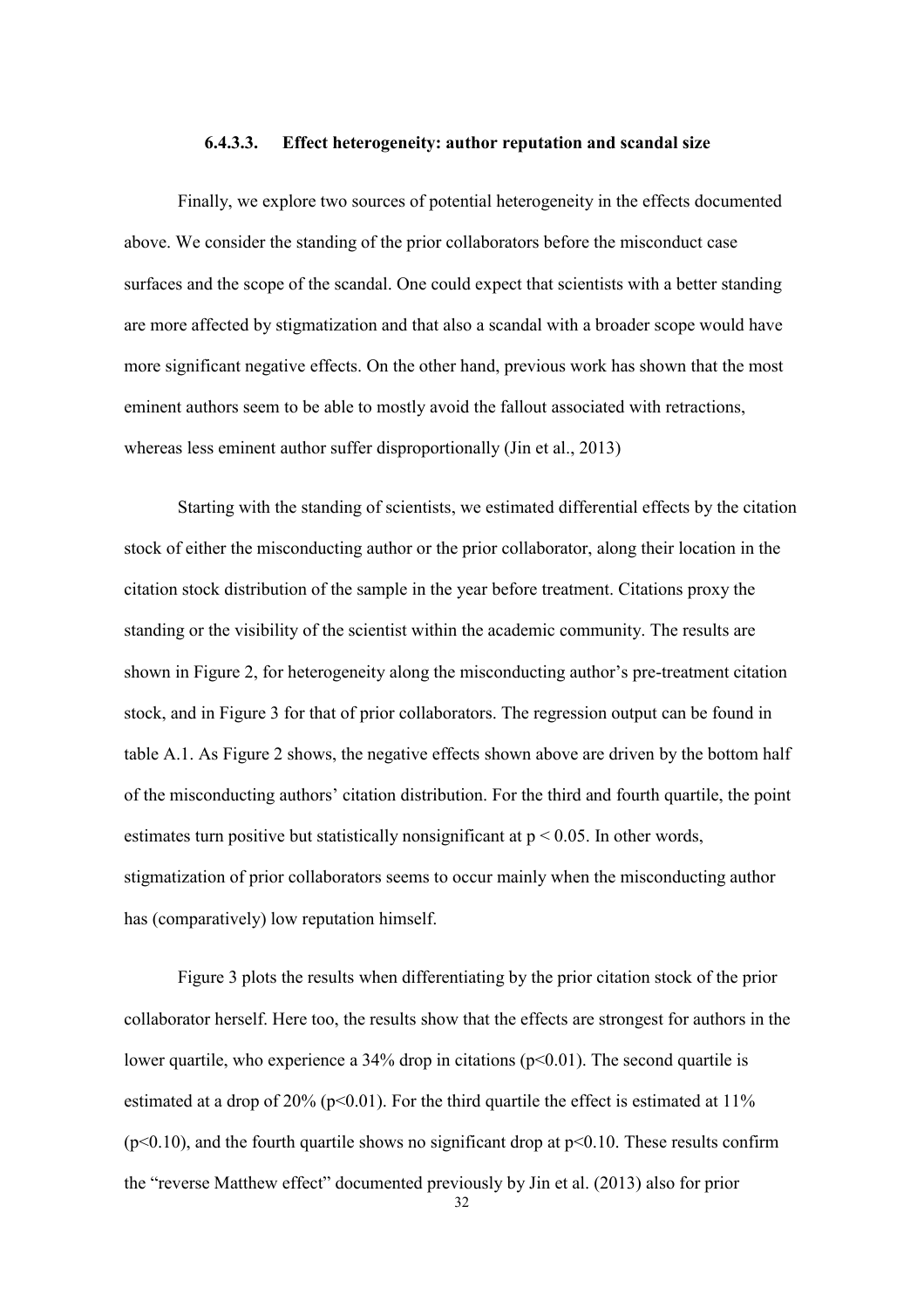### 6.4.3.3. Effect heterogeneity: author reputation and scandal size

Finally, we explore two sources of potential heterogeneity in the effects documented above. We consider the standing of the prior collaborators before the misconduct case surfaces and the scope of the scandal. One could expect that scientists with a better standing are more affected by stigmatization and that also a scandal with a broader scope would have more significant negative effects. On the other hand, previous work has shown that the most eminent authors seem to be able to mostly avoid the fallout associated with retractions, whereas less eminent author suffer disproportionally (Jin et al., 2013)

Starting with the standing of scientists, we estimated differential effects by the citation stock of either the misconducting author or the prior collaborator, along their location in the citation stock distribution of the sample in the year before treatment. Citations proxy the standing or the visibility of the scientist within the academic community. The results are shown in Figure 2, for heterogeneity along the misconducting author's pre-treatment citation stock, and in Figure 3 for that of prior collaborators. The regression output can be found in table A.1. As Figure 2 shows, the negative effects shown above are driven by the bottom half of the misconducting authors' citation distribution. For the third and fourth quartile, the point estimates turn positive but statistically nonsignificant at $p < 0.05$. In other words, stigmatization of prior collaborators seems to occur mainly when the misconducting author has (comparatively) low reputation himself.

Figure 3 plots the results when differentiating by the prior citation stock of the prior collaborator herself. Here too, the results show that the effects are strongest for authors in the lower quartile, who experience a 34% drop in citations ($p<0.01$). The second quartile is estimated at a drop of 20% ($p<0.01$). For the third quartile the effect is estimated at 11% ($p<0.10$), and the fourth quartile shows no significant drop at $p<0.10$. These results confirm the "reverse Matthew effect" documented previously by Jin et al. (2013) also for prior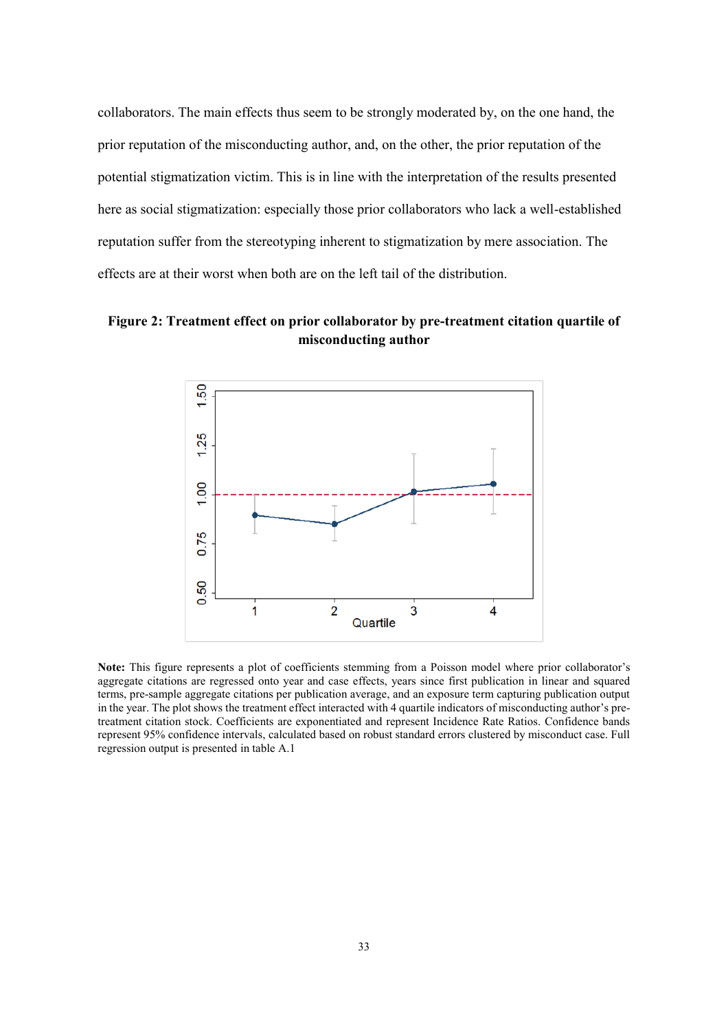collaborators. The main effects thus seem to be strongly moderated by, on the one hand, the prior reputation of the misconducting author, and, on the other, the prior reputation of the potential stigmatization victim. This is in line with the interpretation of the results presented here as social stigmatization: especially those prior collaborators who lack a well-established reputation suffer from the stereotyping inherent to stigmatization by mere association. The effects are at their worst when both are on the left tail of the distribution.

**Figure 2: Treatment effect on prior collaborator by pre-treatment citation quartile of misconducting author**

**Note:** This figure represents a plot of coefficients stemming from a Poisson model where prior collaborator's aggregate citations are regressed onto year and case effects, years since first publication in linear and squared terms, pre-sample aggregate citations per publication average, and an exposure term capturing publication output in the year. The plot shows the treatment effect interacted with 4 quartile indicators of misconducting author's pre-treatment citation stock. Coefficients are exponentiated and represent Incidence Rate Ratios. Confidence bands represent 95% confidence intervals, calculated based on robust standard errors clustered by misconduct case. Full regression output is presented in table A.1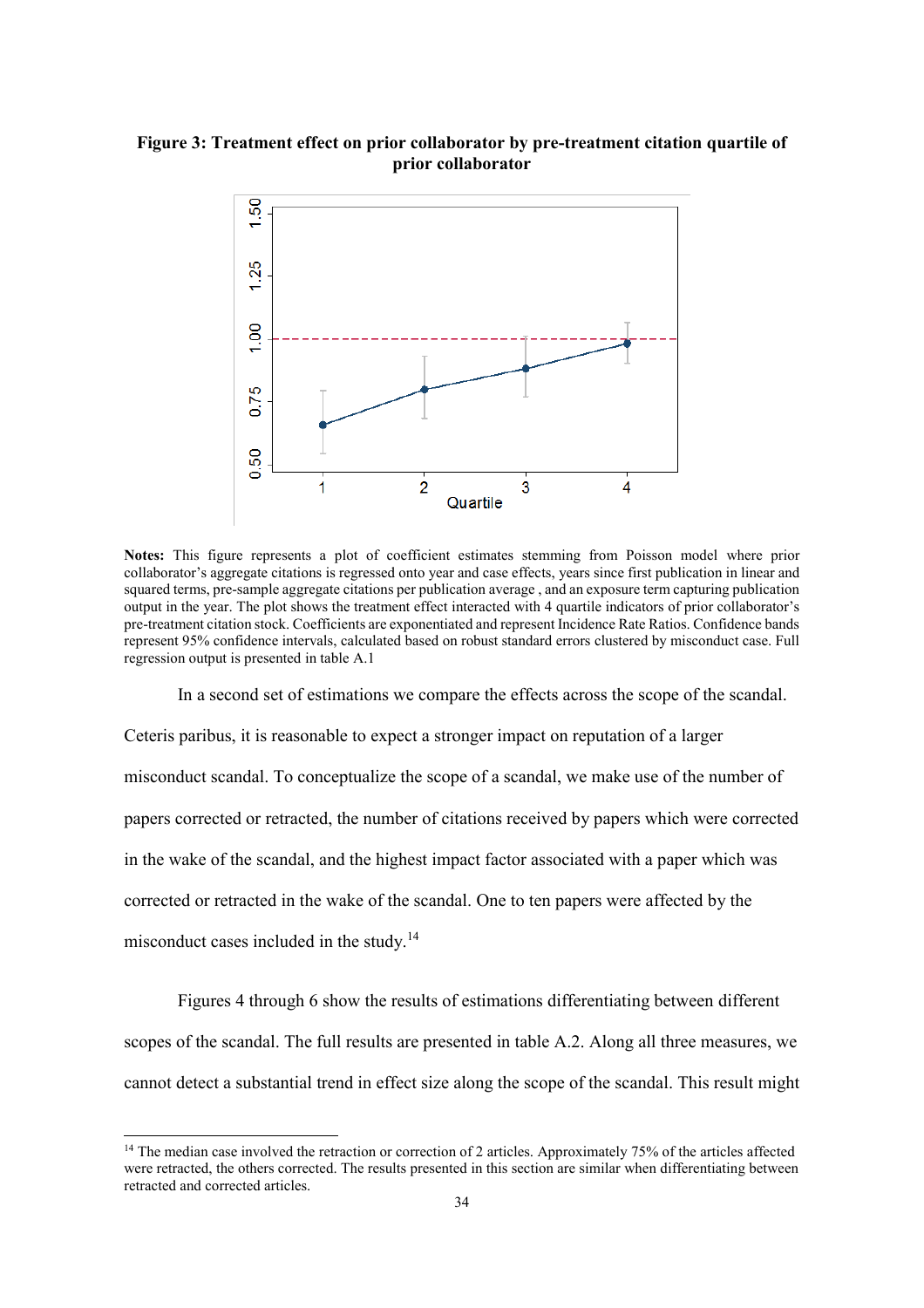**Figure 3: Treatment effect on prior collaborator by pre-treatment citation quartile of prior collaborator**

**Notes:** This figure represents a plot of coefficient estimates stemming from Poisson model where prior collaborator's aggregate citations is regressed onto year and case effects, years since first publication in linear and squared terms, pre-sample aggregate citations per publication average , and an exposure term capturing publication output in the year. The plot shows the treatment effect interacted with 4 quartile indicators of prior collaborator's pre-treatment citation stock. Coefficients are exponentiated and represent Incidence Rate Ratios. Confidence bands represent 95% confidence intervals, calculated based on robust standard errors clustered by misconduct case. Full regression output is presented in table A.1

In a second set of estimations we compare the effects across the scope of the scandal. Ceteris paribus, it is reasonable to expect a stronger impact on reputation of a larger misconduct scandal. To conceptualize the scope of a scandal, we make use of the number of papers corrected or retracted, the number of citations received by papers which were corrected in the wake of the scandal, and the highest impact factor associated with a paper which was corrected or retracted in the wake of the scandal. One to ten papers were affected by the misconduct cases included in the study.[14]

Figures 4 through 6 show the results of estimations differentiating between different scopes of the scandal. The full results are presented in table A.2. Along all three measures, we cannot detect a substantial trend in effect size along the scope of the scandal. This result might

[14] The median case involved the retraction or correction of 2 articles. Approximately 75% of the articles affected were retracted, the others corrected. The results presented in this section are similar when differentiating between retracted and corrected articles.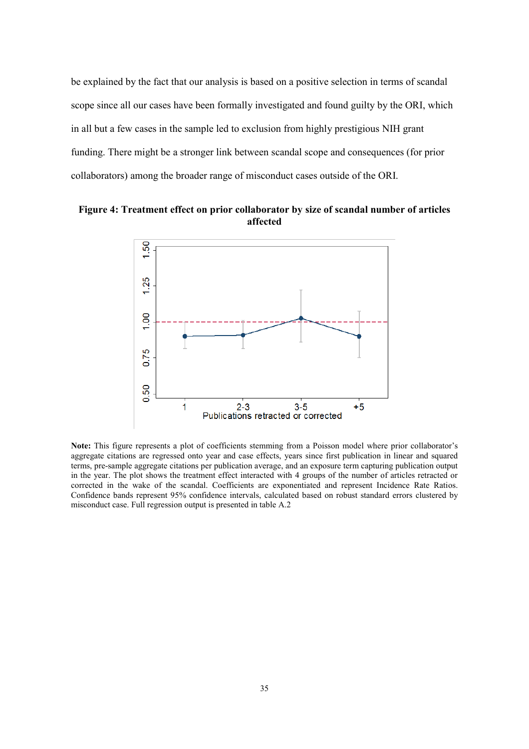be explained by the fact that our analysis is based on a positive selection in terms of scandal scope since all our cases have been formally investigated and found guilty by the ORI, which in all but a few cases in the sample led to exclusion from highly prestigious NIH grant funding. There might be a stronger link between scandal scope and consequences (for prior collaborators) among the broader range of misconduct cases outside of the ORI.

**Figure 4: Treatment effect on prior collaborator by size of scandal number of articles affected**

**Note:** This figure represents a plot of coefficients stemming from a Poisson model where prior collaborator's aggregate citations are regressed onto year and case effects, years since first publication in linear and squared terms, pre-sample aggregate citations per publication average, and an exposure term capturing publication output in the year. The plot shows the treatment effect interacted with 4 groups of the number of articles retracted or corrected in the wake of the scandal. Coefficients are exponentiated and represent Incidence Rate Ratios. Confidence bands represent 95% confidence intervals, calculated based on robust standard errors clustered by misconduct case. Full regression output is presented in table A.2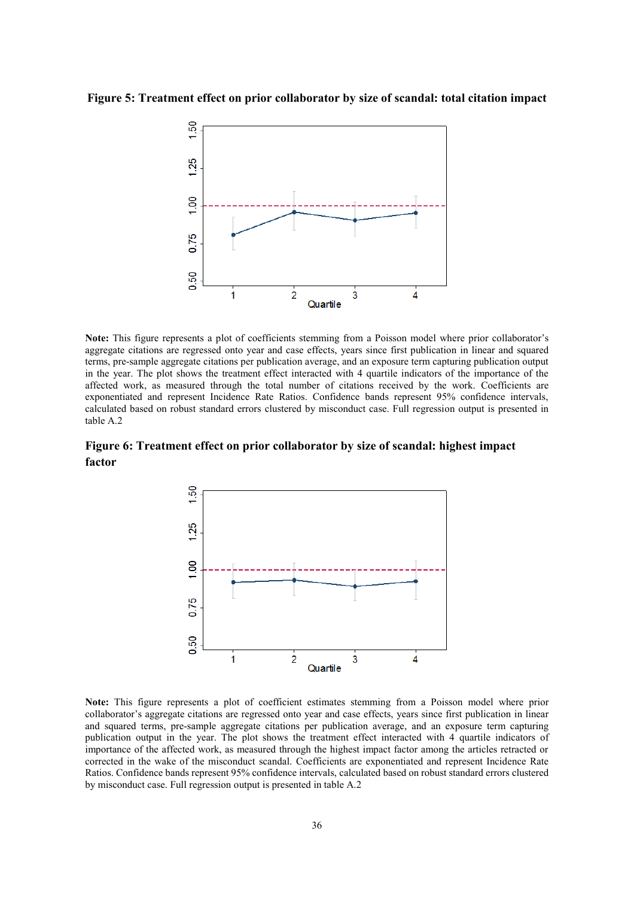**Figure 5: Treatment effect on prior collaborator by size of scandal: total citation impact**

**Note:** This figure represents a plot of coefficients stemming from a Poisson model where prior collaborator's aggregate citations are regressed onto year and case effects, years since first publication in linear and squared terms, pre-sample aggregate citations per publication average, and an exposure term capturing publication output in the year. The plot shows the treatment effect interacted with 4 quartile indicators of the importance of the affected work, as measured through the total number of citations received by the work. Coefficients are exponentiated and represent Incidence Rate Ratios. Confidence bands represent 95% confidence intervals, calculated based on robust standard errors clustered by misconduct case. Full regression output is presented in table A.2

**Figure 6: Treatment effect on prior collaborator by size of scandal: highest impact factor**

**Note:** This figure represents a plot of coefficient estimates stemming from a Poisson model where prior collaborator's aggregate citations are regressed onto year and case effects, years since first publication in linear and squared terms, pre-sample aggregate citations per publication average, and an exposure term capturing publication output in the year. The plot shows the treatment effect interacted with 4 quartile indicators of importance of the affected work, as measured through the highest impact factor among the articles retracted or corrected in the wake of the misconduct scandal. Coefficients are exponentiated and represent Incidence Rate Ratios. Confidence bands represent 95% confidence intervals, calculated based on robust standard errors clustered by misconduct case. Full regression output is presented in table A.2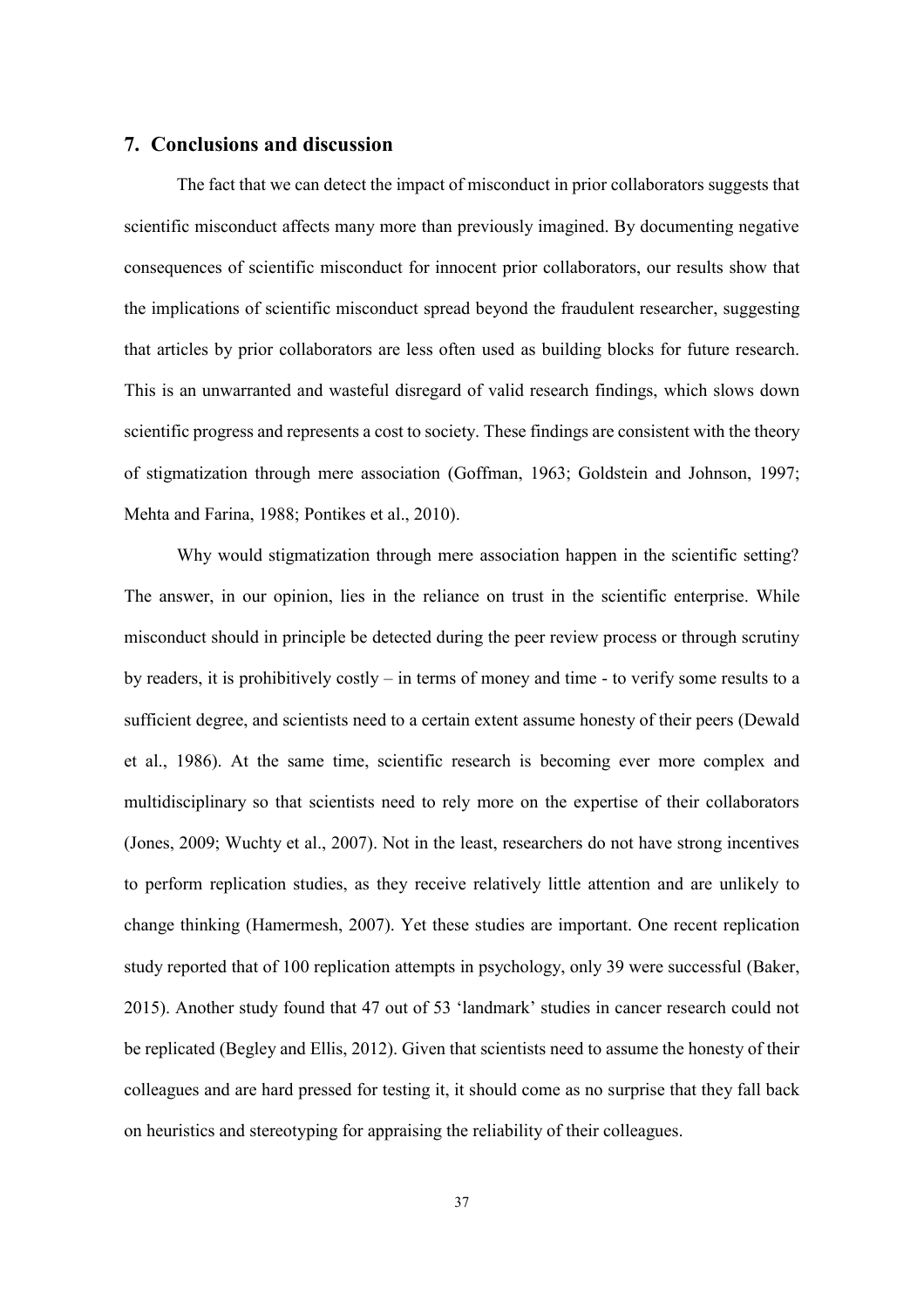## 7. Conclusions and discussion

The fact that we can detect the impact of misconduct in prior collaborators suggests that scientific misconduct affects many more than previously imagined. By documenting negative consequences of scientific misconduct for innocent prior collaborators, our results show that the implications of scientific misconduct spread beyond the fraudulent researcher, suggesting that articles by prior collaborators are less often used as building blocks for future research. This is an unwarranted and wasteful disregard of valid research findings, which slows down scientific progress and represents a cost to society. These findings are consistent with the theory of stigmatization through mere association (Goffman, 1963; Goldstein and Johnson, 1997; Mehta and Farina, 1988; Pontikes et al., 2010).

Why would stigmatization through mere association happen in the scientific setting? The answer, in our opinion, lies in the reliance on trust in the scientific enterprise. While misconduct should in principle be detected during the peer review process or through scrutiny by readers, it is prohibitively costly – in terms of money and time - to verify some results to a sufficient degree, and scientists need to a certain extent assume honesty of their peers (Dewald et al., 1986). At the same time, scientific research is becoming ever more complex and multidisciplinary so that scientists need to rely more on the expertise of their collaborators (Jones, 2009; Wuchty et al., 2007). Not in the least, researchers do not have strong incentives to perform replication studies, as they receive relatively little attention and are unlikely to change thinking (Hamermesh, 2007). Yet these studies are important. One recent replication study reported that of 100 replication attempts in psychology, only 39 were successful (Baker, 2015). Another study found that 47 out of 53 'landmark' studies in cancer research could not be replicated (Begley and Ellis, 2012). Given that scientists need to assume the honesty of their colleagues and are hard pressed for testing it, it should come as no surprise that they fall back on heuristics and stereotyping for appraising the reliability of their colleagues.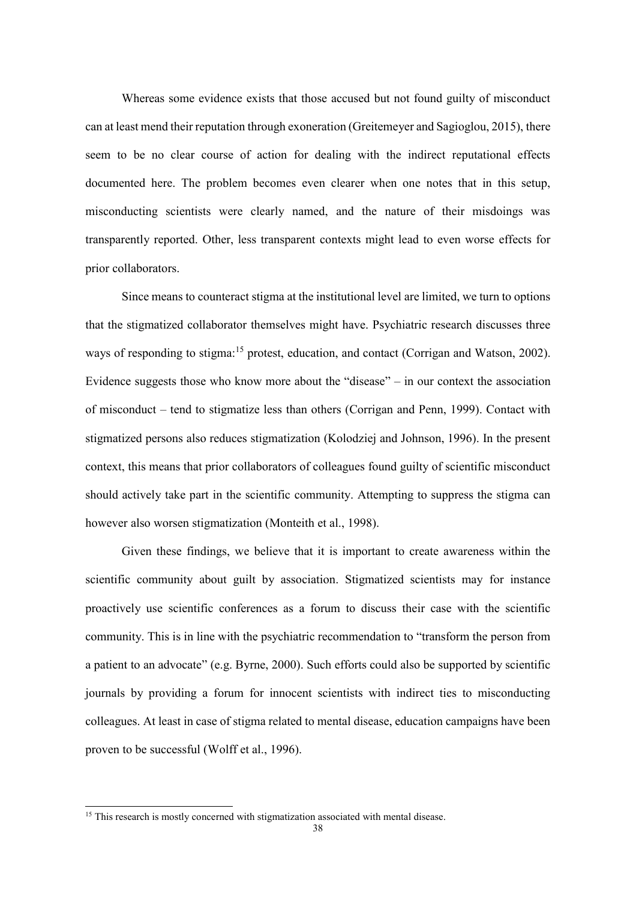Whereas some evidence exists that those accused but not found guilty of misconduct can at least mend their reputation through exoneration (Greitemeyer and Sagioglou, 2015), there seem to be no clear course of action for dealing with the indirect reputational effects documented here. The problem becomes even clearer when one notes that in this setup, misconducting scientists were clearly named, and the nature of their misdoings was transparently reported. Other, less transparent contexts might lead to even worse effects for prior collaborators.

Since means to counteract stigma at the institutional level are limited, we turn to options that the stigmatized collaborator themselves might have. Psychiatric research discusses three ways of responding to stigma:[15] protest, education, and contact (Corrigan and Watson, 2002). Evidence suggests those who know more about the "disease" – in our context the association of misconduct – tend to stigmatize less than others (Corrigan and Penn, 1999). Contact with stigmatized persons also reduces stigmatization (Kolodziej and Johnson, 1996). In the present context, this means that prior collaborators of colleagues found guilty of scientific misconduct should actively take part in the scientific community. Attempting to suppress the stigma can however also worsen stigmatization (Monteith et al., 1998).

Given these findings, we believe that it is important to create awareness within the scientific community about guilt by association. Stigmatized scientists may for instance proactively use scientific conferences as a forum to discuss their case with the scientific community. This is in line with the psychiatric recommendation to "transform the person from a patient to an advocate" (e.g. Byrne, 2000). Such efforts could also be supported by scientific journals by providing a forum for innocent scientists with indirect ties to misconducting colleagues. At least in case of stigma related to mental disease, education campaigns have been proven to be successful (Wolff et al., 1996).

[15] This research is mostly concerned with stigmatization associated with mental disease.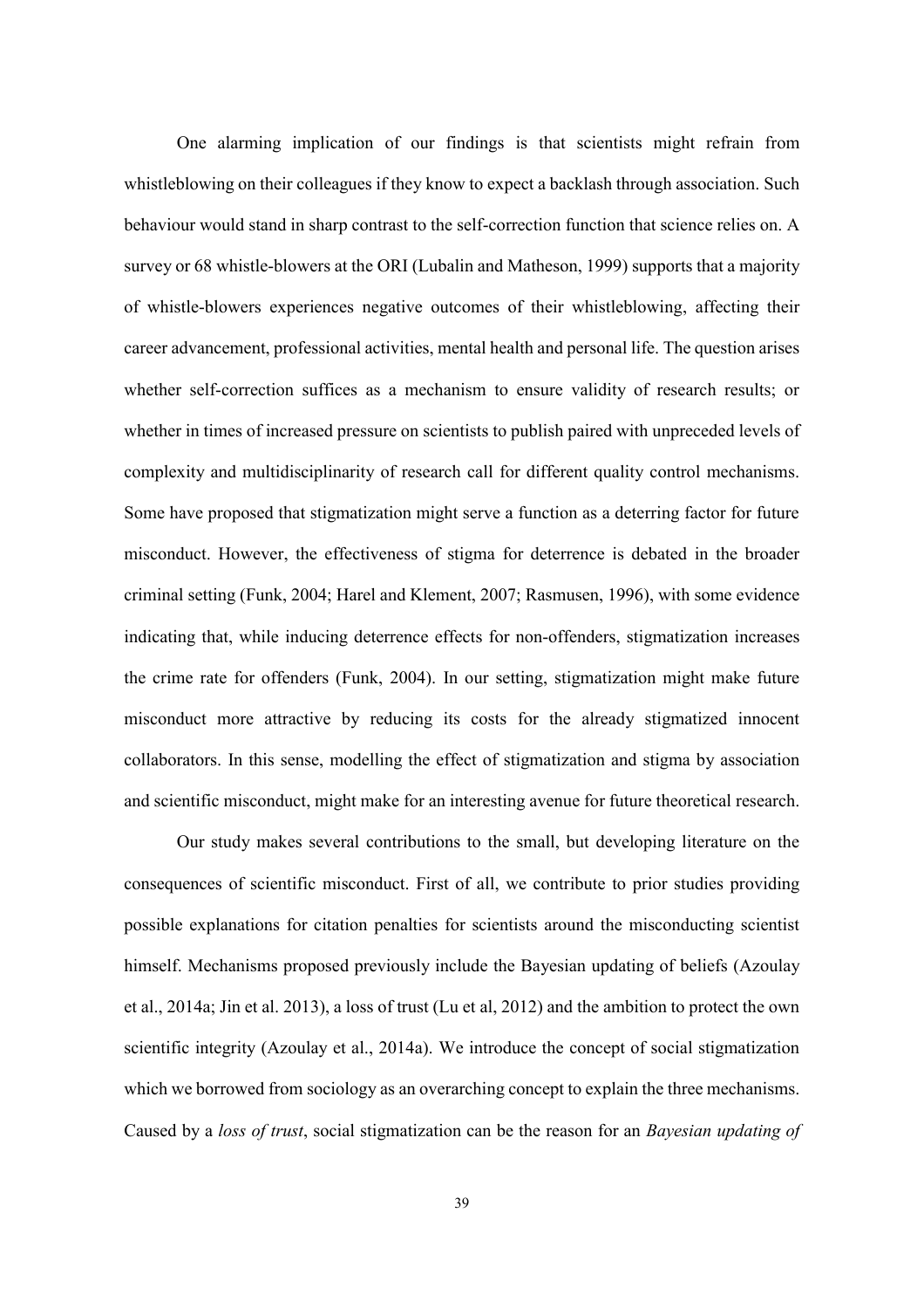One alarming implication of our findings is that scientists might refrain from whistleblowing on their colleagues if they know to expect a backlash through association. Such behaviour would stand in sharp contrast to the self-correction function that science relies on. A survey or 68 whistle-blowers at the ORI (Lubalin and Matheson, 1999) supports that a majority of whistle-blowers experiences negative outcomes of their whistleblowing, affecting their career advancement, professional activities, mental health and personal life. The question arises whether self-correction suffices as a mechanism to ensure validity of research results; or whether in times of increased pressure on scientists to publish paired with unpreceded levels of complexity and multidisciplinarity of research call for different quality control mechanisms. Some have proposed that stigmatization might serve a function as a deterring factor for future misconduct. However, the effectiveness of stigma for deterrence is debated in the broader criminal setting (Funk, 2004; Harel and Klement, 2007; Rasmusen, 1996), with some evidence indicating that, while inducing deterrence effects for non-offenders, stigmatization increases the crime rate for offenders (Funk, 2004). In our setting, stigmatization might make future misconduct more attractive by reducing its costs for the already stigmatized innocent collaborators. In this sense, modelling the effect of stigmatization and stigma by association and scientific misconduct, might make for an interesting avenue for future theoretical research.

Our study makes several contributions to the small, but developing literature on the consequences of scientific misconduct. First of all, we contribute to prior studies providing possible explanations for citation penalties for scientists around the misconducting scientist himself. Mechanisms proposed previously include the Bayesian updating of beliefs (Azoulay et al., 2014a; Jin et al. 2013), a loss of trust (Lu et al, 2012) and the ambition to protect the own scientific integrity (Azoulay et al., 2014a). We introduce the concept of social stigmatization which we borrowed from sociology as an overarching concept to explain the three mechanisms. Caused by a *loss of trust*, social stigmatization can be the reason for an *Bayesian updating of*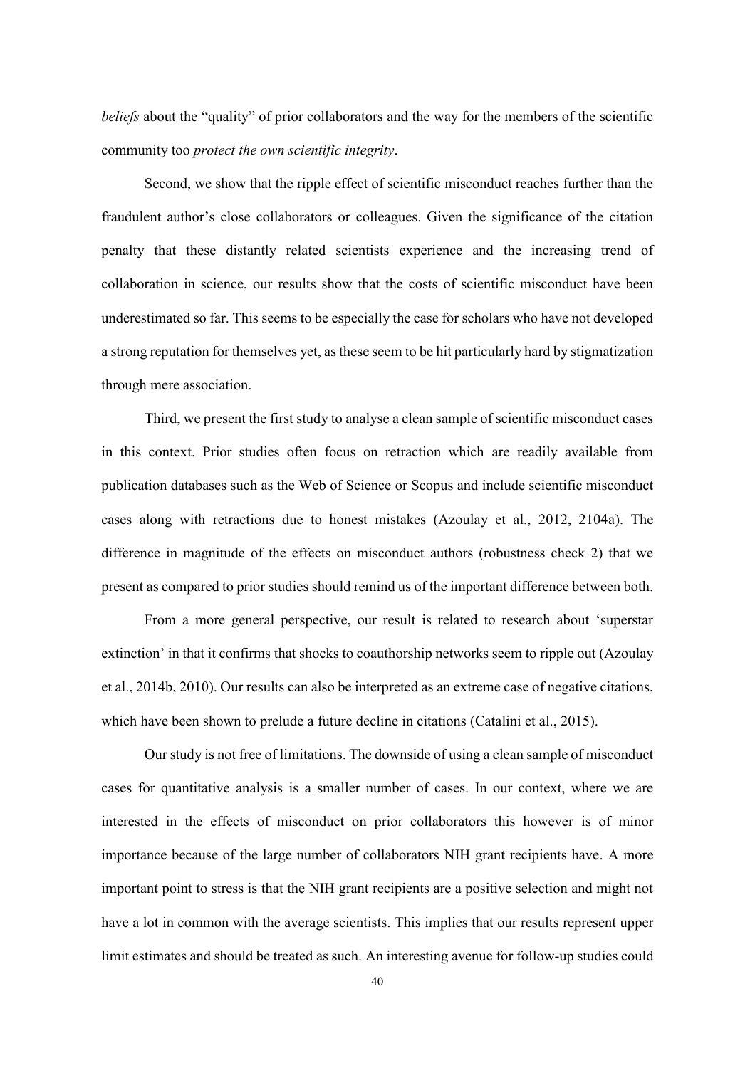*beliefs* about the "quality" of prior collaborators and the way for the members of the scientific community too *protect the own scientific integrity*.

Second, we show that the ripple effect of scientific misconduct reaches further than the fraudulent author's close collaborators or colleagues. Given the significance of the citation penalty that these distantly related scientists experience and the increasing trend of collaboration in science, our results show that the costs of scientific misconduct have been underestimated so far. This seems to be especially the case for scholars who have not developed a strong reputation for themselves yet, as these seem to be hit particularly hard by stigmatization through mere association.

Third, we present the first study to analyse a clean sample of scientific misconduct cases in this context. Prior studies often focus on retraction which are readily available from publication databases such as the Web of Science or Scopus and include scientific misconduct cases along with retractions due to honest mistakes (Azoulay et al., 2012, 2104a). The difference in magnitude of the effects on misconduct authors (robustness check 2) that we present as compared to prior studies should remind us of the important difference between both.

From a more general perspective, our result is related to research about 'superstar extinction' in that it confirms that shocks to coauthorship networks seem to ripple out (Azoulay et al., 2014b, 2010). Our results can also be interpreted as an extreme case of negative citations, which have been shown to prelude a future decline in citations (Catalini et al., 2015).

Our study is not free of limitations. The downside of using a clean sample of misconduct cases for quantitative analysis is a smaller number of cases. In our context, where we are interested in the effects of misconduct on prior collaborators this however is of minor importance because of the large number of collaborators NIH grant recipients have. A more important point to stress is that the NIH grant recipients are a positive selection and might not have a lot in common with the average scientists. This implies that our results represent upper limit estimates and should be treated as such. An interesting avenue for follow-up studies could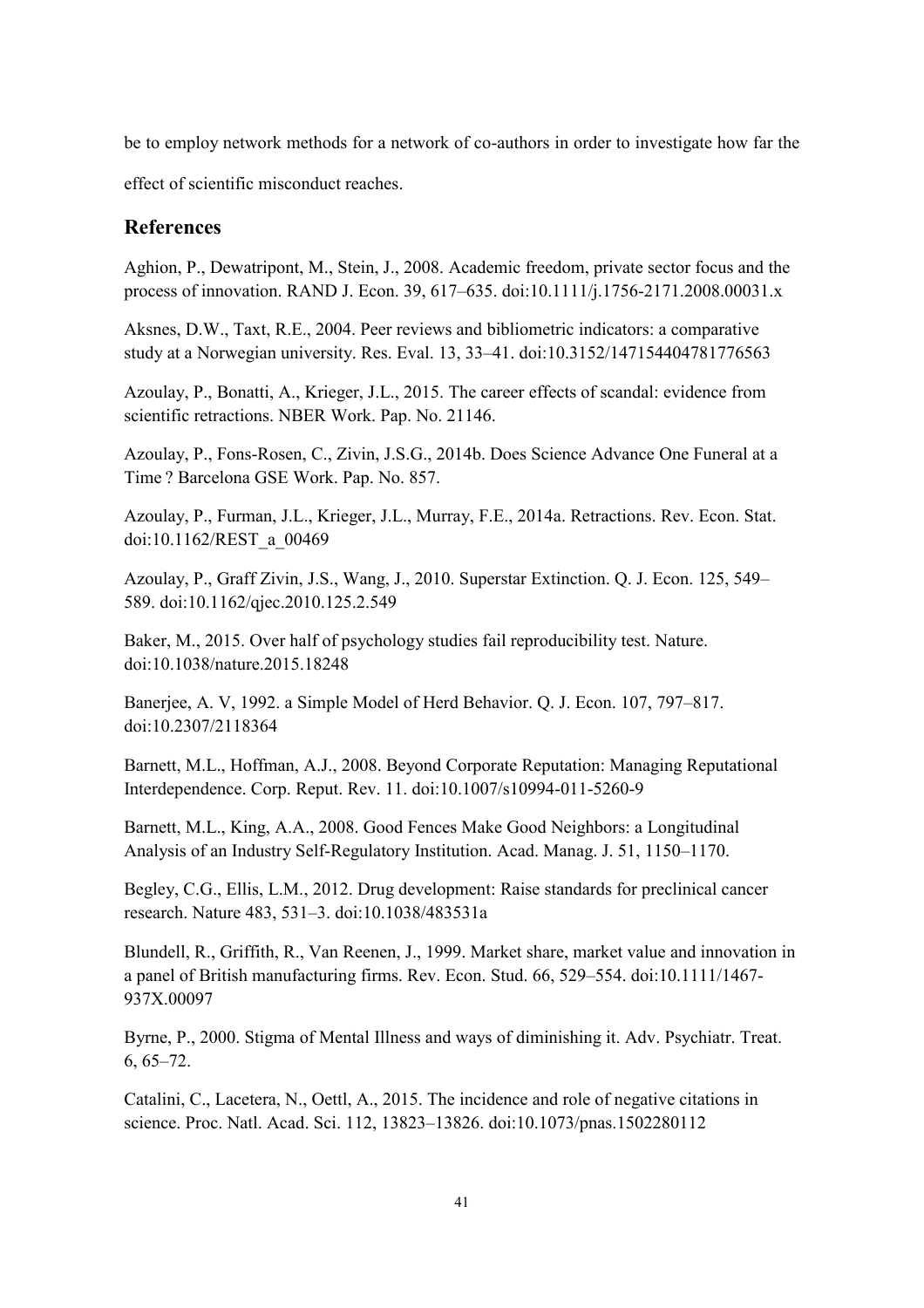be to employ network methods for a network of co-authors in order to investigate how far the effect of scientific misconduct reaches.

## References

Aghion, P., Dewatripont, M., Stein, J., 2008. Academic freedom, private sector focus and the process of innovation. RAND J. Econ. 39, 617–635. doi:10.1111/j.1756-2171.2008.00031.x

Aksnes, D.W., Taxt, R.E., 2004. Peer reviews and bibliometric indicators: a comparative study at a Norwegian university. Res. Eval. 13, 33–41. doi:10.3152/147154404781776563

Azoulay, P., Bonatti, A., Krieger, J.L., 2015. The career effects of scandal: evidence from scientific retractions. NBER Work. Pap. No. 21146.

Azoulay, P., Fons-Rosen, C., Zivin, J.S.G., 2014b. Does Science Advance One Funeral at a Time ? Barcelona GSE Work. Pap. No. 857.

Azoulay, P., Furman, J.L., Krieger, J.L., Murray, F.E., 2014a. Retractions. Rev. Econ. Stat. doi:10.1162/REST_a_00469

Azoulay, P., Graff Zivin, J.S., Wang, J., 2010. Superstar Extinction. Q. J. Econ. 125, 549–589. doi:10.1162/qjec.2010.125.2.549

Baker, M., 2015. Over half of psychology studies fail reproducibility test. Nature. doi:10.1038/nature.2015.18248

Banerjee, A. V, 1992. a Simple Model of Herd Behavior. Q. J. Econ. 107, 797–817. doi:10.2307/2118364

Barnett, M.L., Hoffman, A.J., 2008. Beyond Corporate Reputation: Managing Reputational Interdependence. Corp. Reput. Rev. 11. doi:10.1007/s10994-011-5260-9

Barnett, M.L., King, A.A., 2008. Good Fences Make Good Neighbors: a Longitudinal Analysis of an Industry Self-Regulatory Institution. Acad. Manag. J. 51, 1150–1170.

Begley, C.G., Ellis, L.M., 2012. Drug development: Raise standards for preclinical cancer research. Nature 483, 531–3. doi:10.1038/483531a

Blundell, R., Griffith, R., Van Reenen, J., 1999. Market share, market value and innovation in a panel of British manufacturing firms. Rev. Econ. Stud. 66, 529–554. doi:10.1111/1467-937X.00097

Byrne, P., 2000. Stigma of Mental Illness and ways of diminishing it. Adv. Psychiatr. Treat. 6, 65–72.

Catalini, C., Lacetera, N., Oettl, A., 2015. The incidence and role of negative citations in science. Proc. Natl. Acad. Sci. 112, 13823–13826. doi:10.1073/pnas.1502280112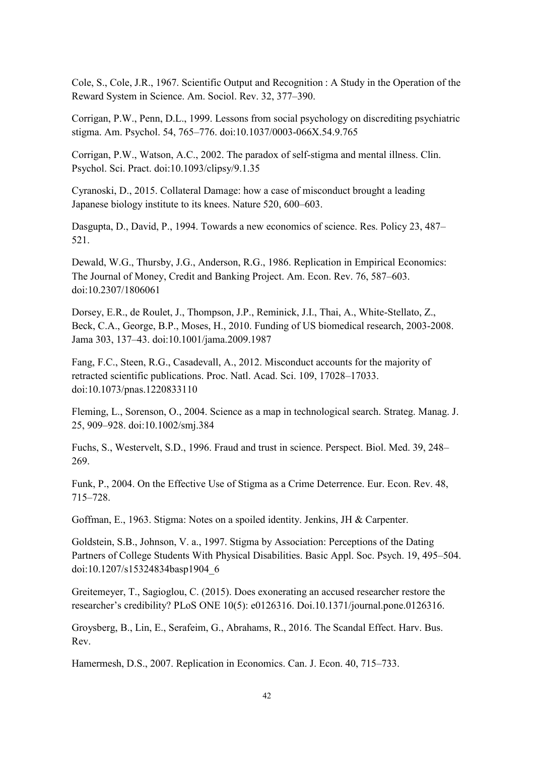Cole, S., Cole, J.R., 1967. Scientific Output and Recognition : A Study in the Operation of the Reward System in Science. Am. Sociol. Rev. 32, 377–390.

Corrigan, P.W., Penn, D.L., 1999. Lessons from social psychology on discrediting psychiatric stigma. Am. Psychol. 54, 765–776. doi:10.1037/0003-066X.54.9.765

Corrigan, P.W., Watson, A.C., 2002. The paradox of self-stigma and mental illness. Clin. Psychol. Sci. Pract. doi:10.1093/clipsy/9.1.35

Cyranoski, D., 2015. Collateral Damage: how a case of misconduct brought a leading Japanese biology institute to its knees. Nature 520, 600–603.

Dasgupta, D., David, P., 1994. Towards a new economics of science. Res. Policy 23, 487–521.

Dewald, W.G., Thursby, J.G., Anderson, R.G., 1986. Replication in Empirical Economics: The Journal of Money, Credit and Banking Project. Am. Econ. Rev. 76, 587–603. doi:10.2307/1806061

Dorsey, E.R., de Roulet, J., Thompson, J.P., Reminick, J.I., Thai, A., White-Stellato, Z., Beck, C.A., George, B.P., Moses, H., 2010. Funding of US biomedical research, 2003-2008. Jama 303, 137–43. doi:10.1001/jama.2009.1987

Fang, F.C., Steen, R.G., Casadevall, A., 2012. Misconduct accounts for the majority of retracted scientific publications. Proc. Natl. Acad. Sci. 109, 17028–17033. doi:10.1073/pnas.1220833110

Fleming, L., Sorenson, O., 2004. Science as a map in technological search. Strateg. Manag. J. 25, 909–928. doi:10.1002/smj.384

Fuchs, S., Westervelt, S.D., 1996. Fraud and trust in science. Perspect. Biol. Med. 39, 248–269.

Funk, P., 2004. On the Effective Use of Stigma as a Crime Deterrence. Eur. Econ. Rev. 48, 715–728.

Goffman, E., 1963. Stigma: Notes on a spoiled identity. Jenkins, JH & Carpenter.

Goldstein, S.B., Johnson, V. a., 1997. Stigma by Association: Perceptions of the Dating Partners of College Students With Physical Disabilities. Basic Appl. Soc. Psych. 19, 495–504. doi:10.1207/s15324834basp1904_6

Greitemeyer, T., Sagioglou, C. (2015). Does exonerating an accused researcher restore the researcher's credibility? PLoS ONE 10(5): e0126316. Doi.10.1371/journal.pone.0126316.

Groysberg, B., Lin, E., Serafeim, G., Abrahams, R., 2016. The Scandal Effect. Harv. Bus. Rev.

Hamermesh, D.S., 2007. Replication in Economics. Can. J. Econ. 40, 715–733.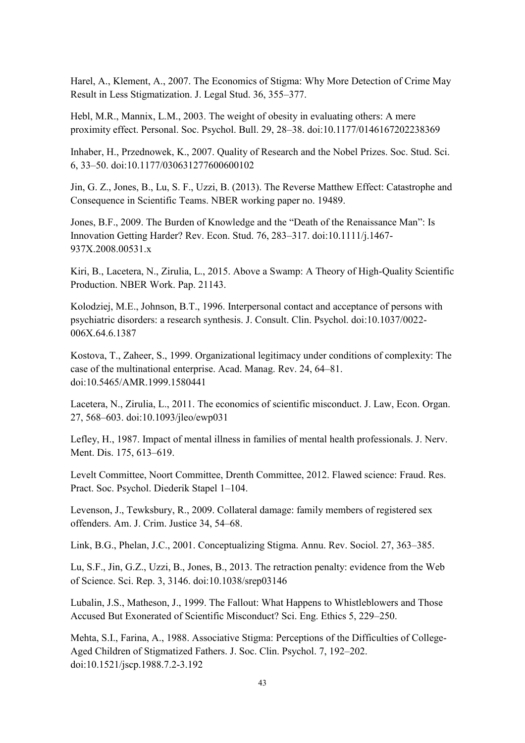Harel, A., Klement, A., 2007. The Economics of Stigma: Why More Detection of Crime May Result in Less Stigmatization. J. Legal Stud. 36, 355–377.

Hebl, M.R., Mannix, L.M., 2003. The weight of obesity in evaluating others: A mere proximity effect. Personal. Soc. Psychol. Bull. 29, 28–38. doi:10.1177/0146167202238369

Inhaber, H., Przednowek, K., 2007. Quality of Research and the Nobel Prizes. Soc. Stud. Sci. 6, 33–50. doi:10.1177/030631277600600102

Jin, G. Z., Jones, B., Lu, S. F., Uzzi, B. (2013). The Reverse Matthew Effect: Catastrophe and Consequence in Scientific Teams. NBER working paper no. 19489.

Jones, B.F., 2009. The Burden of Knowledge and the "Death of the Renaissance Man": Is Innovation Getting Harder? Rev. Econ. Stud. 76, 283–317. doi:10.1111/j.1467-937X.2008.00531.x

Kiri, B., Lacetera, N., Zirulia, L., 2015. Above a Swamp: A Theory of High-Quality Scientific Production. NBER Work. Pap. 21143.

Kolodziej, M.E., Johnson, B.T., 1996. Interpersonal contact and acceptance of persons with psychiatric disorders: a research synthesis. J. Consult. Clin. Psychol. doi:10.1037/0022-006X.64.6.1387

Kostova, T., Zaheer, S., 1999. Organizational legitimacy under conditions of complexity: The case of the multinational enterprise. Acad. Manag. Rev. 24, 64–81. doi:10.5465/AMR.1999.1580441

Lacetera, N., Zirulia, L., 2011. The economics of scientific misconduct. J. Law, Econ. Organ. 27, 568–603. doi:10.1093/jleo/ewp031

Lefley, H., 1987. Impact of mental illness in families of mental health professionals. J. Nerv. Ment. Dis. 175, 613–619.

Levelt Committee, Noort Committee, Drenth Committee, 2012. Flawed science: Fraud. Res. Pract. Soc. Psychol. Diederik Stapel 1–104.

Levenson, J., Tewksbury, R., 2009. Collateral damage: family members of registered sex offenders. Am. J. Crim. Justice 34, 54–68.

Link, B.G., Phelan, J.C., 2001. Conceptualizing Stigma. Annu. Rev. Sociol. 27, 363–385.

Lu, S.F., Jin, G.Z., Uzzi, B., Jones, B., 2013. The retraction penalty: evidence from the Web of Science. Sci. Rep. 3, 3146. doi:10.1038/srep03146

Lubalin, J.S., Matheson, J., 1999. The Fallout: What Happens to Whistleblowers and Those Accused But Exonerated of Scientific Misconduct? Sci. Eng. Ethics 5, 229–250.

Mehta, S.I., Farina, A., 1988. Associative Stigma: Perceptions of the Difficulties of College-Aged Children of Stigmatized Fathers. J. Soc. Clin. Psychol. 7, 192–202. doi:10.1521/jscp.1988.7.2-3.192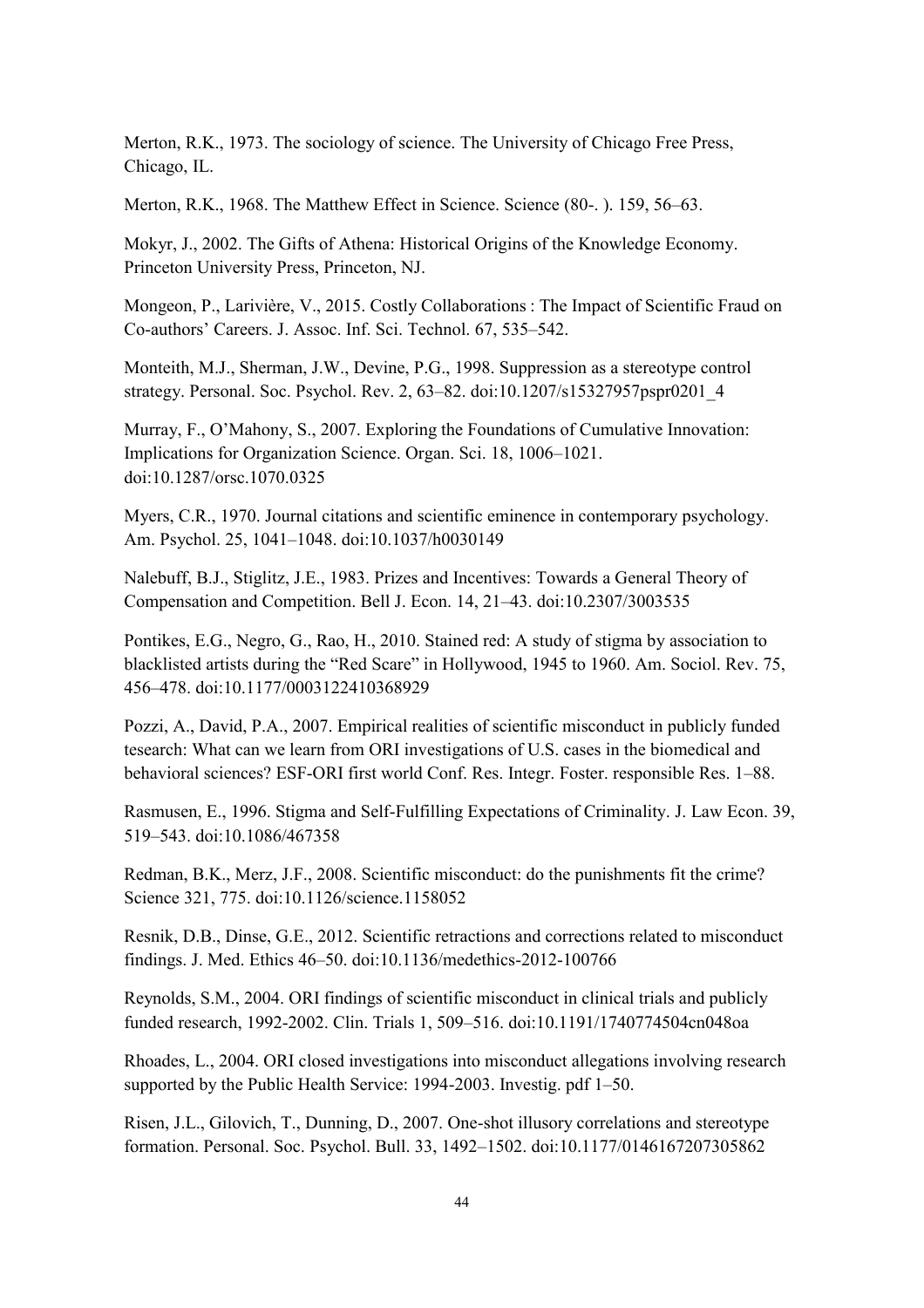Merton, R.K., 1973. The sociology of science. The University of Chicago Free Press, Chicago, IL.

Merton, R.K., 1968. The Matthew Effect in Science. Science (80-. ). 159, 56–63.

Mokyr, J., 2002. The Gifts of Athena: Historical Origins of the Knowledge Economy. Princeton University Press, Princeton, NJ.

Mongeon, P., Larivière, V., 2015. Costly Collaborations : The Impact of Scientific Fraud on Co-authors' Careers. J. Assoc. Inf. Sci. Technol. 67, 535–542.

Monteith, M.J., Sherman, J.W., Devine, P.G., 1998. Suppression as a stereotype control strategy. Personal. Soc. Psychol. Rev. 2, 63–82. doi:10.1207/s15327957pspr0201_4

Murray, F., O'Mahony, S., 2007. Exploring the Foundations of Cumulative Innovation: Implications for Organization Science. Organ. Sci. 18, 1006–1021. doi:10.1287/orsc.1070.0325

Myers, C.R., 1970. Journal citations and scientific eminence in contemporary psychology. Am. Psychol. 25, 1041–1048. doi:10.1037/h0030149

Nalebuff, B.J., Stiglitz, J.E., 1983. Prizes and Incentives: Towards a General Theory of Compensation and Competition. Bell J. Econ. 14, 21–43. doi:10.2307/3003535

Pontikes, E.G., Negro, G., Rao, H., 2010. Stained red: A study of stigma by association to blacklisted artists during the "Red Scare" in Hollywood, 1945 to 1960. Am. Sociol. Rev. 75, 456–478. doi:10.1177/0003122410368929

Pozzi, A., David, P.A., 2007. Empirical realities of scientific misconduct in publicly funded tesearch: What can we learn from ORI investigations of U.S. cases in the biomedical and behavioral sciences? ESF-ORI first world Conf. Res. Integr. Foster. responsible Res. 1–88.

Rasmusen, E., 1996. Stigma and Self-Fulfilling Expectations of Criminality. J. Law Econ. 39, 519–543. doi:10.1086/467358

Redman, B.K., Merz, J.F., 2008. Scientific misconduct: do the punishments fit the crime? Science 321, 775. doi:10.1126/science.1158052

Resnik, D.B., Dinse, G.E., 2012. Scientific retractions and corrections related to misconduct findings. J. Med. Ethics 46–50. doi:10.1136/medethics-2012-100766

Reynolds, S.M., 2004. ORI findings of scientific misconduct in clinical trials and publicly funded research, 1992-2002. Clin. Trials 1, 509–516. doi:10.1191/1740774504cn048oa

Rhoades, L., 2004. ORI closed investigations into misconduct allegations involving research supported by the Public Health Service: 1994-2003. Investig. pdf 1–50.

Risen, J.L., Gilovich, T., Dunning, D., 2007. One-shot illusory correlations and stereotype formation. Personal. Soc. Psychol. Bull. 33, 1492–1502. doi:10.1177/0146167207305862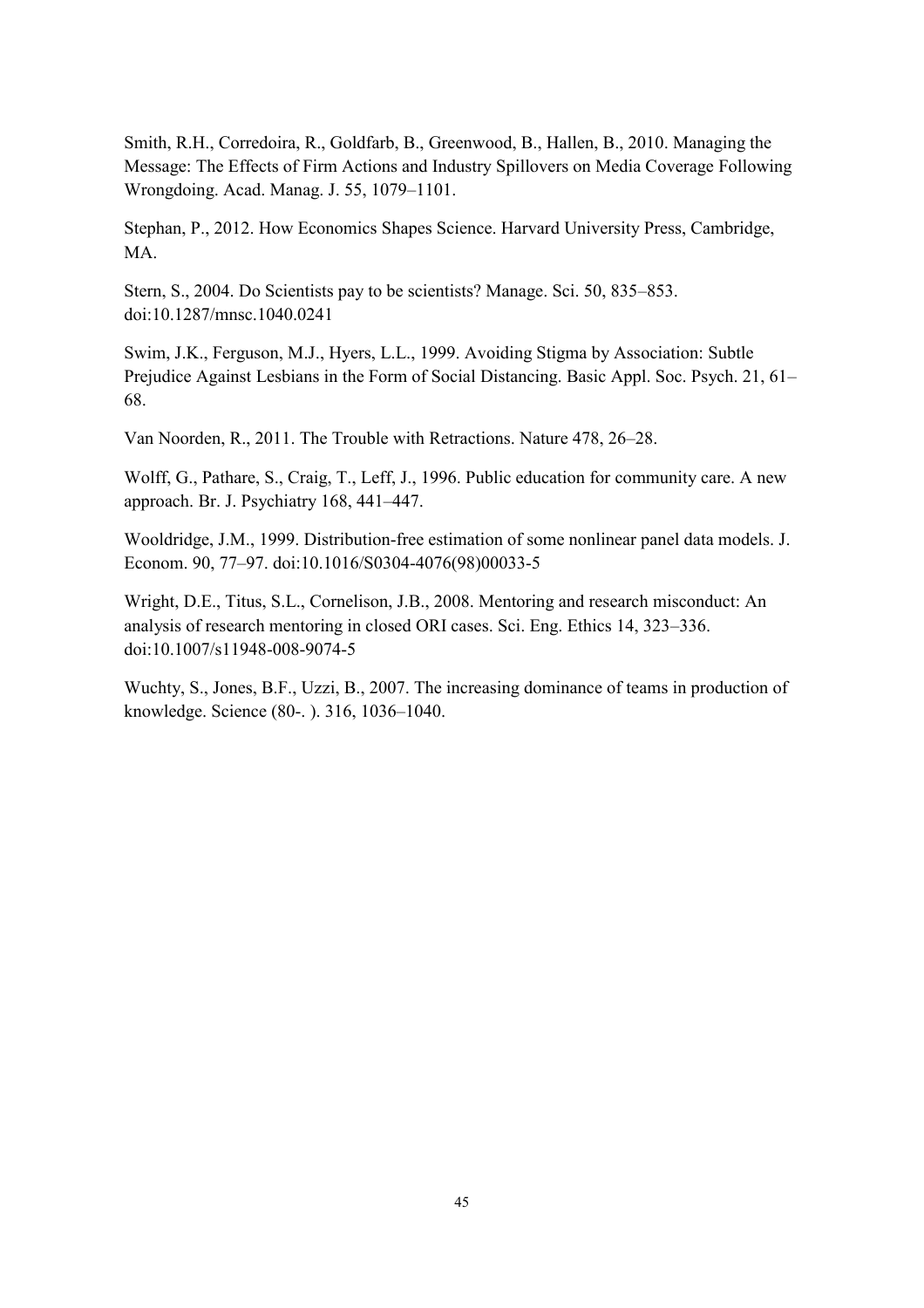Smith, R.H., Corredoira, R., Goldfarb, B., Greenwood, B., Hallen, B., 2010. Managing the Message: The Effects of Firm Actions and Industry Spillovers on Media Coverage Following Wrongdoing. Acad. Manag. J. 55, 1079–1101.

Stephan, P., 2012. How Economics Shapes Science. Harvard University Press, Cambridge, MA.

Stern, S., 2004. Do Scientists pay to be scientists? Manage. Sci. 50, 835–853. doi:10.1287/mnsc.1040.0241

Swim, J.K., Ferguson, M.J., Hyers, L.L., 1999. Avoiding Stigma by Association: Subtle Prejudice Against Lesbians in the Form of Social Distancing. Basic Appl. Soc. Psych. 21, 61–68.

Van Noorden, R., 2011. The Trouble with Retractions. Nature 478, 26–28.

Wolff, G., Pathare, S., Craig, T., Leff, J., 1996. Public education for community care. A new approach. Br. J. Psychiatry 168, 441–447.

Wooldridge, J.M., 1999. Distribution-free estimation of some nonlinear panel data models. J. Econom. 90, 77–97. doi:10.1016/S0304-4076(98)00033-5

Wright, D.E., Titus, S.L., Cornelison, J.B., 2008. Mentoring and research misconduct: An analysis of research mentoring in closed ORI cases. Sci. Eng. Ethics 14, 323–336. doi:10.1007/s11948-008-9074-5

Wuchty, S., Jones, B.F., Uzzi, B., 2007. The increasing dominance of teams in production of knowledge. Science (80-. ). 316, 1036–1040.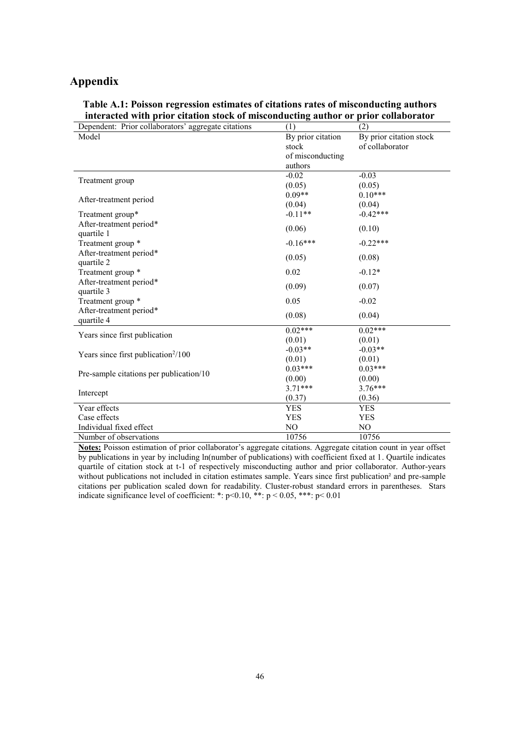# Appendix

**Table A.1: Poisson regression estimates of citations rates of misconducting authors interacted with prior citation stock of misconducting author or prior collaborator**

| Dependent: Prior collaborators' aggregate citations | (1) | (2) |
|---|---|---|
| Model | By prior citation stock of misconducting authors | By prior citation stock of collaborator |
| Treatment group | -0.02 | -0.03 |
| | (0.05) | (0.05) |
| After-treatment period | 0.09** | 0.10*** |
| | (0.04) | (0.04) |
| Treatment group* After-treatment period* quartile 1 | -0.11** | -0.42*** |
| | (0.06) | (0.10) |
| Treatment group * After-treatment period* quartile 2 | -0.16*** | -0.22*** |
| | (0.05) | (0.08) |
| Treatment group * After-treatment period* quartile 3 | 0.02 | -0.12* |
| | (0.09) | (0.07) |
| Treatment group * After-treatment period* quartile 4 | 0.05 | -0.02 |
| | (0.08) | (0.04) |
| Years since first publication | 0.02*** | 0.02*** |
| | (0.01) | (0.01) |
| Years since first publication$^2$/100 | -0.03** | -0.03** |
| | (0.01) | (0.01) |
| Pre-sample citations per publication/10 | 0.03*** | 0.03*** |
| | (0.00) | (0.00) |
| Intercept | 3.71*** | 3.76*** |
| | (0.37) | (0.36) |
| Year effects | YES | YES |
| Case effects | YES | YES |
| Individual fixed effect | NO | NO |
| Number of observations | 10756 | 10756 |

**Notes:** Poisson estimation of prior collaborator's aggregate citations. Aggregate citation count in year offset by publications in year by including ln(number of publications) with coefficient fixed at 1. Quartile indicates quartile of citation stock at t-1 of respectively misconducting author and prior collaborator. Author-years without publications not included in citation estimates sample. Years since first publication² and pre-sample citations per publication scaled down for readability. Cluster-robust standard errors in parentheses. Stars indicate significance level of coefficient: *: $p<0.10$, **: $p < 0.05$, ***: $p< 0.01$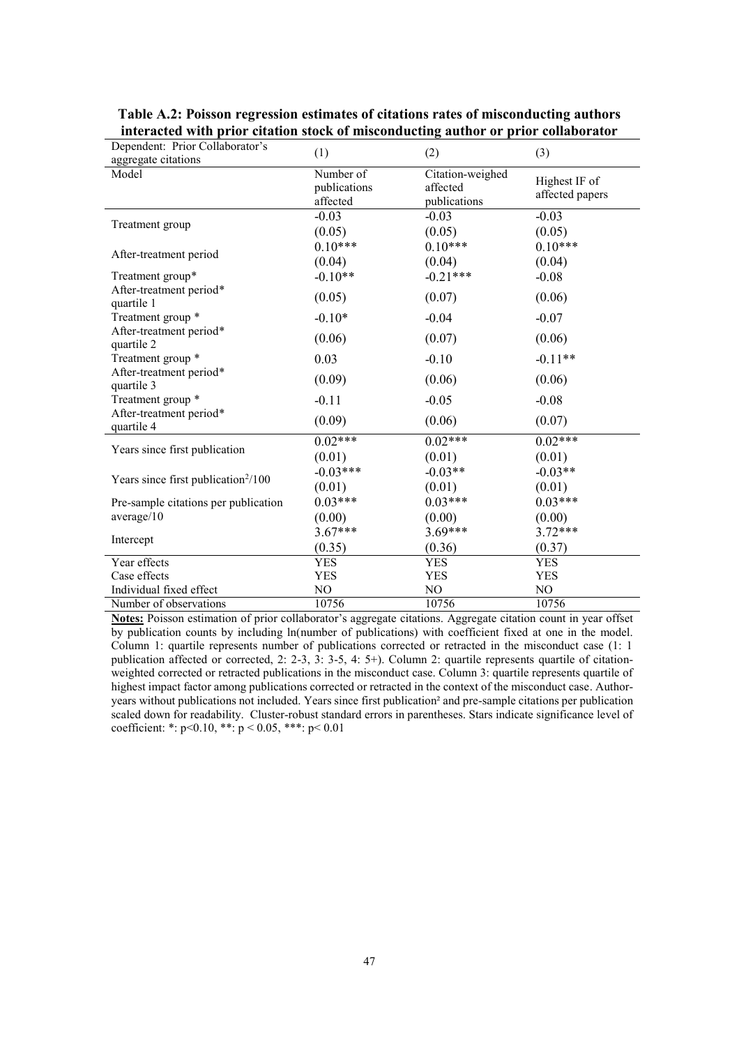**Table A.2: Poisson regression estimates of citations rates of misconducting authors interacted with prior citation stock of misconducting author or prior collaborator**

| Dependent: Prior Collaborator's aggregate citations | (1) | (2) | (3) |
|---|---|---|---|
| Model | Number of publications affected | Citation-weighed affected publications | Highest IF of affected papers |
| Treatment group | -0.03 | -0.03 | -0.03 |
| | (0.05) | (0.05) | (0.05) |
| After-treatment period | 0.10*** | 0.10*** | 0.10*** |
| | (0.04) | (0.04) | (0.04) |
| Treatment group* After-treatment period* quartile 1 | -0.10** | -0.21*** | -0.08 |
| | (0.05) | (0.07) | (0.06) |
| Treatment group * After-treatment period* quartile 2 | -0.10* | -0.04 | -0.07 |
| | (0.06) | (0.07) | (0.06) |
| Treatment group * After-treatment period* quartile 3 | 0.03 | -0.10 | -0.11** |
| | (0.09) | (0.06) | (0.06) |
| Treatment group * After-treatment period* quartile 4 | -0.11 | -0.05 | -0.08 |
| | (0.09) | (0.06) | (0.07) |
| Years since first publication | 0.02*** | 0.02*** | 0.02*** |
| | (0.01) | (0.01) | (0.01) |
| Years since first publication$^2$/100 | -0.03*** | -0.03** | -0.03** |
| | (0.01) | (0.01) | (0.01) |
| Pre-sample citations per publication average/10 | 0.03*** | 0.03*** | 0.03*** |
| | (0.00) | (0.00) | (0.00) |
| Intercept | 3.67*** | 3.69*** | 3.72*** |
| | (0.35) | (0.36) | (0.37) |
| Year effects | YES | YES | YES |
| Case effects | YES | YES | YES |
| Individual fixed effect | NO | NO | NO |
| Number of observations | 10756 | 10756 | 10756 |

**Notes:** Poisson estimation of prior collaborator's aggregate citations. Aggregate citation count in year offset by publication counts by including ln(number of publications) with coefficient fixed at one in the model. Column 1: quartile represents number of publications corrected or retracted in the misconduct case (1: 1 publication affected or corrected, 2: 2-3, 3: 3-5, 4: 5+). Column 2: quartile represents quartile of citation-weighted corrected or retracted publications in the misconduct case. Column 3: quartile represents quartile of highest impact factor among publications corrected or retracted in the context of the misconduct case. Author-years without publications not included. Years since first publication² and pre-sample citations per publication scaled down for readability. Cluster-robust standard errors in parentheses. Stars indicate significance level of coefficient: *: $p<0.10$, **: $p < 0.05$, ***: $p< 0.01$